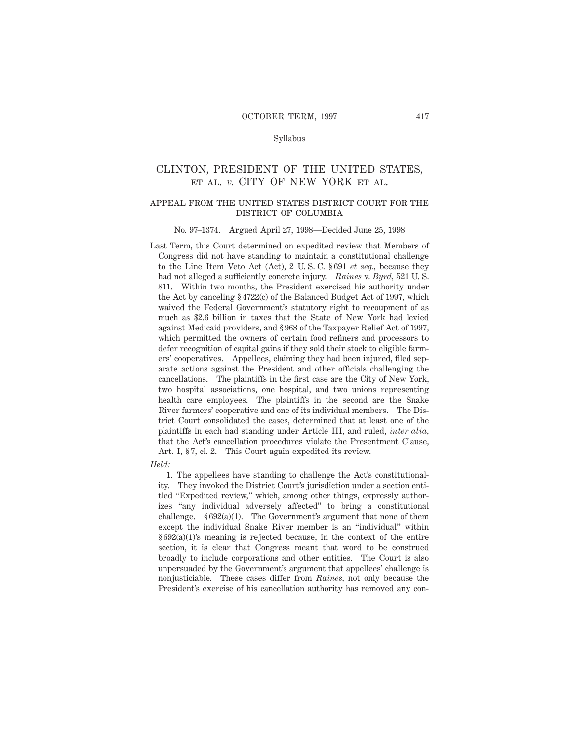Syllabus

# CLINTON, PRESIDENT OF THE UNITED STATES, ET AL. *v.* CITY OF NEW YORK ET AL.

## APPEAL FROM THE UNITED STATES DISTRICT COURT FOR THE DISTRICT OF COLUMBIA

No. 97–1374. Argued April 27, 1998—Decided June 25, 1998

Last Term, this Court determined on expedited review that Members of Congress did not have standing to maintain a constitutional challenge to the Line Item Veto Act (Act), 2 U. S. C. § 691 *et seq.,* because they had not alleged a sufficiently concrete injury. *Raines* v. *Byrd,* 521 U. S. 811. Within two months, the President exercised his authority under the Act by canceling § 4722(c) of the Balanced Budget Act of 1997, which waived the Federal Government's statutory right to recoupment of as much as $2.6 billion in taxes that the State of New York had levied against Medicaid providers, and § 968 of the Taxpayer Relief Act of 1997, which permitted the owners of certain food refiners and processors to defer recognition of capital gains if they sold their stock to eligible farmers' cooperatives. Appellees, claiming they had been injured, filed separate actions against the President and other officials challenging the cancellations. The plaintiffs in the first case are the City of New York, two hospital associations, one hospital, and two unions representing health care employees. The plaintiffs in the second are the Snake River farmers' cooperative and one of its individual members. The District Court consolidated the cases, determined that at least one of the plaintiffs in each had standing under Article III, and ruled, *inter alia,* that the Act's cancellation procedures violate the Presentment Clause, Art. I, § 7, cl. 2. This Court again expedited its review.

*Held:*

1. The appellees have standing to challenge the Act's constitutionality. They invoked the District Court's jurisdiction under a section entitled "Expedited review," which, among other things, expressly authorizes "any individual adversely affected" to bring a constitutional challenge. § 692(a)(1). The Government's argument that none of them except the individual Snake River member is an "individual" within § 692(a)(1)'s meaning is rejected because, in the context of the entire section, it is clear that Congress meant that word to be construed broadly to include corporations and other entities. The Court is also unpersuaded by the Government's argument that appellees' challenge is nonjusticiable. These cases differ from *Raines,* not only because the President's exercise of his cancellation authority has removed any con-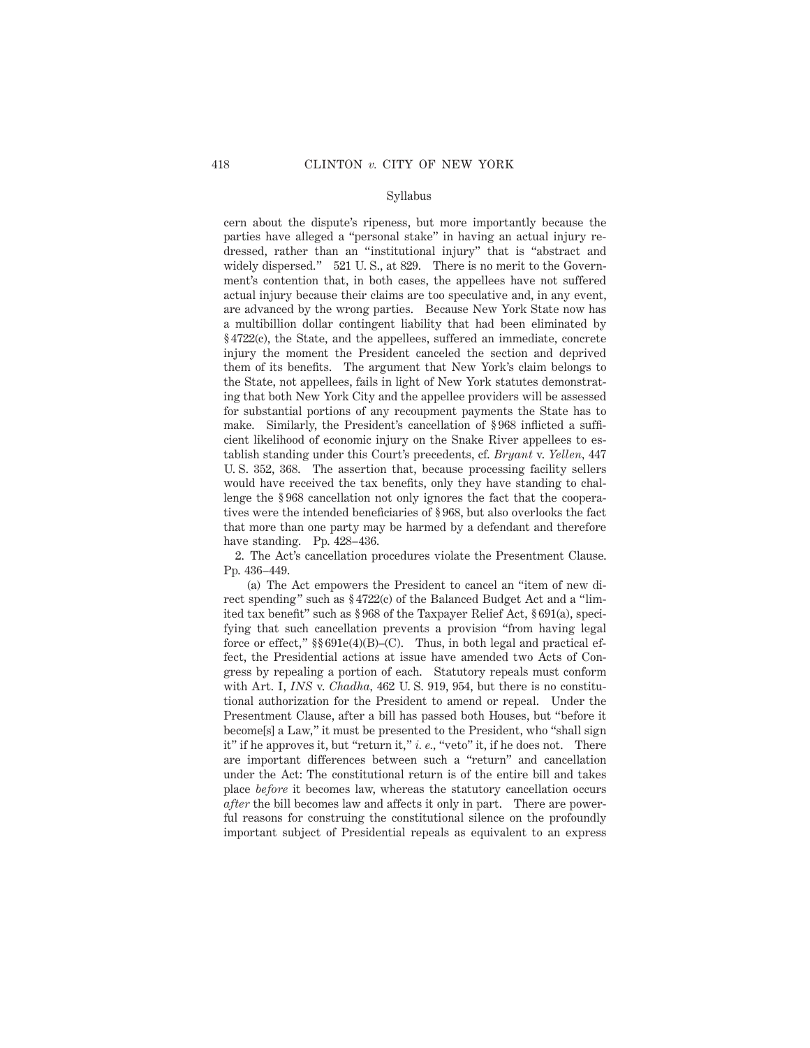cern about the dispute's ripeness, but more importantly because the parties have alleged a "personal stake" in having an actual injury redressed, rather than an "institutional injury" that is "abstract and widely dispersed." 521 U. S., at 829. There is no merit to the Government's contention that, in both cases, the appellees have not suffered actual injury because their claims are too speculative and, in any event, are advanced by the wrong parties. Because New York State now has a multibillion dollar contingent liability that had been eliminated by § 4722(c), the State, and the appellees, suffered an immediate, concrete injury the moment the President canceled the section and deprived them of its benefits. The argument that New York's claim belongs to the State, not appellees, fails in light of New York statutes demonstrating that both New York City and the appellee providers will be assessed for substantial portions of any recoupment payments the State has to make. Similarly, the President's cancellation of § 968 inflicted a sufficient likelihood of economic injury on the Snake River appellees to establish standing under this Court's precedents, cf. *Bryant* v. *Yellen*, 447 U. S. 352, 368. The assertion that, because processing facility sellers would have received the tax benefits, only they have standing to challenge the § 968 cancellation not only ignores the fact that the cooperatives were the intended beneficiaries of § 968, but also overlooks the fact that more than one party may be harmed by a defendant and therefore have standing. Pp. 428–436.

2. The Act's cancellation procedures violate the Presentment Clause. Pp. 436–449.

(a) The Act empowers the President to cancel an "item of new direct spending" such as § 4722(c) of the Balanced Budget Act and a "limited tax benefit" such as § 968 of the Taxpayer Relief Act, § 691(a), specifying that such cancellation prevents a provision "from having legal force or effect," §§ 691e(4)(B)–(C). Thus, in both legal and practical effect, the Presidential actions at issue have amended two Acts of Congress by repealing a portion of each. Statutory repeals must conform with Art. I, *INS* v. *Chadha*, 462 U. S. 919, 954, but there is no constitutional authorization for the President to amend or repeal. Under the Presentment Clause, after a bill has passed both Houses, but "before it become[s] a Law," it must be presented to the President, who "shall sign it" if he approves it, but "return it," *i. e.*, "veto" it, if he does not. There are important differences between such a "return" and cancellation under the Act: The constitutional return is of the entire bill and takes place *before* it becomes law, whereas the statutory cancellation occurs *after* the bill becomes law and affects it only in part. There are powerful reasons for construing the constitutional silence on the profoundly important subject of Presidential repeals as equivalent to an express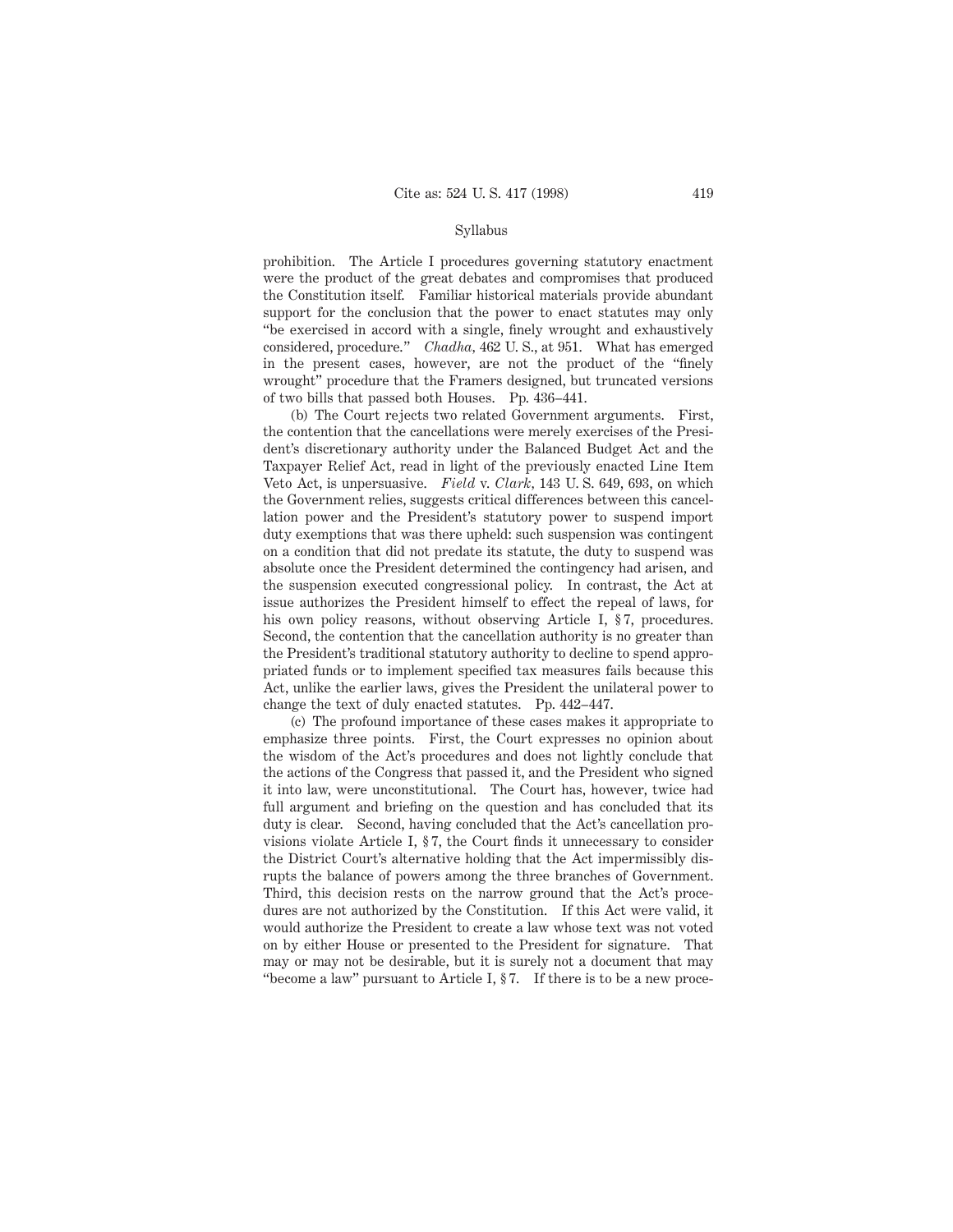prohibition. The Article I procedures governing statutory enactment were the product of the great debates and compromises that produced the Constitution itself. Familiar historical materials provide abundant support for the conclusion that the power to enact statutes may only "be exercised in accord with a single, finely wrought and exhaustively considered, procedure." *Chadha*, 462 U. S., at 951. What has emerged in the present cases, however, are not the product of the "finely wrought" procedure that the Framers designed, but truncated versions of two bills that passed both Houses. Pp. 436–441.

(b) The Court rejects two related Government arguments. First, the contention that the cancellations were merely exercises of the President's discretionary authority under the Balanced Budget Act and the Taxpayer Relief Act, read in light of the previously enacted Line Item Veto Act, is unpersuasive. *Field* v. *Clark*, 143 U. S. 649, 693, on which the Government relies, suggests critical differences between this cancellation power and the President's statutory power to suspend import duty exemptions that was there upheld: such suspension was contingent on a condition that did not predate its statute, the duty to suspend was absolute once the President determined the contingency had arisen, and the suspension executed congressional policy. In contrast, the Act at issue authorizes the President himself to effect the repeal of laws, for his own policy reasons, without observing Article I, § 7, procedures. Second, the contention that the cancellation authority is no greater than the President's traditional statutory authority to decline to spend appropriated funds or to implement specified tax measures fails because this Act, unlike the earlier laws, gives the President the unilateral power to change the text of duly enacted statutes. Pp. 442–447.

(c) The profound importance of these cases makes it appropriate to emphasize three points. First, the Court expresses no opinion about the wisdom of the Act's procedures and does not lightly conclude that the actions of the Congress that passed it, and the President who signed it into law, were unconstitutional. The Court has, however, twice had full argument and briefing on the question and has concluded that its duty is clear. Second, having concluded that the Act's cancellation provisions violate Article I, § 7, the Court finds it unnecessary to consider the District Court's alternative holding that the Act impermissibly disrupts the balance of powers among the three branches of Government. Third, this decision rests on the narrow ground that the Act's procedures are not authorized by the Constitution. If this Act were valid, it would authorize the President to create a law whose text was not voted on by either House or presented to the President for signature. That may or may not be desirable, but it is surely not a document that may "become a law" pursuant to Article I, § 7. If there is to be a new proce-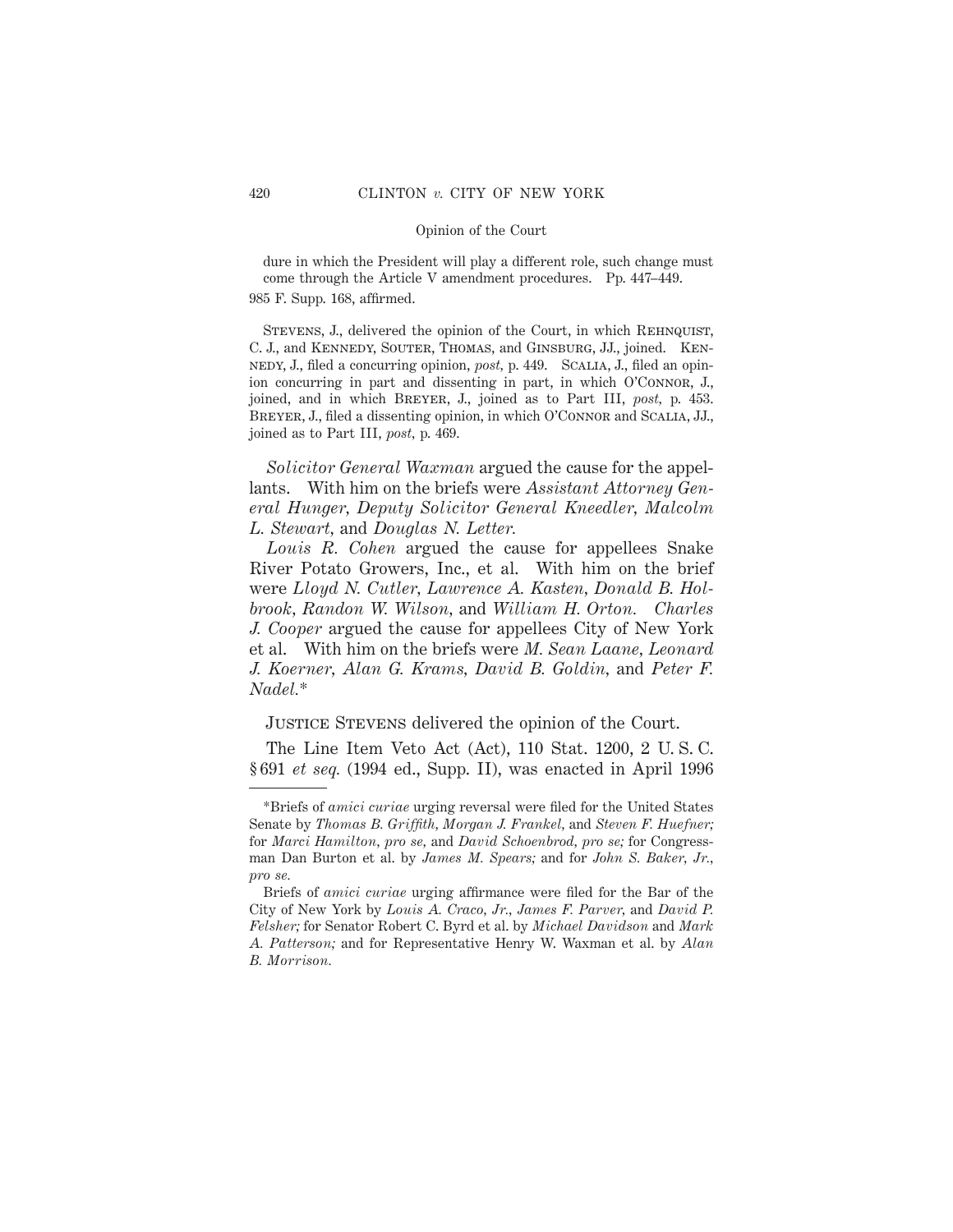dure in which the President will play a different role, such change must come through the Article V amendment procedures. Pp. 447–449.

985 F. Supp. 168, affirmed.

Stevens, J., delivered the opinion of the Court, in which Rehnquist, C. J., and Kennedy, Souter, Thomas, and Ginsburg, JJ., joined. Kennedy, J., filed a concurring opinion, *post*, p. 449. Scalia, J., filed an opinion concurring in part and dissenting in part, in which O'Connor, J., joined, and in which Breyer, J., joined as to Part III, *post*, p. 453. Breyer, J., filed a dissenting opinion, in which O'Connor and Scalia, JJ., joined as to Part III, *post*, p. 469.

*Solicitor General Waxman* argued the cause for the appellants. With him on the briefs were *Assistant Attorney General Hunger*, *Deputy Solicitor General Kneedler*, *Malcolm L. Stewart*, and *Douglas N. Letter*.

*Louis R. Cohen* argued the cause for appellees Snake River Potato Growers, Inc., et al. With him on the brief were *Lloyd N. Cutler*, *Lawrence A. Kasten*, *Donald B. Holbrook*, *Randon W. Wilson*, and *William H. Orton*. *Charles J. Cooper* argued the cause for appellees City of New York et al. With him on the briefs were *M. Sean Laane*, *Leonard J. Koerner*, *Alan G. Krams*, *David B. Goldin*, and *Peter F. Nadel.**

Justice Stevens delivered the opinion of the Court.

The Line Item Veto Act (Act), 110 Stat. 1200, 2 U. S. C. §691 *et seq.* (1994 ed., Supp. II), was enacted in April 1996

---

*Briefs of *amici curiae* urging reversal were filed for the United States Senate by *Thomas B. Griffith*, *Morgan J. Frankel*, and *Steven F. Huefner;* for *Marci Hamilton*, *pro se*, and *David Schoenbrod*, *pro se;* for Congressman Dan Burton et al. by *James M. Spears;* and for *John S. Baker, Jr.*, *pro se.*

Briefs of *amici curiae* urging affirmance were filed for the Bar of the City of New York by *Louis A. Craco, Jr.*, *James F. Parver*, and *David P. Felsher;* for Senator Robert C. Byrd et al. by *Michael Davidson* and *Mark A. Patterson;* and for Representative Henry W. Waxman et al. by *Alan B. Morrison.*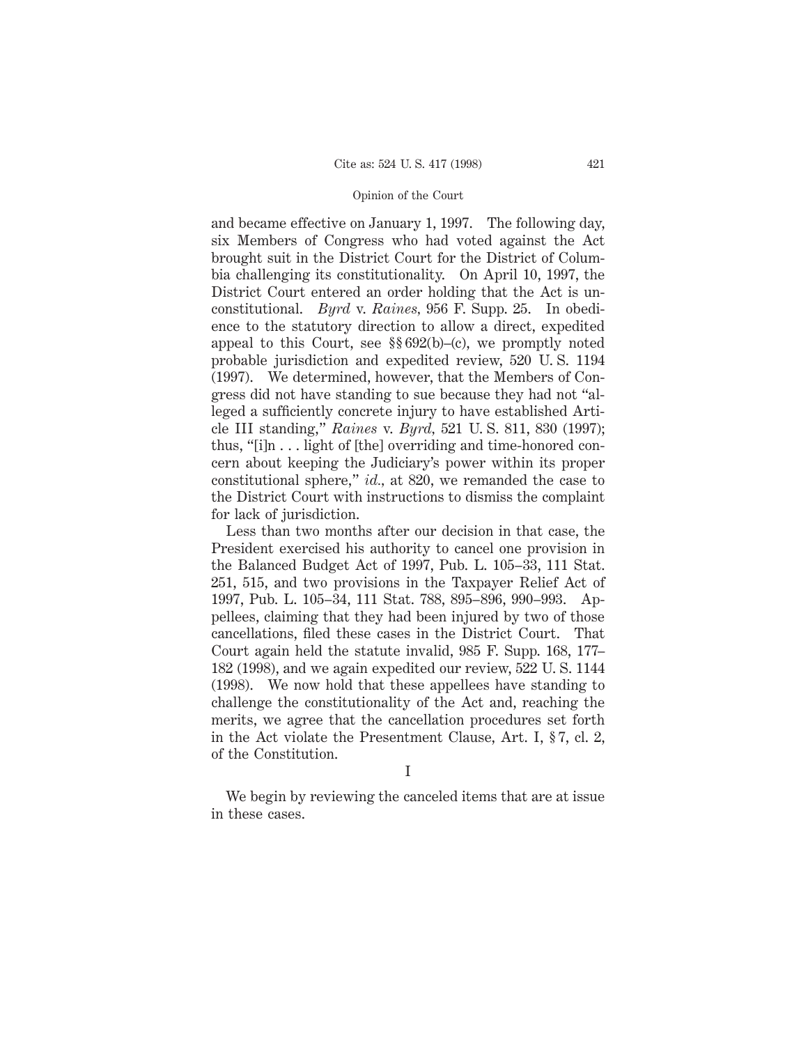and became effective on January 1, 1997. The following day, six Members of Congress who had voted against the Act brought suit in the District Court for the District of Columbia challenging its constitutionality. On April 10, 1997, the District Court entered an order holding that the Act is unconstitutional. *Byrd* v. *Raines,* 956 F. Supp. 25. In obedience to the statutory direction to allow a direct, expedited appeal to this Court, see §§ 692(b)–(c), we promptly noted probable jurisdiction and expedited review, 520 U. S. 1194 (1997). We determined, however, that the Members of Congress did not have standing to sue because they had not "alleged a sufficiently concrete injury to have established Article III standing," *Raines* v. *Byrd,* 521 U. S. 811, 830 (1997); thus, "[i]n . . . light of [the] overriding and time-honored concern about keeping the Judiciary's power within its proper constitutional sphere," *id.,* at 820, we remanded the case to the District Court with instructions to dismiss the complaint for lack of jurisdiction.

Less than two months after our decision in that case, the President exercised his authority to cancel one provision in the Balanced Budget Act of 1997, Pub. L. 105–33, 111 Stat. 251, 515, and two provisions in the Taxpayer Relief Act of 1997, Pub. L. 105–34, 111 Stat. 788, 895–896, 990–993. Appellees, claiming that they had been injured by two of those cancellations, filed these cases in the District Court. That Court again held the statute invalid, 985 F. Supp. 168, 177–182 (1998), and we again expedited our review, 522 U. S. 1144 (1998). We now hold that these appellees have standing to challenge the constitutionality of the Act and, reaching the merits, we agree that the cancellation procedures set forth in the Act violate the Presentment Clause, Art. I, § 7, cl. 2, of the Constitution.

## I

We begin by reviewing the canceled items that are at issue in these cases.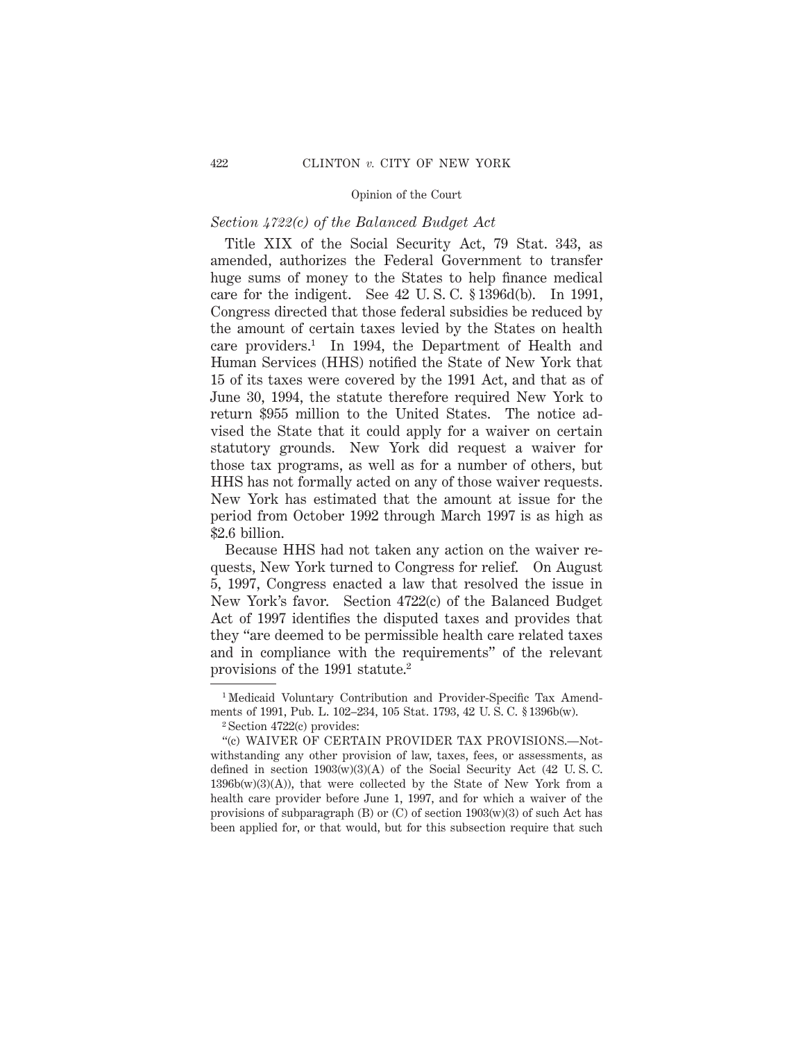*Section 4722(c) of the Balanced Budget Act*

Title XIX of the Social Security Act, 79 Stat. 343, as amended, authorizes the Federal Government to transfer huge sums of money to the States to help finance medical care for the indigent. See 42 U. S. C. § 1396d(b). In 1991, Congress directed that those federal subsidies be reduced by the amount of certain taxes levied by the States on health care providers.[1] In 1994, the Department of Health and Human Services (HHS) notified the State of New York that 15 of its taxes were covered by the 1991 Act, and that as of June 30, 1994, the statute therefore required New York to return $955 million to the United States. The notice advised the State that it could apply for a waiver on certain statutory grounds. New York did request a waiver for those tax programs, as well as for a number of others, but HHS has not formally acted on any of those waiver requests. New York has estimated that the amount at issue for the period from October 1992 through March 1997 is as high as $2.6 billion.

Because HHS had not taken any action on the waiver requests, New York turned to Congress for relief. On August 5, 1997, Congress enacted a law that resolved the issue in New York's favor. Section 4722(c) of the Balanced Budget Act of 1997 identifies the disputed taxes and provides that they "are deemed to be permissible health care related taxes and in compliance with the requirements" of the relevant provisions of the 1991 statute.[2]

---

[1] Medicaid Voluntary Contribution and Provider-Specific Tax Amendments of 1991, Pub. L. 102–234, 105 Stat. 1793, 42 U. S. C. § 1396b(w).

[2] Section 4722(c) provides:

"(c) WAIVER OF CERTAIN PROVIDER TAX PROVISIONS.—Notwithstanding any other provision of law, taxes, fees, or assessments, as defined in section 1903(w)(3)(A) of the Social Security Act (42 U. S. C. 1396b(w)(3)(A)), that were collected by the State of New York from a health care provider before June 1, 1997, and for which a waiver of the provisions of subparagraph (B) or (C) of section 1903(w)(3) of such Act has been applied for, or that would, but for this subsection require that such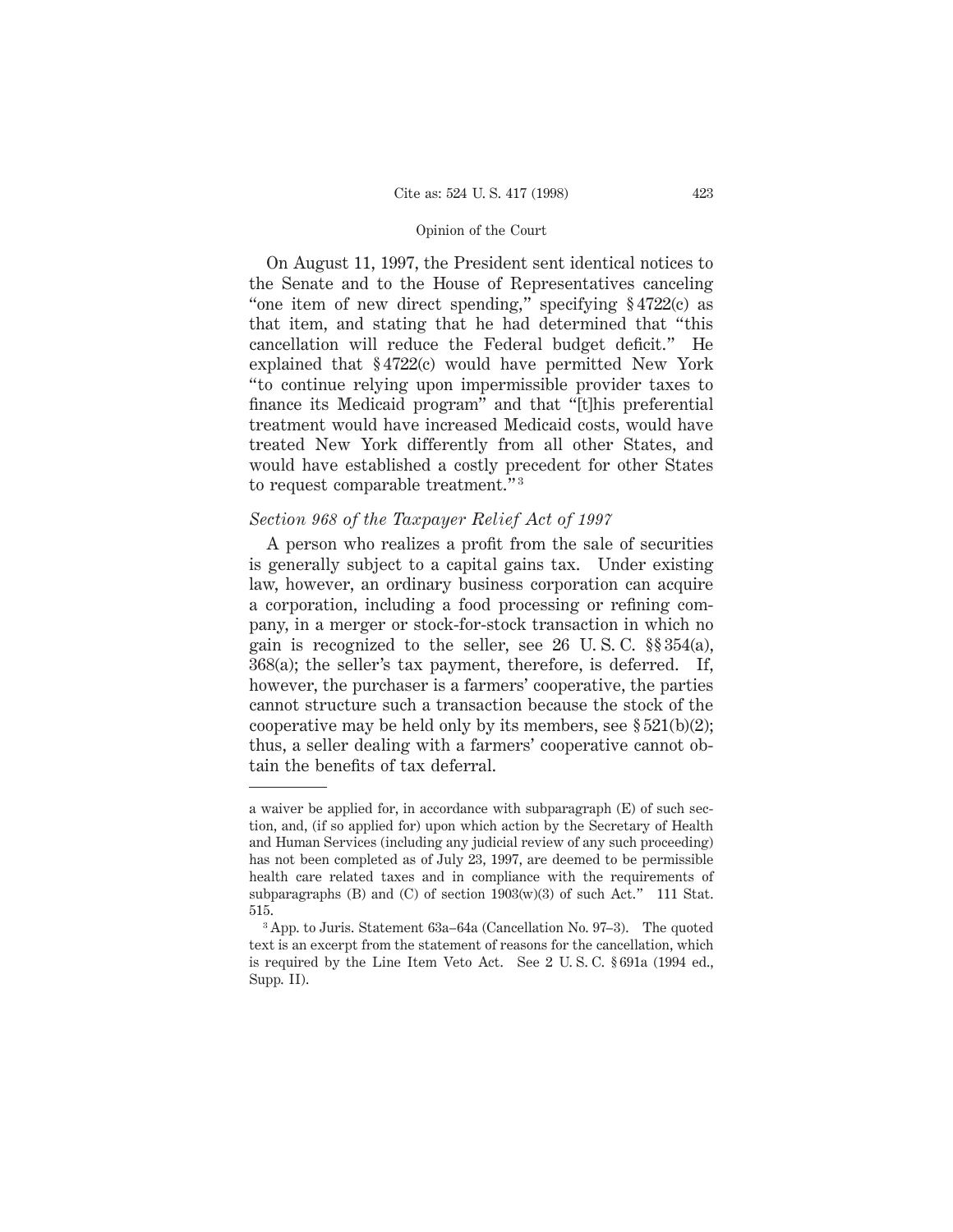On August 11, 1997, the President sent identical notices to the Senate and to the House of Representatives canceling "one item of new direct spending," specifying § 4722(c) as that item, and stating that he had determined that "this cancellation will reduce the Federal budget deficit." He explained that § 4722(c) would have permitted New York "to continue relying upon impermissible provider taxes to finance its Medicaid program" and that "[t]his preferential treatment would have increased Medicaid costs, would have treated New York differently from all other States, and would have established a costly precedent for other States to request comparable treatment."[3]

*Section 968 of the Taxpayer Relief Act of 1997*

A person who realizes a profit from the sale of securities is generally subject to a capital gains tax. Under existing law, however, an ordinary business corporation can acquire a corporation, including a food processing or refining company, in a merger or stock-for-stock transaction in which no gain is recognized to the seller, see 26 U. S. C. §§ 354(a), 368(a); the seller's tax payment, therefore, is deferred. If, however, the purchaser is a farmers' cooperative, the parties cannot structure such a transaction because the stock of the cooperative may be held only by its members, see § 521(b)(2); thus, a seller dealing with a farmers' cooperative cannot obtain the benefits of tax deferral.

---

a waiver be applied for, in accordance with subparagraph (E) of such section, and, (if so applied for) upon which action by the Secretary of Health and Human Services (including any judicial review of any such proceeding) has not been completed as of July 23, 1997, are deemed to be permissible health care related taxes and in compliance with the requirements of subparagraphs (B) and (C) of section 1903(w)(3) of such Act." 111 Stat. 515.

[3] App. to Juris. Statement 63a–64a (Cancellation No. 97–3). The quoted text is an excerpt from the statement of reasons for the cancellation, which is required by the Line Item Veto Act. See 2 U. S. C. § 691a (1994 ed., Supp. II).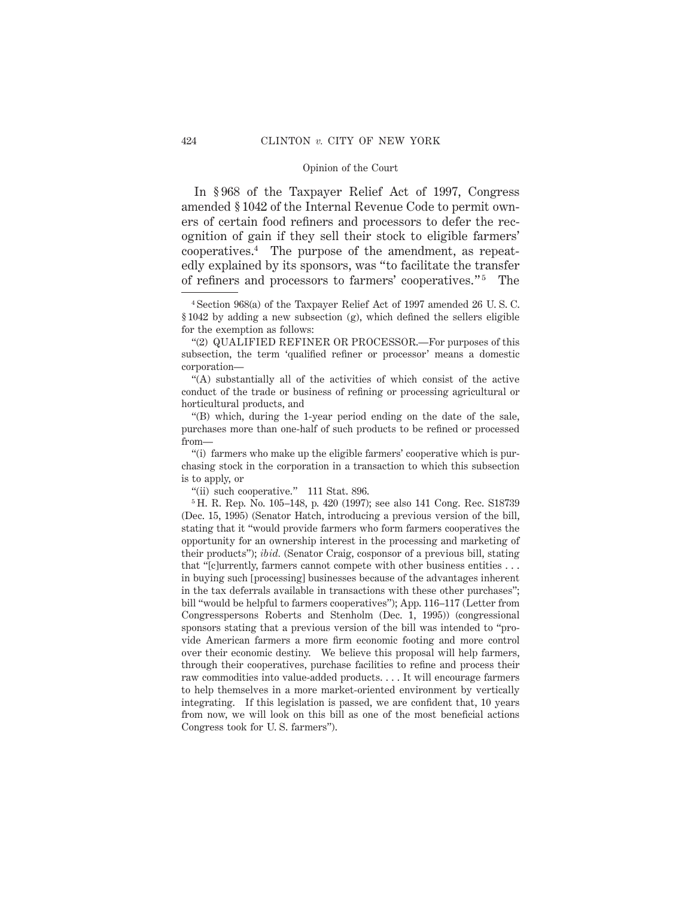In § 968 of the Taxpayer Relief Act of 1997, Congress amended § 1042 of the Internal Revenue Code to permit owners of certain food refiners and processors to defer the recognition of gain if they sell their stock to eligible farmers' cooperatives.[4] The purpose of the amendment, as repeatedly explained by its sponsors, was "to facilitate the transfer of refiners and processors to farmers' cooperatives."[5] The

---

[4] Section 968(a) of the Taxpayer Relief Act of 1997 amended 26 U. S. C. § 1042 by adding a new subsection (g), which defined the sellers eligible for the exemption as follows:

"(2) QUALIFIED REFINER OR PROCESSOR.—For purposes of this subsection, the term 'qualified refiner or processor' means a domestic corporation—

"(A) substantially all of the activities of which consist of the active conduct of the trade or business of refining or processing agricultural or horticultural products, and

"(B) which, during the 1-year period ending on the date of the sale, purchases more than one-half of such products to be refined or processed from—

"(i) farmers who make up the eligible farmers' cooperative which is purchasing stock in the corporation in a transaction to which this subsection is to apply, or

"(ii) such cooperative." 111 Stat. 896.

[5] H. R. Rep. No. 105–148, p. 420 (1997); see also 141 Cong. Rec. S18739 (Dec. 15, 1995) (Senator Hatch, introducing a previous version of the bill, stating that it "would provide farmers who form farmers cooperatives the opportunity for an ownership interest in the processing and marketing of their products"); *ibid.* (Senator Craig, cosponsor of a previous bill, stating that "[c]urrently, farmers cannot compete with other business entities . . . in buying such [processing] businesses because of the advantages inherent in the tax deferrals available in transactions with these other purchases"; bill "would be helpful to farmers cooperatives"); App. 116–117 (Letter from Congresspersons Roberts and Stenholm (Dec. 1, 1995)) (congressional sponsors stating that a previous version of the bill was intended to "provide American farmers a more firm economic footing and more control over their economic destiny. We believe this proposal will help farmers, through their cooperatives, purchase facilities to refine and process their raw commodities into value-added products. . . . It will encourage farmers to help themselves in a more market-oriented environment by vertically integrating. If this legislation is passed, we are confident that, 10 years from now, we will look on this bill as one of the most beneficial actions Congress took for U. S. farmers").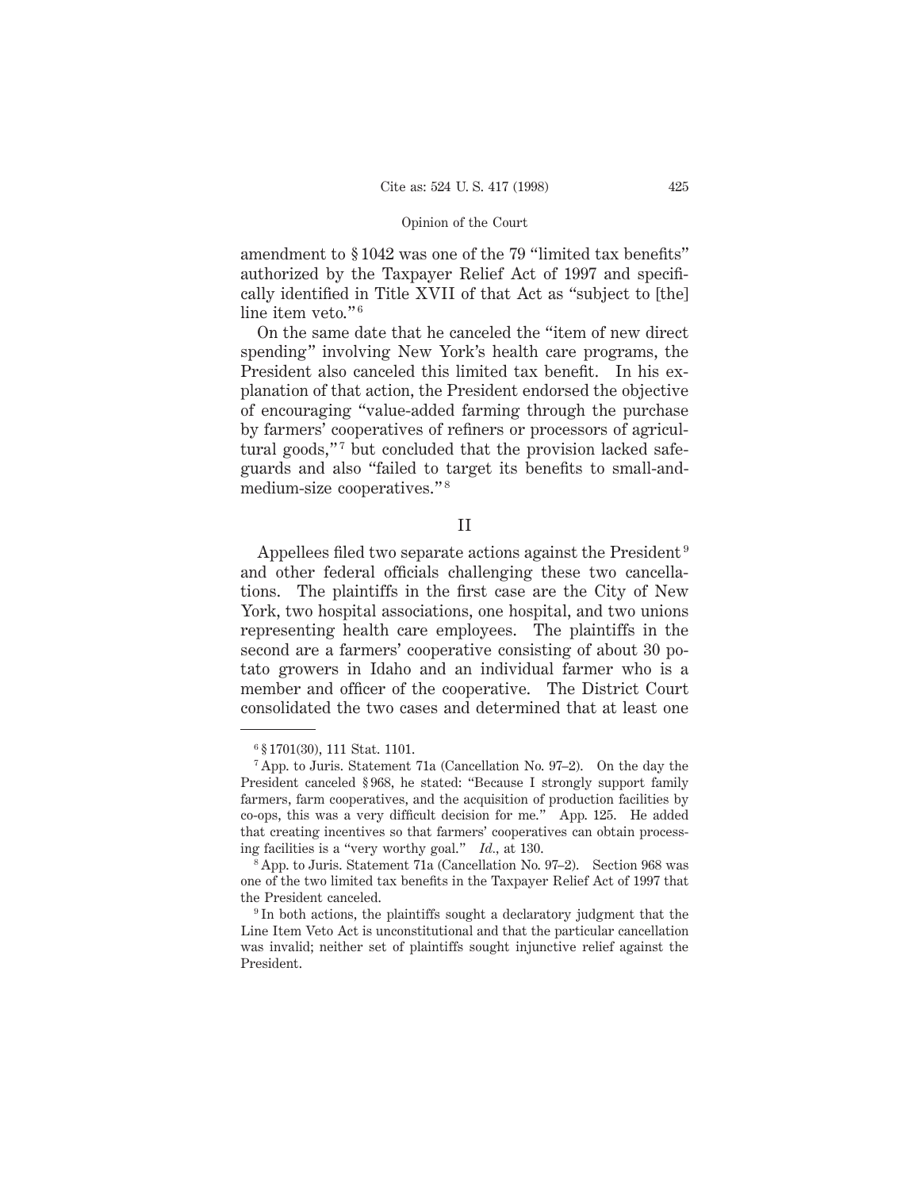amendment to § 1042 was one of the 79 "limited tax benefits" authorized by the Taxpayer Relief Act of 1997 and specifically identified in Title XVII of that Act as "subject to [the] line item veto."[6]

On the same date that he canceled the "item of new direct spending" involving New York's health care programs, the President also canceled this limited tax benefit. In his explanation of that action, the President endorsed the objective of encouraging "value-added farming through the purchase by farmers' cooperatives of refiners or processors of agricultural goods,"[7] but concluded that the provision lacked safeguards and also "failed to target its benefits to small-and-medium-size cooperatives."[8]

## II

Appellees filed two separate actions against the President[9] and other federal officials challenging these two cancellations. The plaintiffs in the first case are the City of New York, two hospital associations, one hospital, and two unions representing health care employees. The plaintiffs in the second are a farmers' cooperative consisting of about 30 potato growers in Idaho and an individual farmer who is a member and officer of the cooperative. The District Court consolidated the two cases and determined that at least one

---

[6] § 1701(30), 111 Stat. 1101.

[7] App. to Juris. Statement 71a (Cancellation No. 97–2). On the day the President canceled § 968, he stated: "Because I strongly support family farmers, farm cooperatives, and the acquisition of production facilities by co-ops, this was a very difficult decision for me." App. 125. He added that creating incentives so that farmers' cooperatives can obtain processing facilities is a "very worthy goal." *Id.*, at 130.

[8] App. to Juris. Statement 71a (Cancellation No. 97–2). Section 968 was one of the two limited tax benefits in the Taxpayer Relief Act of 1997 that the President canceled.

[9] In both actions, the plaintiffs sought a declaratory judgment that the Line Item Veto Act is unconstitutional and that the particular cancellation was invalid; neither set of plaintiffs sought injunctive relief against the President.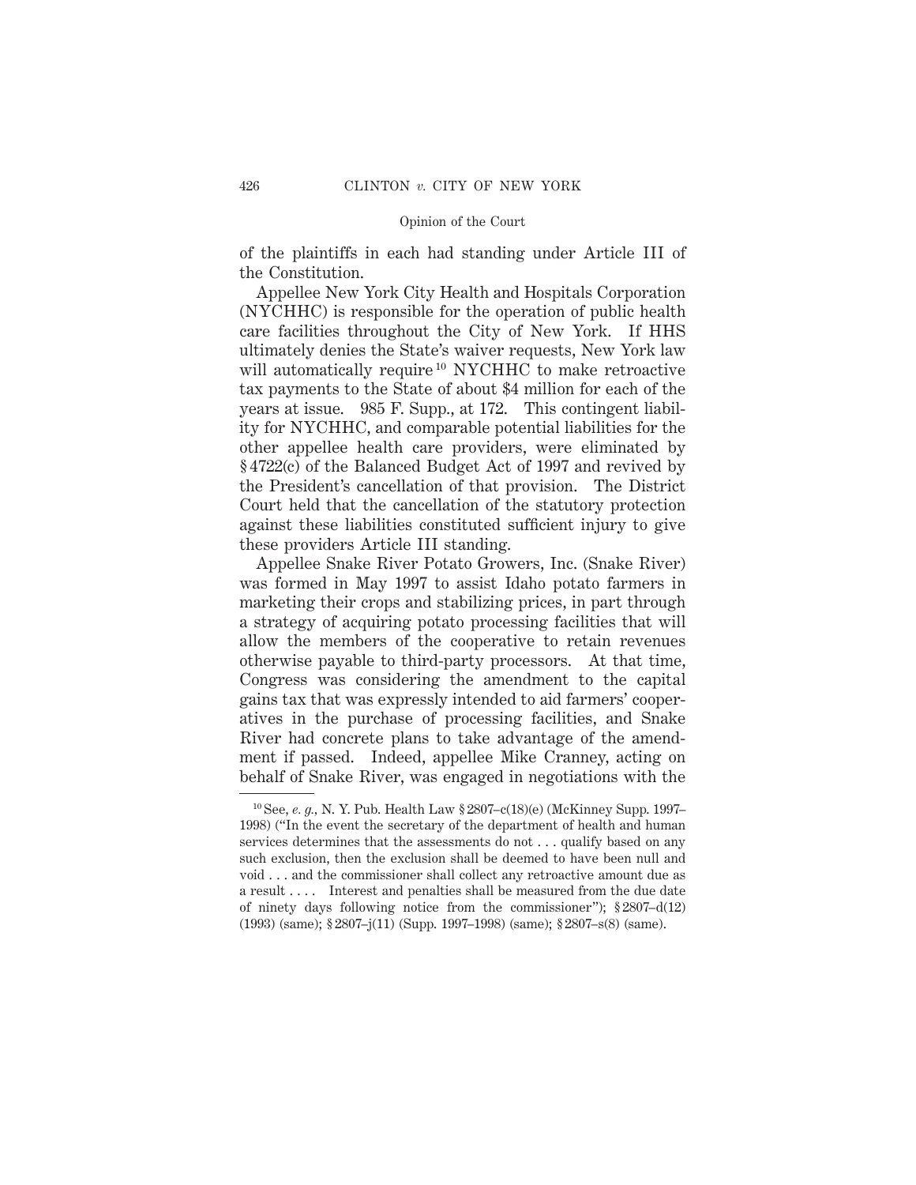of the plaintiffs in each had standing under Article III of the Constitution.

Appellee New York City Health and Hospitals Corporation (NYCHHC) is responsible for the operation of public health care facilities throughout the City of New York. If HHS ultimately denies the State's waiver requests, New York law will automatically require[10] NYCHHC to make retroactive tax payments to the State of about $4 million for each of the years at issue. 985 F. Supp., at 172. This contingent liability for NYCHHC, and comparable potential liabilities for the other appellee health care providers, were eliminated by § 4722(c) of the Balanced Budget Act of 1997 and revived by the President's cancellation of that provision. The District Court held that the cancellation of the statutory protection against these liabilities constituted sufficient injury to give these providers Article III standing.

Appellee Snake River Potato Growers, Inc. (Snake River) was formed in May 1997 to assist Idaho potato farmers in marketing their crops and stabilizing prices, in part through a strategy of acquiring potato processing facilities that will allow the members of the cooperative to retain revenues otherwise payable to third-party processors. At that time, Congress was considering the amendment to the capital gains tax that was expressly intended to aid farmers' cooperatives in the purchase of processing facilities, and Snake River had concrete plans to take advantage of the amendment if passed. Indeed, appellee Mike Cranney, acting on behalf of Snake River, was engaged in negotiations with the

---

[10] See, *e. g.*, N. Y. Pub. Health Law § 2807–c(18)(e) (McKinney Supp. 1997–1998) ("In the event the secretary of the department of health and human services determines that the assessments do not . . . qualify based on any such exclusion, then the exclusion shall be deemed to have been null and void . . . and the commissioner shall collect any retroactive amount due as a result . . . . Interest and penalties shall be measured from the due date of ninety days following notice from the commissioner"); § 2807–d(12) (1993) (same); § 2807–j(11) (Supp. 1997–1998) (same); § 2807–s(8) (same).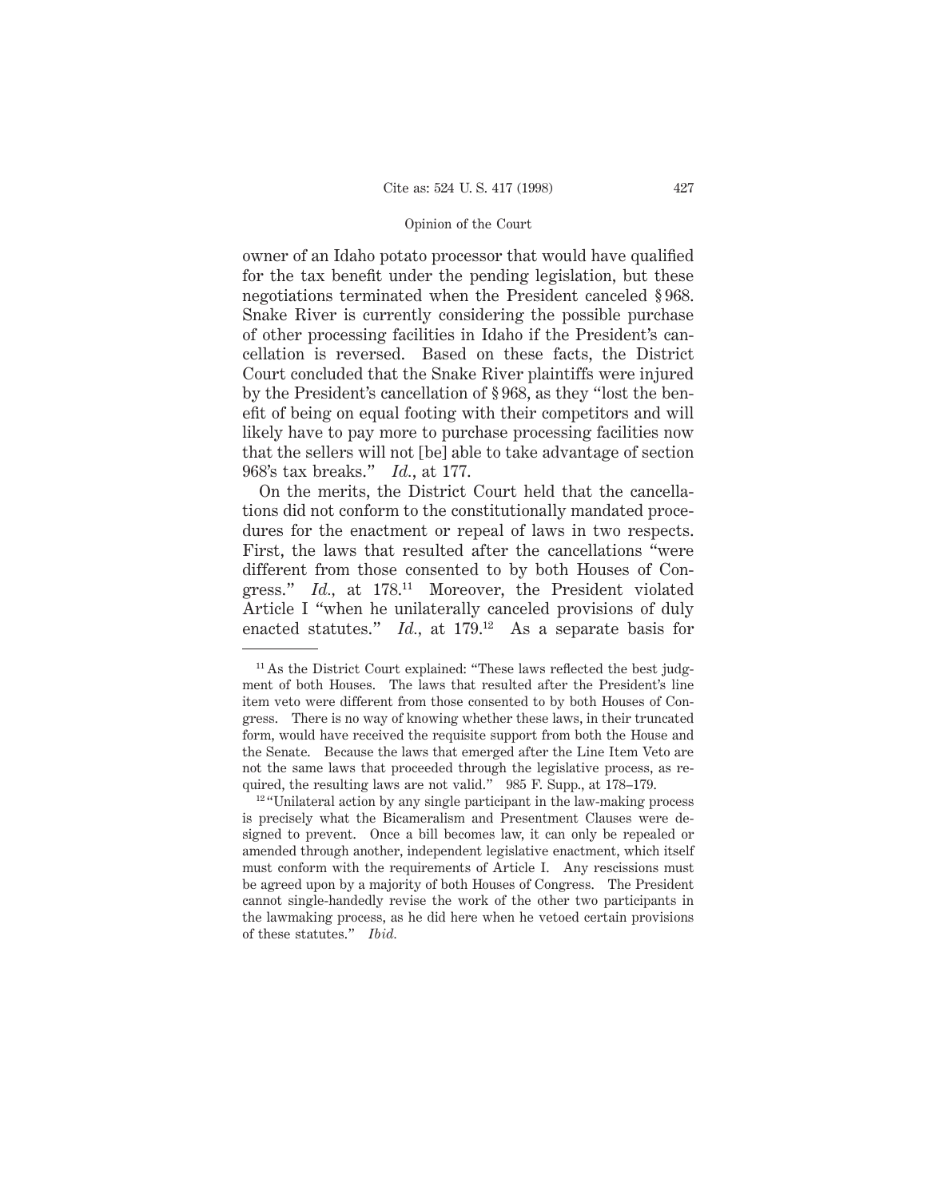owner of an Idaho potato processor that would have qualified for the tax benefit under the pending legislation, but these negotiations terminated when the President canceled § 968. Snake River is currently considering the possible purchase of other processing facilities in Idaho if the President's cancellation is reversed. Based on these facts, the District Court concluded that the Snake River plaintiffs were injured by the President's cancellation of § 968, as they "lost the benefit of being on equal footing with their competitors and will likely have to pay more to purchase processing facilities now that the sellers will not [be] able to take advantage of section 968's tax breaks." *Id.*, at 177.

On the merits, the District Court held that the cancellations did not conform to the constitutionally mandated procedures for the enactment or repeal of laws in two respects. First, the laws that resulted after the cancellations "were different from those consented to by both Houses of Congress." *Id.*, at 178.[11] Moreover, the President violated Article I "when he unilaterally canceled provisions of duly enacted statutes." *Id.*, at 179.[12] As a separate basis for

---

[11] As the District Court explained: "These laws reflected the best judgment of both Houses. The laws that resulted after the President's line item veto were different from those consented to by both Houses of Congress. There is no way of knowing whether these laws, in their truncated form, would have received the requisite support from both the House and the Senate. Because the laws that emerged after the Line Item Veto are not the same laws that proceeded through the legislative process, as required, the resulting laws are not valid." 985 F. Supp., at 178–179.

[12] "Unilateral action by any single participant in the law-making process is precisely what the Bicameralism and Presentment Clauses were designed to prevent. Once a bill becomes law, it can only be repealed or amended through another, independent legislative enactment, which itself must conform with the requirements of Article I. Any rescissions must be agreed upon by a majority of both Houses of Congress. The President cannot single-handedly revise the work of the other two participants in the lawmaking process, as he did here when he vetoed certain provisions of these statutes." *Ibid.*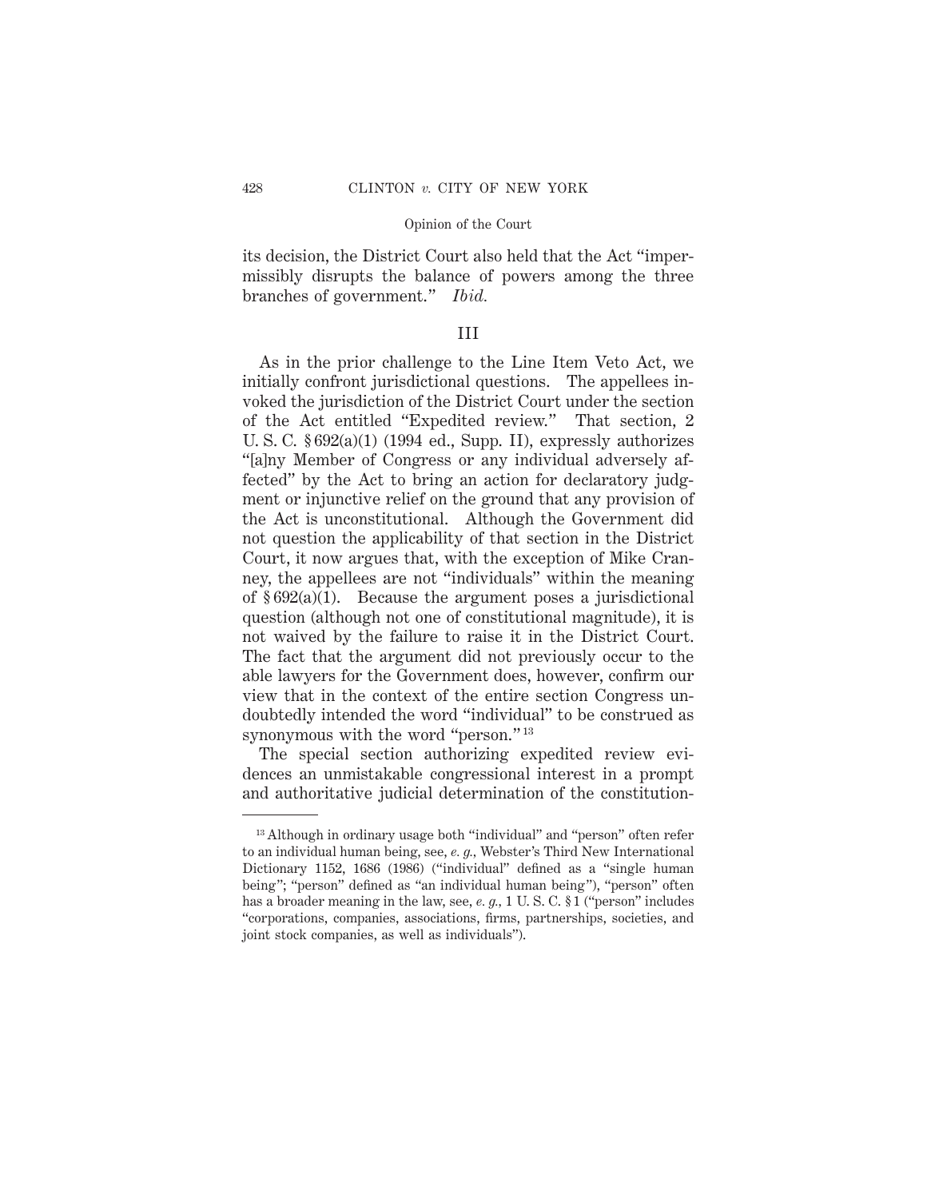its decision, the District Court also held that the Act "impermissibly disrupts the balance of powers among the three branches of government." *Ibid.*

## III

As in the prior challenge to the Line Item Veto Act, we initially confront jurisdictional questions. The appellees invoked the jurisdiction of the District Court under the section of the Act entitled "Expedited review." That section, 2 U. S. C. § 692(a)(1) (1994 ed., Supp. II), expressly authorizes "[a]ny Member of Congress or any individual adversely affected" by the Act to bring an action for declaratory judgment or injunctive relief on the ground that any provision of the Act is unconstitutional. Although the Government did not question the applicability of that section in the District Court, it now argues that, with the exception of Mike Cranney, the appellees are not "individuals" within the meaning of § 692(a)(1). Because the argument poses a jurisdictional question (although not one of constitutional magnitude), it is not waived by the failure to raise it in the District Court. The fact that the argument did not previously occur to the able lawyers for the Government does, however, confirm our view that in the context of the entire section Congress undoubtedly intended the word "individual" to be construed as synonymous with the word "person."[13]

The special section authorizing expedited review evidences an unmistakable congressional interest in a prompt and authoritative judicial determination of the constitution-

---

[13] Although in ordinary usage both "individual" and "person" often refer to an individual human being, see, *e. g.*, Webster's Third New International Dictionary 1152, 1686 (1986) ("individual" defined as a "single human being"; "person" defined as "an individual human being"), "person" often has a broader meaning in the law, see, *e. g.,* 1 U. S. C. § 1 ("person" includes "corporations, companies, associations, firms, partnerships, societies, and joint stock companies, as well as individuals").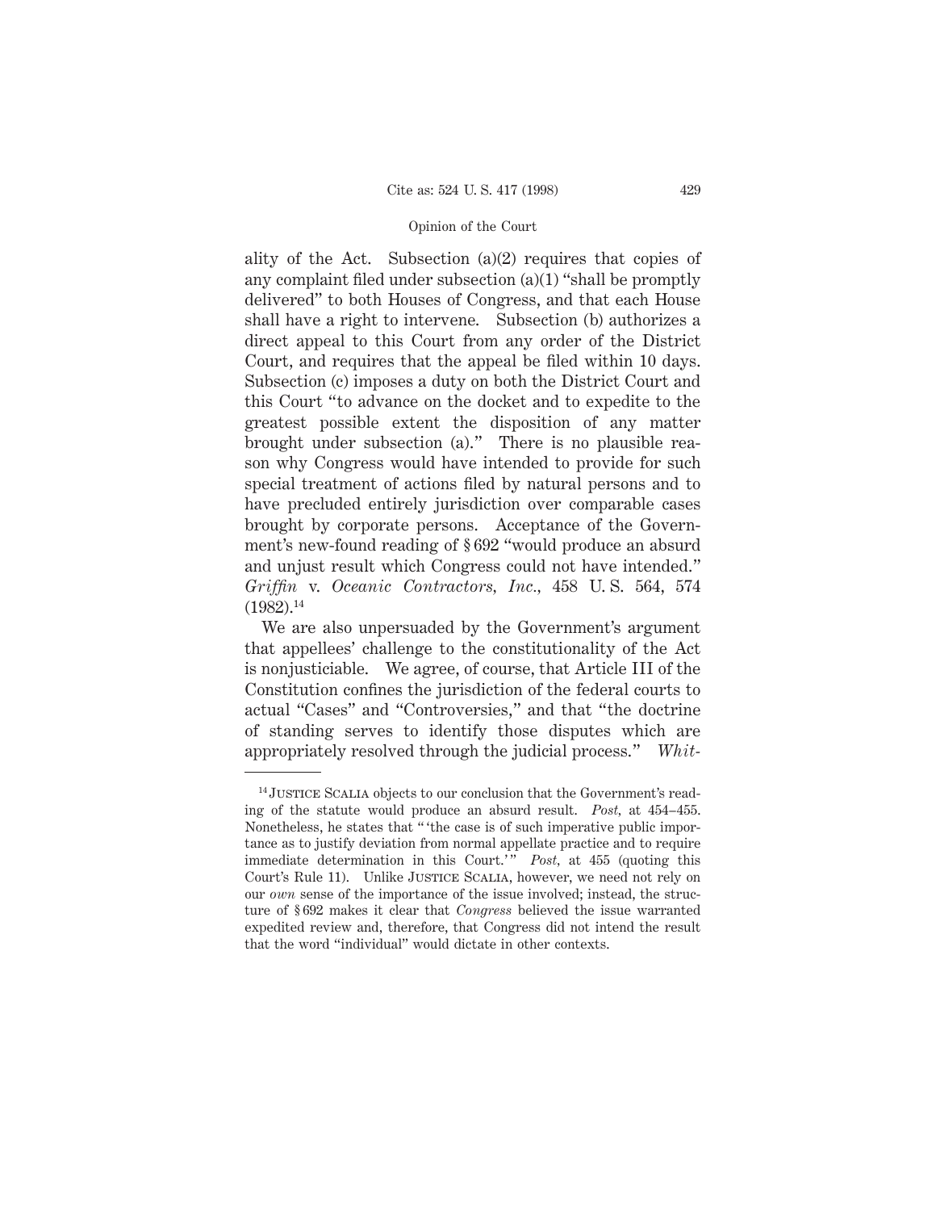ality of the Act. Subsection (a)(2) requires that copies of any complaint filed under subsection (a)(1) "shall be promptly delivered" to both Houses of Congress, and that each House shall have a right to intervene. Subsection (b) authorizes a direct appeal to this Court from any order of the District Court, and requires that the appeal be filed within 10 days. Subsection (c) imposes a duty on both the District Court and this Court "to advance on the docket and to expedite to the greatest possible extent the disposition of any matter brought under subsection (a)." There is no plausible reason why Congress would have intended to provide for such special treatment of actions filed by natural persons and to have precluded entirely jurisdiction over comparable cases brought by corporate persons. Acceptance of the Government's new-found reading of § 692 "would produce an absurd and unjust result which Congress could not have intended." *Griffin* v. *Oceanic Contractors, Inc.,* 458 U. S. 564, 574 (1982).[14]

We are also unpersuaded by the Government's argument that appellees' challenge to the constitutionality of the Act is nonjusticiable. We agree, of course, that Article III of the Constitution confines the jurisdiction of the federal courts to actual "Cases" and "Controversies," and that "the doctrine of standing serves to identify those disputes which are appropriately resolved through the judicial process." *Whit-*

---

[14] JUSTICE SCALIA objects to our conclusion that the Government's reading of the statute would produce an absurd result. *Post,* at 454–455. Nonetheless, he states that " 'the case is of such imperative public importance as to justify deviation from normal appellate practice and to require immediate determination in this Court.' " *Post,* at 455 (quoting this Court's Rule 11). Unlike JUSTICE SCALIA, however, we need not rely on our *own* sense of the importance of the issue involved; instead, the structure of § 692 makes it clear that *Congress* believed the issue warranted expedited review and, therefore, that Congress did not intend the result that the word "individual" would dictate in other contexts.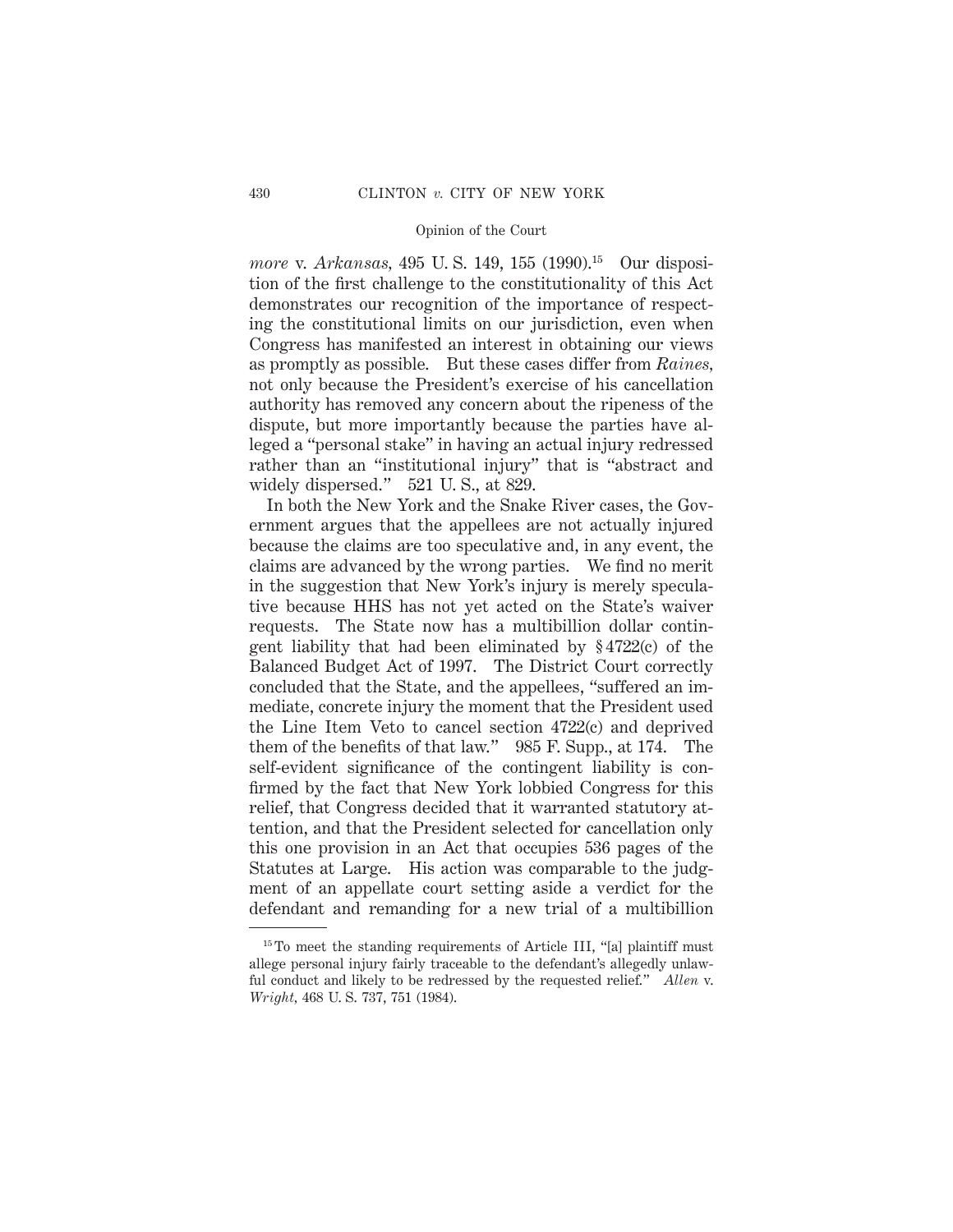*more* v. *Arkansas,* 495 U. S. 149, 155 (1990).[15] Our disposition of the first challenge to the constitutionality of this Act demonstrates our recognition of the importance of respecting the constitutional limits on our jurisdiction, even when Congress has manifested an interest in obtaining our views as promptly as possible. But these cases differ from *Raines,* not only because the President's exercise of his cancellation authority has removed any concern about the ripeness of the dispute, but more importantly because the parties have alleged a "personal stake" in having an actual injury redressed rather than an "institutional injury" that is "abstract and widely dispersed." 521 U. S., at 829.

In both the New York and the Snake River cases, the Government argues that the appellees are not actually injured because the claims are too speculative and, in any event, the claims are advanced by the wrong parties. We find no merit in the suggestion that New York's injury is merely speculative because HHS has not yet acted on the State's waiver requests. The State now has a multibillion dollar contingent liability that had been eliminated by § 4722(c) of the Balanced Budget Act of 1997. The District Court correctly concluded that the State, and the appellees, "suffered an immediate, concrete injury the moment that the President used the Line Item Veto to cancel section 4722(c) and deprived them of the benefits of that law." 985 F. Supp., at 174. The self-evident significance of the contingent liability is confirmed by the fact that New York lobbied Congress for this relief, that Congress decided that it warranted statutory attention, and that the President selected for cancellation only this one provision in an Act that occupies 536 pages of the Statutes at Large. His action was comparable to the judgment of an appellate court setting aside a verdict for the defendant and remanding for a new trial of a multibillion

[15] To meet the standing requirements of Article III, "[a] plaintiff must allege personal injury fairly traceable to the defendant's allegedly unlawful conduct and likely to be redressed by the requested relief." *Allen* v. *Wright,* 468 U. S. 737, 751 (1984).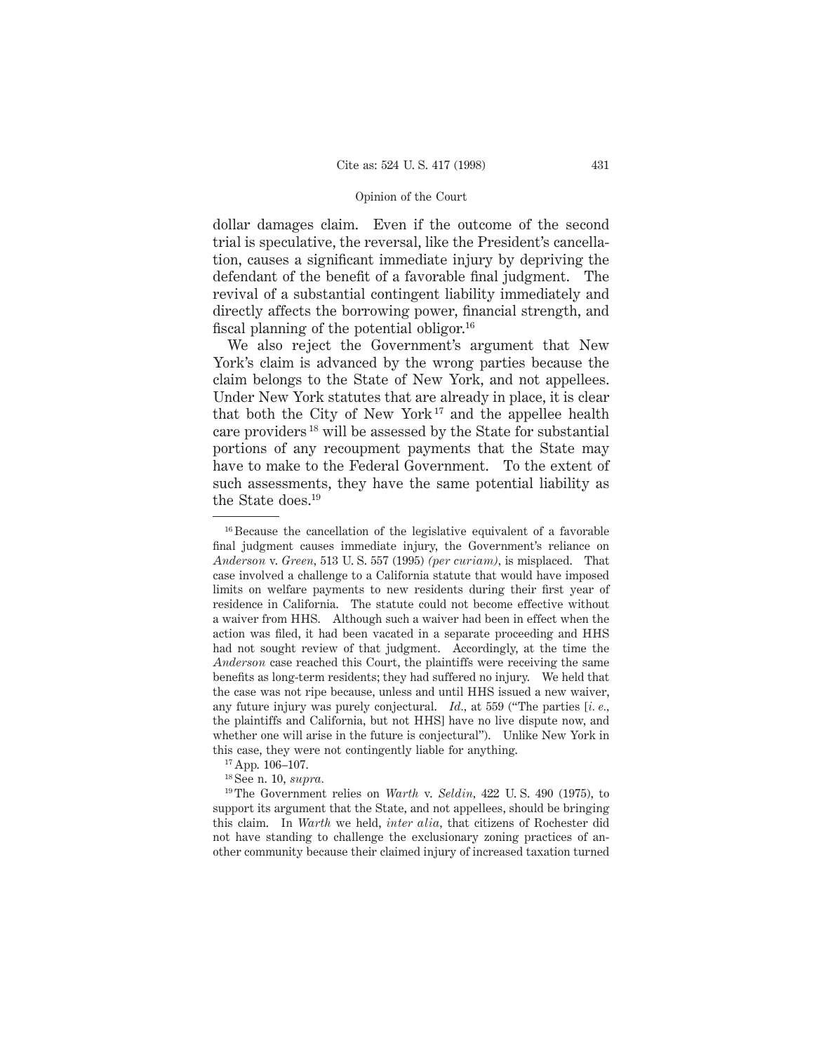dollar damages claim. Even if the outcome of the second trial is speculative, the reversal, like the President's cancellation, causes a significant immediate injury by depriving the defendant of the benefit of a favorable final judgment. The revival of a substantial contingent liability immediately and directly affects the borrowing power, financial strength, and fiscal planning of the potential obligor.[16]

We also reject the Government's argument that New York's claim is advanced by the wrong parties because the claim belongs to the State of New York, and not appellees. Under New York statutes that are already in place, it is clear that both the City of New York[17] and the appellee health care providers[18] will be assessed by the State for substantial portions of any recoupment payments that the State may have to make to the Federal Government. To the extent of such assessments, they have the same potential liability as the State does.[19]

---

[16] Because the cancellation of the legislative equivalent of a favorable final judgment causes immediate injury, the Government's reliance on *Anderson* v. *Green*, 513 U. S. 557 (1995) *(per curiam)*, is misplaced. That case involved a challenge to a California statute that would have imposed limits on welfare payments to new residents during their first year of residence in California. The statute could not become effective without a waiver from HHS. Although such a waiver had been in effect when the action was filed, it had been vacated in a separate proceeding and HHS had not sought review of that judgment. Accordingly, at the time the *Anderson* case reached this Court, the plaintiffs were receiving the same benefits as long-term residents; they had suffered no injury. We held that the case was not ripe because, unless and until HHS issued a new waiver, any future injury was purely conjectural. *Id.*, at 559 ("The parties [*i. e.*, the plaintiffs and California, but not HHS] have no live dispute now, and whether one will arise in the future is conjectural"). Unlike New York in this case, they were not contingently liable for anything.

[17] App. 106–107.

[18] See n. 10, *supra.*

[19] The Government relies on *Warth* v. *Seldin*, 422 U. S. 490 (1975), to support its argument that the State, and not appellees, should be bringing this claim. In *Warth* we held, *inter alia*, that citizens of Rochester did not have standing to challenge the exclusionary zoning practices of another community because their claimed injury of increased taxation turned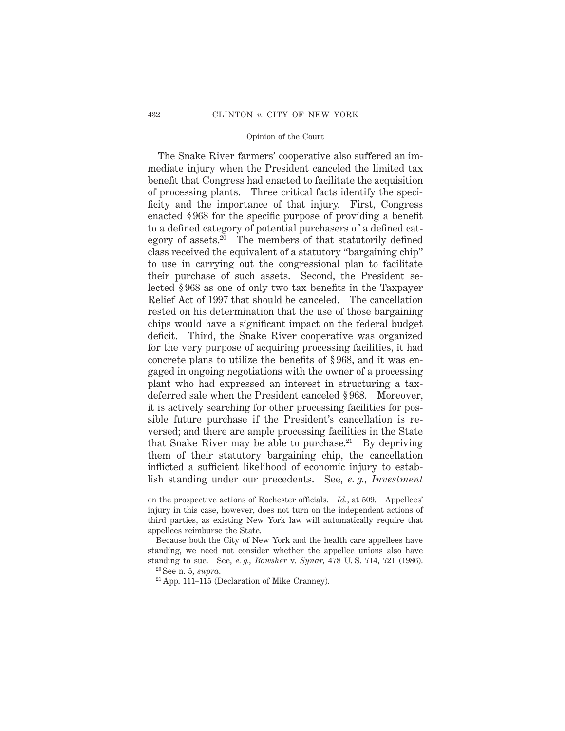The Snake River farmers' cooperative also suffered an immediate injury when the President canceled the limited tax benefit that Congress had enacted to facilitate the acquisition of processing plants. Three critical facts identify the specificity and the importance of that injury. First, Congress enacted § 968 for the specific purpose of providing a benefit to a defined category of potential purchasers of a defined category of assets.[20] The members of that statutorily defined class received the equivalent of a statutory "bargaining chip" to use in carrying out the congressional plan to facilitate their purchase of such assets. Second, the President selected § 968 as one of only two tax benefits in the Taxpayer Relief Act of 1997 that should be canceled. The cancellation rested on his determination that the use of those bargaining chips would have a significant impact on the federal budget deficit. Third, the Snake River cooperative was organized for the very purpose of acquiring processing facilities, it had concrete plans to utilize the benefits of § 968, and it was engaged in ongoing negotiations with the owner of a processing plant who had expressed an interest in structuring a tax-deferred sale when the President canceled § 968. Moreover, it is actively searching for other processing facilities for possible future purchase if the President's cancellation is reversed; and there are ample processing facilities in the State that Snake River may be able to purchase.[21] By depriving them of their statutory bargaining chip, the cancellation inflicted a sufficient likelihood of economic injury to establish standing under our precedents. See, *e. g.*, *Investment*

---

on the prospective actions of Rochester officials. *Id.*, at 509. Appellees' injury in this case, however, does not turn on the independent actions of third parties, as existing New York law will automatically require that appellees reimburse the State.

Because both the City of New York and the health care appellees have standing, we need not consider whether the appellee unions also have standing to sue. See, *e. g.*, *Bowsher* v. *Synar*, 478 U. S. 714, 721 (1986).

[20] See n. 5, *supra*.

[21] App. 111–115 (Declaration of Mike Cranney).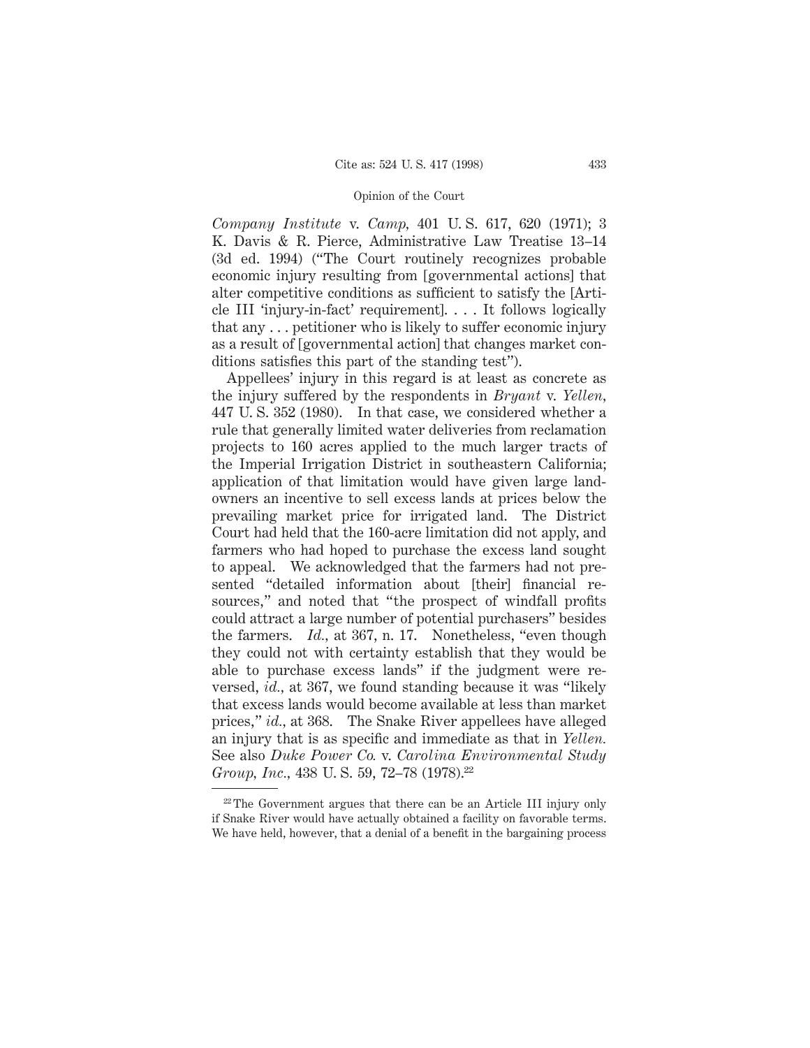*Company Institute* v. *Camp,* 401 U. S. 617, 620 (1971); 3 K. Davis & R. Pierce, Administrative Law Treatise 13–14 (3d ed. 1994) ("The Court routinely recognizes probable economic injury resulting from [governmental actions] that alter competitive conditions as sufficient to satisfy the [Article III 'injury-in-fact' requirement]. . . . It follows logically that any . . . petitioner who is likely to suffer economic injury as a result of [governmental action] that changes market conditions satisfies this part of the standing test").

Appellees' injury in this regard is at least as concrete as the injury suffered by the respondents in *Bryant* v. *Yellen,* 447 U. S. 352 (1980). In that case, we considered whether a rule that generally limited water deliveries from reclamation projects to 160 acres applied to the much larger tracts of the Imperial Irrigation District in southeastern California; application of that limitation would have given large landowners an incentive to sell excess lands at prices below the prevailing market price for irrigated land. The District Court had held that the 160-acre limitation did not apply, and farmers who had hoped to purchase the excess land sought to appeal. We acknowledged that the farmers had not presented "detailed information about [their] financial resources," and noted that "the prospect of windfall profits could attract a large number of potential purchasers" besides the farmers. *Id.,* at 367, n. 17. Nonetheless, "even though they could not with certainty establish that they would be able to purchase excess lands" if the judgment were reversed, *id.,* at 367, we found standing because it was "likely that excess lands would become available at less than market prices," *id.,* at 368. The Snake River appellees have alleged an injury that is as specific and immediate as that in *Yellen.* See also *Duke Power Co.* v. *Carolina Environmental Study Group, Inc.,* 438 U. S. 59, 72–78 (1978).[22]

---

[22] The Government argues that there can be an Article III injury only if Snake River would have actually obtained a facility on favorable terms. We have held, however, that a denial of a benefit in the bargaining process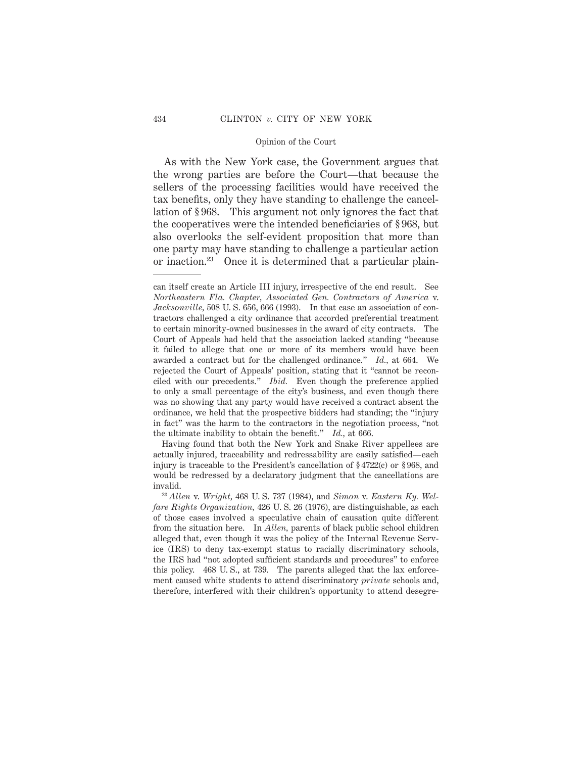As with the New York case, the Government argues that the wrong parties are before the Court—that because the sellers of the processing facilities would have received the tax benefits, only they have standing to challenge the cancellation of § 968. This argument not only ignores the fact that the cooperatives were the intended beneficiaries of § 968, but also overlooks the self-evident proposition that more than one party may have standing to challenge a particular action or inaction.[23] Once it is determined that a particular plain-

---

can itself create an Article III injury, irrespective of the end result. See *Northeastern Fla. Chapter, Associated Gen. Contractors of America* v. *Jacksonville*, 508 U. S. 656, 666 (1993). In that case an association of contractors challenged a city ordinance that accorded preferential treatment to certain minority-owned businesses in the award of city contracts. The Court of Appeals had held that the association lacked standing "because it failed to allege that one or more of its members would have been awarded a contract but for the challenged ordinance." *Id.*, at 664. We rejected the Court of Appeals' position, stating that it "cannot be reconciled with our precedents." *Ibid.* Even though the preference applied to only a small percentage of the city's business, and even though there was no showing that any party would have received a contract absent the ordinance, we held that the prospective bidders had standing; the "injury in fact" was the harm to the contractors in the negotiation process, "not the ultimate inability to obtain the benefit." *Id.*, at 666.

Having found that both the New York and Snake River appellees are actually injured, traceability and redressability are easily satisfied—each injury is traceable to the President's cancellation of § 4722(c) or § 968, and would be redressed by a declaratory judgment that the cancellations are invalid.

[23] *Allen* v. *Wright*, 468 U. S. 737 (1984), and *Simon* v. *Eastern Ky. Welfare Rights Organization*, 426 U. S. 26 (1976), are distinguishable, as each of those cases involved a speculative chain of causation quite different from the situation here. In *Allen*, parents of black public school children alleged that, even though it was the policy of the Internal Revenue Service (IRS) to deny tax-exempt status to racially discriminatory schools, the IRS had "not adopted sufficient standards and procedures" to enforce this policy. 468 U. S., at 739. The parents alleged that the lax enforcement caused white students to attend discriminatory *private* schools and, therefore, interfered with their children's opportunity to attend desegre-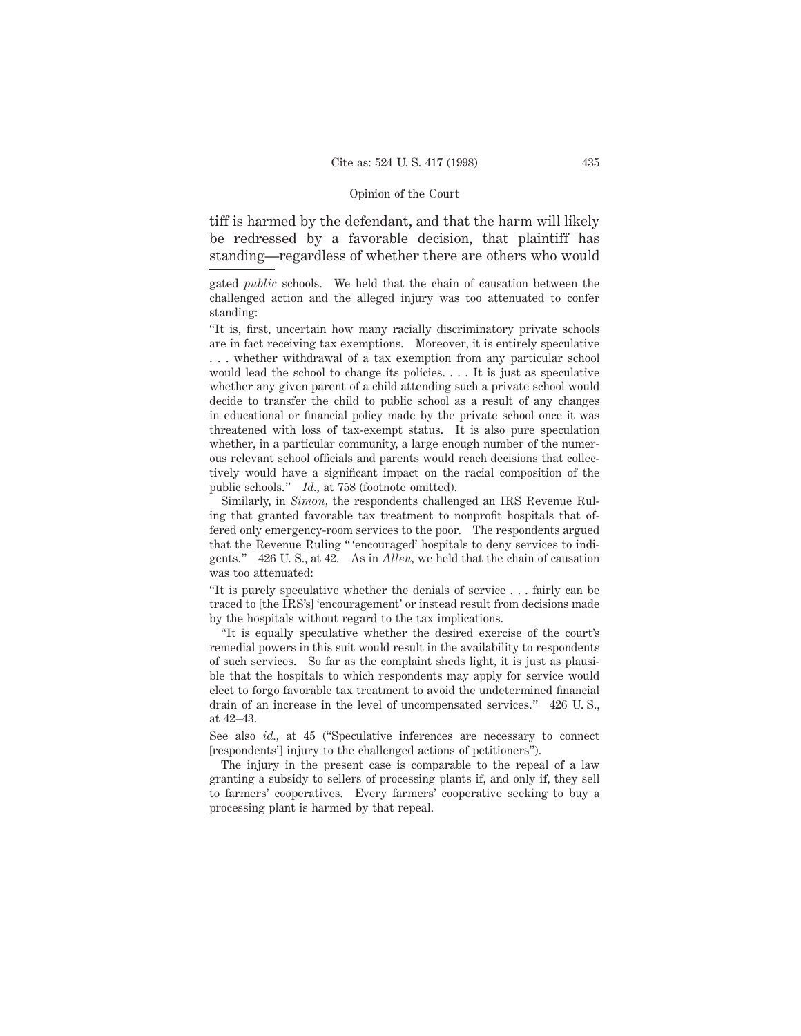tiff is harmed by the defendant, and that the harm will likely be redressed by a favorable decision, that plaintiff has standing—regardless of whether there are others who would

---

gated *public* schools. We held that the chain of causation between the challenged action and the alleged injury was too attenuated to confer standing:

"It is, first, uncertain how many racially discriminatory private schools are in fact receiving tax exemptions. Moreover, it is entirely speculative . . . whether withdrawal of a tax exemption from any particular school would lead the school to change its policies. . . . It is just as speculative whether any given parent of a child attending such a private school would decide to transfer the child to public school as a result of any changes in educational or financial policy made by the private school once it was threatened with loss of tax-exempt status. It is also pure speculation whether, in a particular community, a large enough number of the numerous relevant school officials and parents would reach decisions that collectively would have a significant impact on the racial composition of the public schools." *Id.*, at 758 (footnote omitted).

Similarly, in *Simon*, the respondents challenged an IRS Revenue Ruling that granted favorable tax treatment to nonprofit hospitals that offered only emergency-room services to the poor. The respondents argued that the Revenue Ruling "'encouraged' hospitals to deny services to indigents." 426 U. S., at 42. As in *Allen*, we held that the chain of causation was too attenuated:

"It is purely speculative whether the denials of service . . . fairly can be traced to [the IRS's] 'encouragement' or instead result from decisions made by the hospitals without regard to the tax implications.

"It is equally speculative whether the desired exercise of the court's remedial powers in this suit would result in the availability to respondents of such services. So far as the complaint sheds light, it is just as plausible that the hospitals to which respondents may apply for service would elect to forgo favorable tax treatment to avoid the undetermined financial drain of an increase in the level of uncompensated services." 426 U. S., at 42–43.

See also *id.*, at 45 ("Speculative inferences are necessary to connect [respondents'] injury to the challenged actions of petitioners").

The injury in the present case is comparable to the repeal of a law granting a subsidy to sellers of processing plants if, and only if, they sell to farmers' cooperatives. Every farmers' cooperative seeking to buy a processing plant is harmed by that repeal.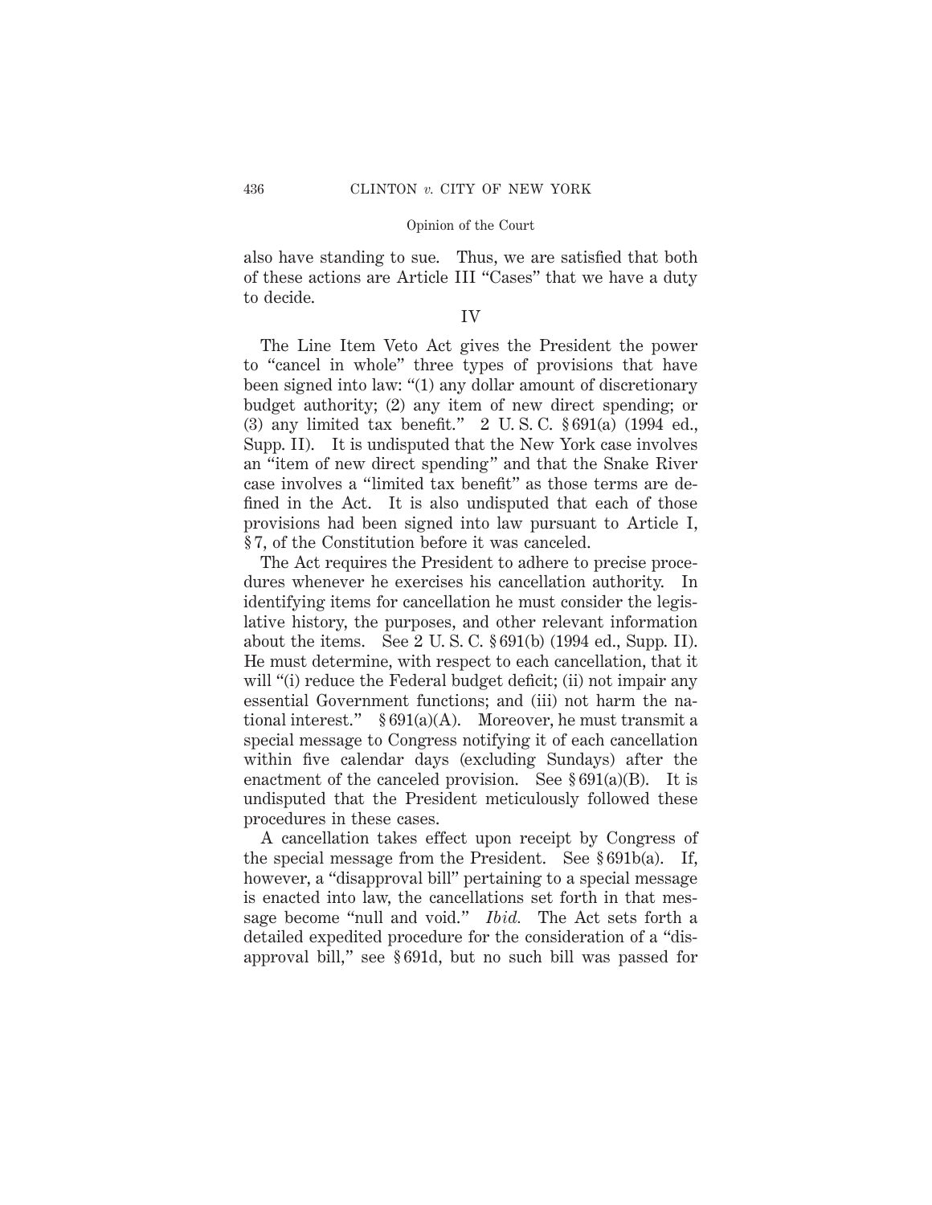also have standing to sue. Thus, we are satisfied that both of these actions are Article III "Cases" that we have a duty to decide.

## IV

The Line Item Veto Act gives the President the power to "cancel in whole" three types of provisions that have been signed into law: "(1) any dollar amount of discretionary budget authority; (2) any item of new direct spending; or (3) any limited tax benefit." 2 U. S. C. § 691(a) (1994 ed., Supp. II). It is undisputed that the New York case involves an "item of new direct spending" and that the Snake River case involves a "limited tax benefit" as those terms are defined in the Act. It is also undisputed that each of those provisions had been signed into law pursuant to Article I, § 7, of the Constitution before it was canceled.

The Act requires the President to adhere to precise procedures whenever he exercises his cancellation authority. In identifying items for cancellation he must consider the legislative history, the purposes, and other relevant information about the items. See 2 U. S. C. § 691(b) (1994 ed., Supp. II). He must determine, with respect to each cancellation, that it will "(i) reduce the Federal budget deficit; (ii) not impair any essential Government functions; and (iii) not harm the national interest." § 691(a)(A). Moreover, he must transmit a special message to Congress notifying it of each cancellation within five calendar days (excluding Sundays) after the enactment of the canceled provision. See § 691(a)(B). It is undisputed that the President meticulously followed these procedures in these cases.

A cancellation takes effect upon receipt by Congress of the special message from the President. See § 691b(a). If, however, a "disapproval bill" pertaining to a special message is enacted into law, the cancellations set forth in that message become "null and void." *Ibid.* The Act sets forth a detailed expedited procedure for the consideration of a "disapproval bill," see § 691d, but no such bill was passed for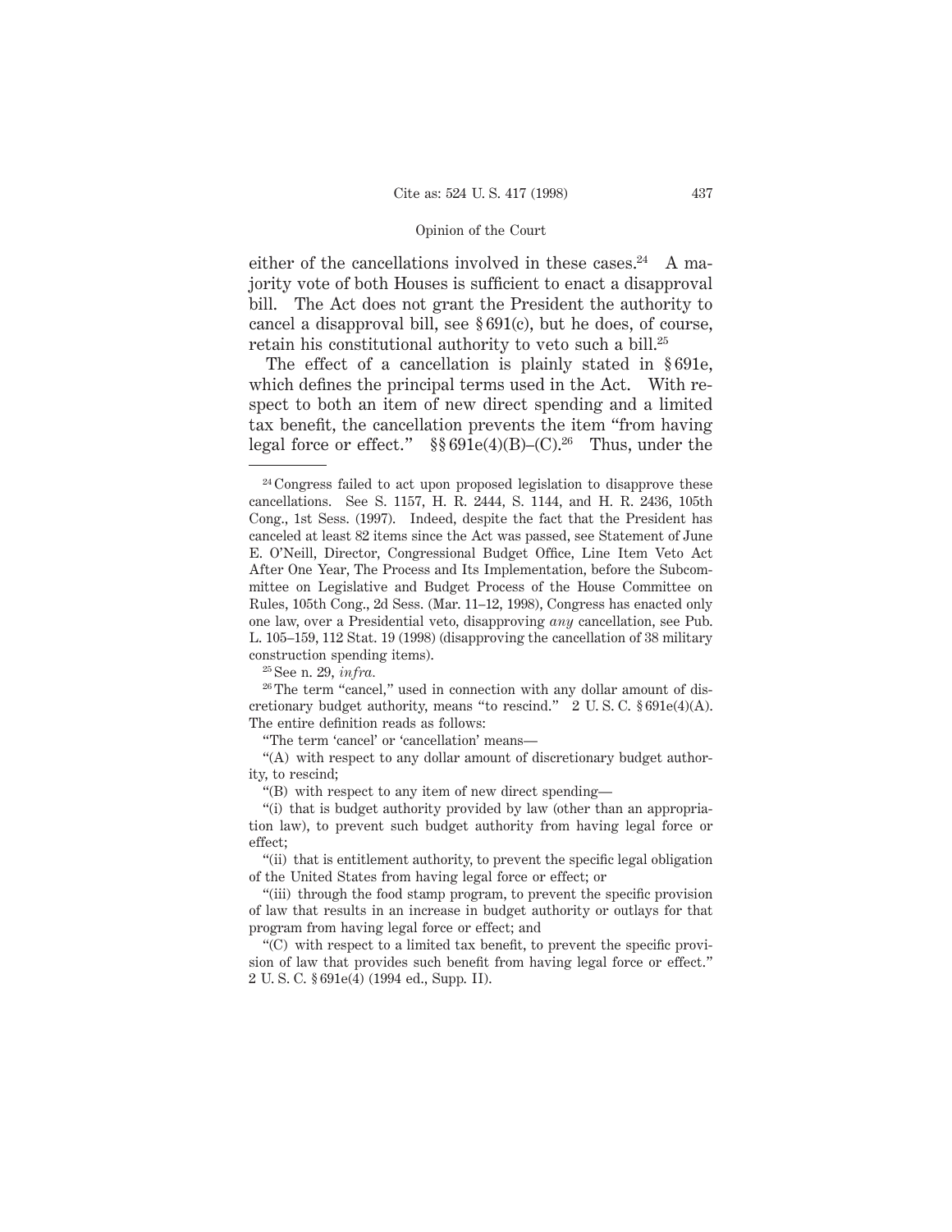either of the cancellations involved in these cases.[24] A majority vote of both Houses is sufficient to enact a disapproval bill. The Act does not grant the President the authority to cancel a disapproval bill, see § 691(c), but he does, of course, retain his constitutional authority to veto such a bill.[25]

The effect of a cancellation is plainly stated in § 691e, which defines the principal terms used in the Act. With respect to both an item of new direct spending and a limited tax benefit, the cancellation prevents the item "from having legal force or effect." §§ 691e(4)(B)–(C).[26] Thus, under the

---

[24] Congress failed to act upon proposed legislation to disapprove these cancellations. See S. 1157, H. R. 2444, S. 1144, and H. R. 2436, 105th Cong., 1st Sess. (1997). Indeed, despite the fact that the President has canceled at least 82 items since the Act was passed, see Statement of June E. O'Neill, Director, Congressional Budget Office, Line Item Veto Act After One Year, The Process and Its Implementation, before the Subcommittee on Legislative and Budget Process of the House Committee on Rules, 105th Cong., 2d Sess. (Mar. 11–12, 1998), Congress has enacted only one law, over a Presidential veto, disapproving *any* cancellation, see Pub. L. 105–159, 112 Stat. 19 (1998) (disapproving the cancellation of 38 military construction spending items).

[25] See n. 29, *infra.*

[26] The term "cancel," used in connection with any dollar amount of discretionary budget authority, means "to rescind." 2 U. S. C. § 691e(4)(A). The entire definition reads as follows:

"The term 'cancel' or 'cancellation' means—

"(A) with respect to any dollar amount of discretionary budget authority, to rescind;

"(B) with respect to any item of new direct spending—

"(i) that is budget authority provided by law (other than an appropriation law), to prevent such budget authority from having legal force or effect;

"(ii) that is entitlement authority, to prevent the specific legal obligation of the United States from having legal force or effect; or

"(iii) through the food stamp program, to prevent the specific provision of law that results in an increase in budget authority or outlays for that program from having legal force or effect; and

"(C) with respect to a limited tax benefit, to prevent the specific provision of law that provides such benefit from having legal force or effect." 2 U. S. C. § 691e(4) (1994 ed., Supp. II).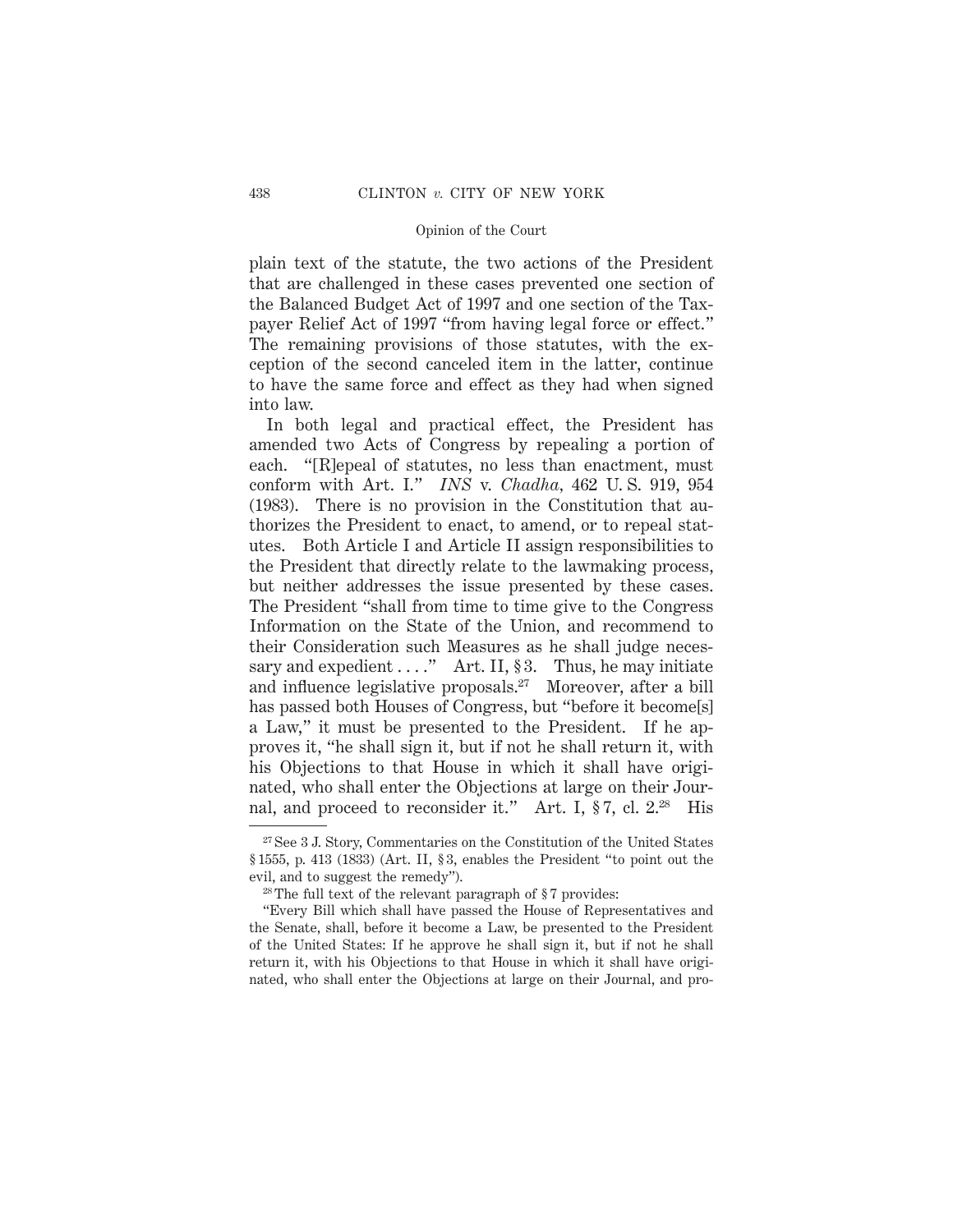plain text of the statute, the two actions of the President that are challenged in these cases prevented one section of the Balanced Budget Act of 1997 and one section of the Taxpayer Relief Act of 1997 "from having legal force or effect." The remaining provisions of those statutes, with the exception of the second canceled item in the latter, continue to have the same force and effect as they had when signed into law.

In both legal and practical effect, the President has amended two Acts of Congress by repealing a portion of each. "[R]epeal of statutes, no less than enactment, must conform with Art. I." *INS* v. *Chadha*, 462 U. S. 919, 954 (1983). There is no provision in the Constitution that authorizes the President to enact, to amend, or to repeal statutes. Both Article I and Article II assign responsibilities to the President that directly relate to the lawmaking process, but neither addresses the issue presented by these cases. The President "shall from time to time give to the Congress Information on the State of the Union, and recommend to their Consideration such Measures as he shall judge necessary and expedient . . . ." Art. II, § 3. Thus, he may initiate and influence legislative proposals.[27] Moreover, after a bill has passed both Houses of Congress, but "before it become[s] a Law," it must be presented to the President. If he approves it, "he shall sign it, but if not he shall return it, with his Objections to that House in which it shall have originated, who shall enter the Objections at large on their Journal, and proceed to reconsider it." Art. I, § 7, cl. 2.[28] His

[27] See 3 J. Story, Commentaries on the Constitution of the United States § 1555, p. 413 (1833) (Art. II, § 3, enables the President "to point out the evil, and to suggest the remedy").

[28] The full text of the relevant paragraph of § 7 provides:

"Every Bill which shall have passed the House of Representatives and the Senate, shall, before it become a Law, be presented to the President of the United States: If he approve he shall sign it, but if not he shall return it, with his Objections to that House in which it shall have originated, who shall enter the Objections at large on their Journal, and pro-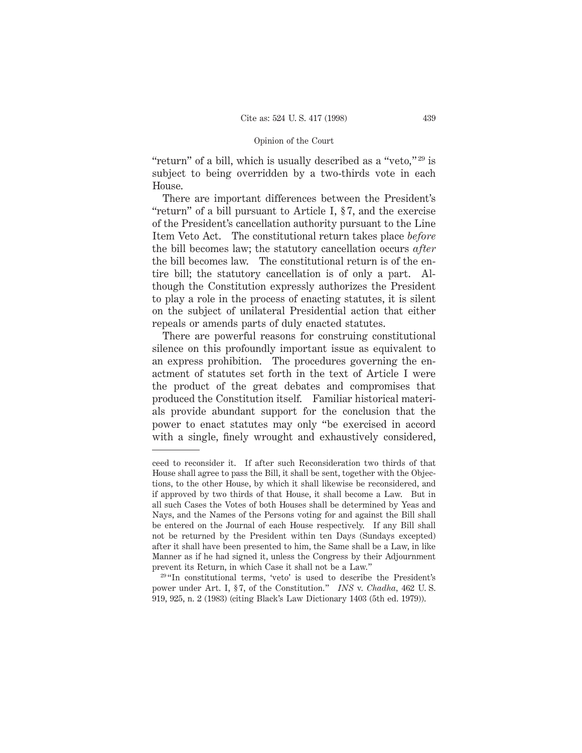"return" of a bill, which is usually described as a "veto,"[29] is subject to being overridden by a two-thirds vote in each House.

There are important differences between the President's "return" of a bill pursuant to Article I, § 7, and the exercise of the President's cancellation authority pursuant to the Line Item Veto Act. The constitutional return takes place *before* the bill becomes law; the statutory cancellation occurs *after* the bill becomes law. The constitutional return is of the entire bill; the statutory cancellation is of only a part. Although the Constitution expressly authorizes the President to play a role in the process of enacting statutes, it is silent on the subject of unilateral Presidential action that either repeals or amends parts of duly enacted statutes.

There are powerful reasons for construing constitutional silence on this profoundly important issue as equivalent to an express prohibition. The procedures governing the enactment of statutes set forth in the text of Article I were the product of the great debates and compromises that produced the Constitution itself. Familiar historical materials provide abundant support for the conclusion that the power to enact statutes may only "be exercised in accord with a single, finely wrought and exhaustively considered,

---

ceed to reconsider it. If after such Reconsideration two thirds of that House shall agree to pass the Bill, it shall be sent, together with the Objections, to the other House, by which it shall likewise be reconsidered, and if approved by two thirds of that House, it shall become a Law. But in all such Cases the Votes of both Houses shall be determined by Yeas and Nays, and the Names of the Persons voting for and against the Bill shall be entered on the Journal of each House respectively. If any Bill shall not be returned by the President within ten Days (Sundays excepted) after it shall have been presented to him, the Same shall be a Law, in like Manner as if he had signed it, unless the Congress by their Adjournment prevent its Return, in which Case it shall not be a Law."

[29] "In constitutional terms, 'veto' is used to describe the President's power under Art. I, § 7, of the Constitution." *INS* v. *Chadha*, 462 U. S. 919, 925, n. 2 (1983) (citing Black's Law Dictionary 1403 (5th ed. 1979)).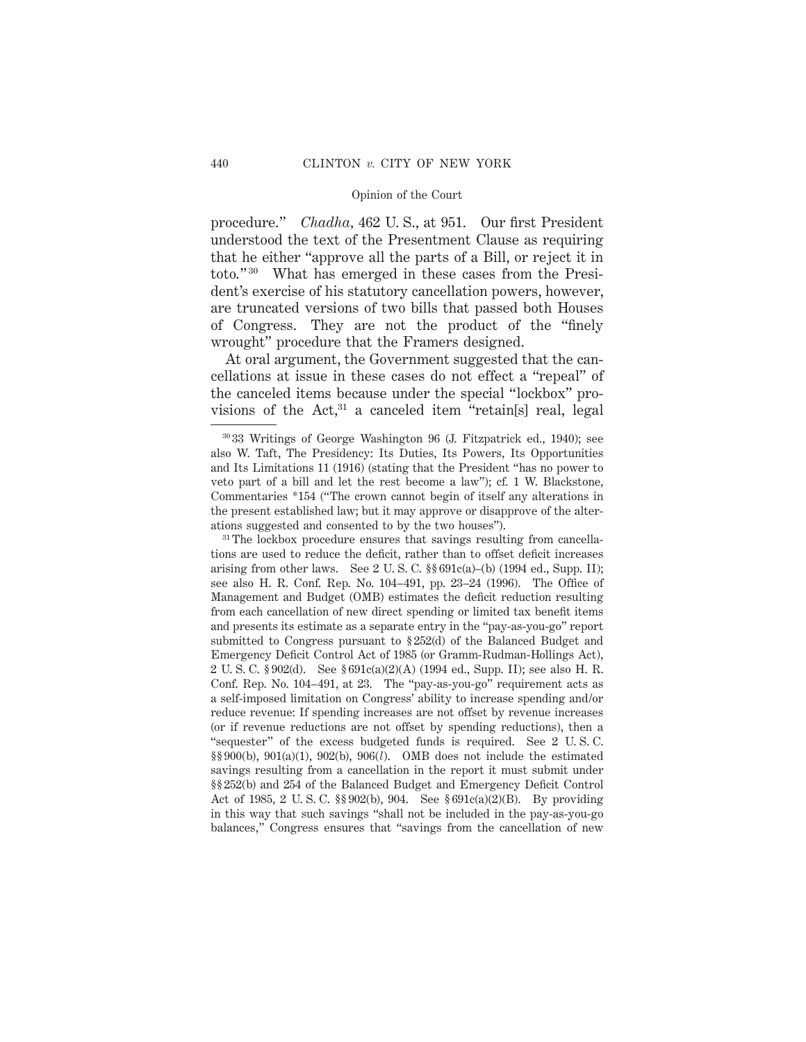procedure." *Chadha*, 462 U. S., at 951. Our first President understood the text of the Presentment Clause as requiring that he either "approve all the parts of a Bill, or reject it in toto."[30] What has emerged in these cases from the President's exercise of his statutory cancellation powers, however, are truncated versions of two bills that passed both Houses of Congress. They are not the product of the "finely wrought" procedure that the Framers designed.

At oral argument, the Government suggested that the cancellations at issue in these cases do not effect a "repeal" of the canceled items because under the special "lockbox" provisions of the Act,[31] a canceled item "retain[s] real, legal

---

[30] 33 Writings of George Washington 96 (J. Fitzpatrick ed., 1940); see also W. Taft, The Presidency: Its Duties, Its Powers, Its Opportunities and Its Limitations 11 (1916) (stating that the President "has no power to veto part of a bill and let the rest become a law"); cf. 1 W. Blackstone, Commentaries *154 ("The crown cannot begin of itself any alterations in the present established law; but it may approve or disapprove of the alterations suggested and consented to by the two houses").

[31] The lockbox procedure ensures that savings resulting from cancellations are used to reduce the deficit, rather than to offset deficit increases arising from other laws. See 2 U. S. C. §§ 691c(a)–(b) (1994 ed., Supp. II); see also H. R. Conf. Rep. No. 104–491, pp. 23–24 (1996). The Office of Management and Budget (OMB) estimates the deficit reduction resulting from each cancellation of new direct spending or limited tax benefit items and presents its estimate as a separate entry in the "pay-as-you-go" report submitted to Congress pursuant to § 252(d) of the Balanced Budget and Emergency Deficit Control Act of 1985 (or Gramm-Rudman-Hollings Act), 2 U. S. C. § 902(d). See § 691c(a)(2)(A) (1994 ed., Supp. II); see also H. R. Conf. Rep. No. 104–491, at 23. The "pay-as-you-go" requirement acts as a self-imposed limitation on Congress' ability to increase spending and/or reduce revenue: If spending increases are not offset by revenue increases (or if revenue reductions are not offset by spending reductions), then a "sequester" of the excess budgeted funds is required. See 2 U. S. C. §§ 900(b), 901(a)(1), 902(b), 906(*l*). OMB does not include the estimated savings resulting from a cancellation in the report it must submit under §§ 252(b) and 254 of the Balanced Budget and Emergency Deficit Control Act of 1985, 2 U. S. C. §§ 902(b), 904. See § 691c(a)(2)(B). By providing in this way that such savings "shall not be included in the pay-as-you-go balances," Congress ensures that "savings from the cancellation of new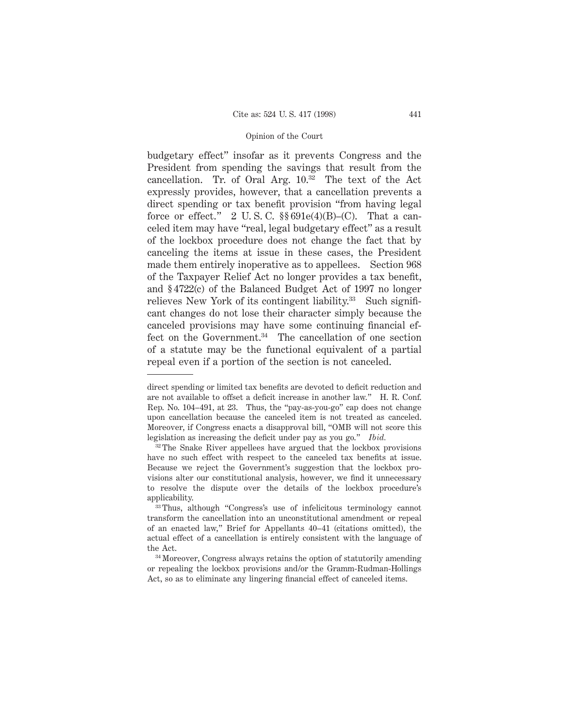budgetary effect" insofar as it prevents Congress and the President from spending the savings that result from the cancellation. Tr. of Oral Arg. 10.[32] The text of the Act expressly provides, however, that a cancellation prevents a direct spending or tax benefit provision "from having legal force or effect." 2 U. S. C. §§ 691e(4)(B)–(C). That a canceled item may have "real, legal budgetary effect" as a result of the lockbox procedure does not change the fact that by canceling the items at issue in these cases, the President made them entirely inoperative as to appellees. Section 968 of the Taxpayer Relief Act no longer provides a tax benefit, and § 4722(c) of the Balanced Budget Act of 1997 no longer relieves New York of its contingent liability.[33] Such significant changes do not lose their character simply because the canceled provisions may have some continuing financial effect on the Government.[34] The cancellation of one section of a statute may be the functional equivalent of a partial repeal even if a portion of the section is not canceled.

---

direct spending or limited tax benefits are devoted to deficit reduction and are not available to offset a deficit increase in another law." H. R. Conf. Rep. No. 104–491, at 23. Thus, the "pay-as-you-go" cap does not change upon cancellation because the canceled item is not treated as canceled. Moreover, if Congress enacts a disapproval bill, "OMB will not score this legislation as increasing the deficit under pay as you go." *Ibid.*

[32] The Snake River appellees have argued that the lockbox provisions have no such effect with respect to the canceled tax benefits at issue. Because we reject the Government's suggestion that the lockbox provisions alter our constitutional analysis, however, we find it unnecessary to resolve the dispute over the details of the lockbox procedure's applicability.

[33] Thus, although "Congress's use of infelicitous terminology cannot transform the cancellation into an unconstitutional amendment or repeal of an enacted law," Brief for Appellants 40–41 (citations omitted), the actual effect of a cancellation is entirely consistent with the language of the Act.

[34] Moreover, Congress always retains the option of statutorily amending or repealing the lockbox provisions and/or the Gramm-Rudman-Hollings Act, so as to eliminate any lingering financial effect of canceled items.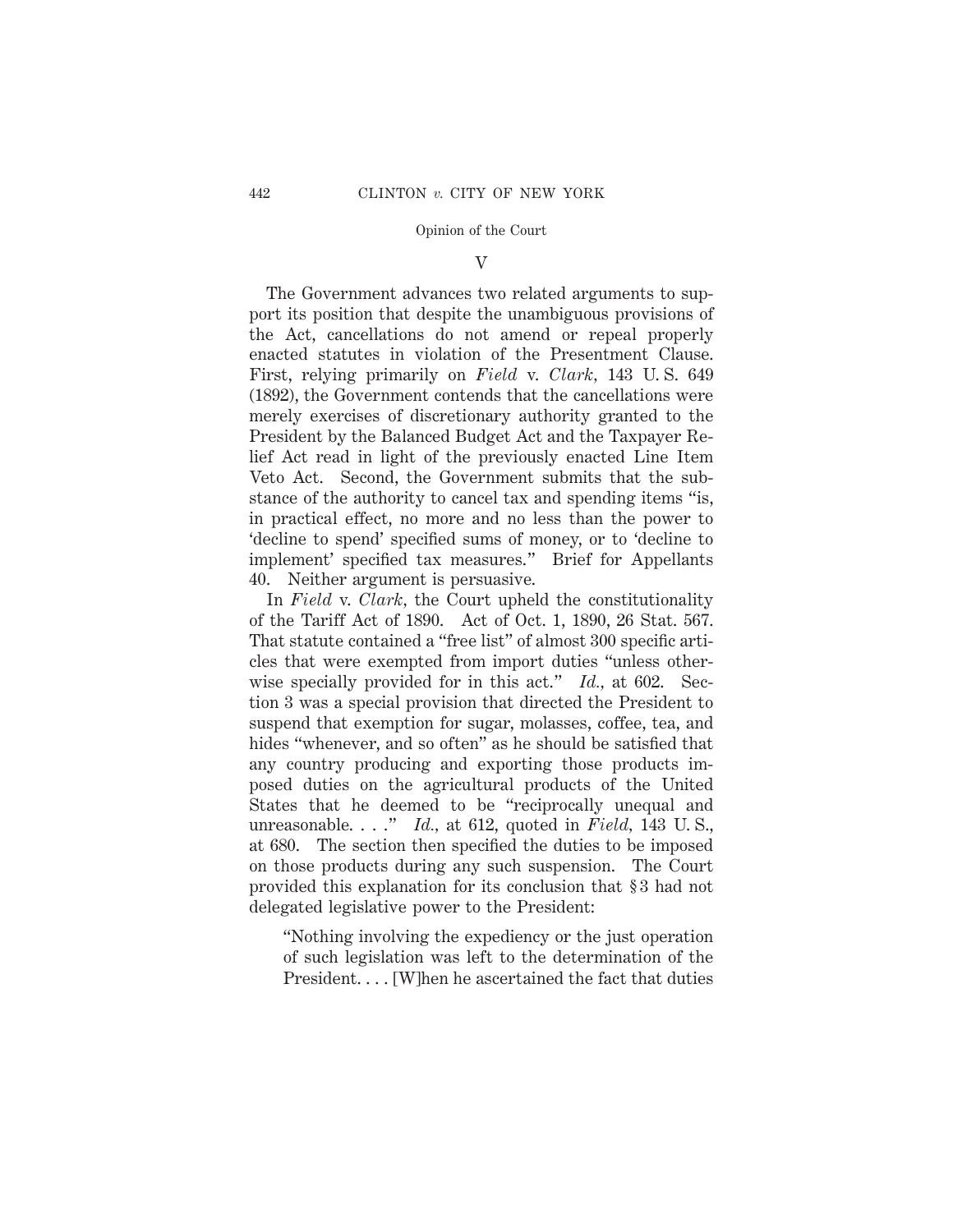## V

The Government advances two related arguments to support its position that despite the unambiguous provisions of the Act, cancellations do not amend or repeal properly enacted statutes in violation of the Presentment Clause. First, relying primarily on *Field* v. *Clark*, 143 U. S. 649 (1892), the Government contends that the cancellations were merely exercises of discretionary authority granted to the President by the Balanced Budget Act and the Taxpayer Relief Act read in light of the previously enacted Line Item Veto Act. Second, the Government submits that the substance of the authority to cancel tax and spending items "is, in practical effect, no more and no less than the power to 'decline to spend' specified sums of money, or to 'decline to implement' specified tax measures." Brief for Appellants 40. Neither argument is persuasive.

In *Field* v. *Clark*, the Court upheld the constitutionality of the Tariff Act of 1890. Act of Oct. 1, 1890, 26 Stat. 567. That statute contained a "free list" of almost 300 specific articles that were exempted from import duties "unless otherwise specially provided for in this act." *Id.*, at 602. Section 3 was a special provision that directed the President to suspend that exemption for sugar, molasses, coffee, tea, and hides "whenever, and so often" as he should be satisfied that any country producing and exporting those products imposed duties on the agricultural products of the United States that he deemed to be "reciprocally unequal and unreasonable. . . ." *Id.*, at 612, quoted in *Field*, 143 U. S., at 680. The section then specified the duties to be imposed on those products during any such suspension. The Court provided this explanation for its conclusion that §3 had not delegated legislative power to the President:

> "Nothing involving the expediency or the just operation of such legislation was left to the determination of the President. . . . [W]hen he ascertained the fact that duties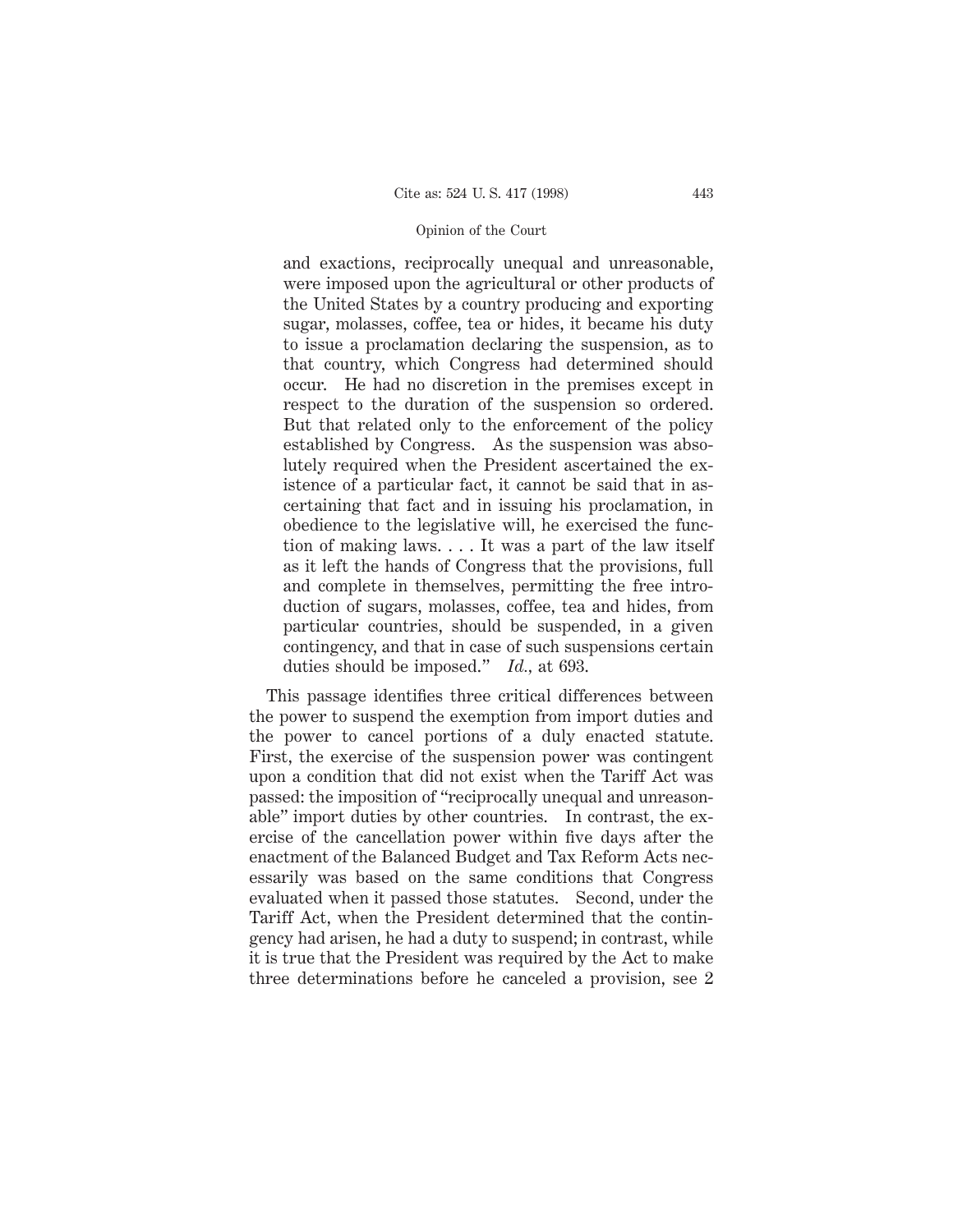> and exactions, reciprocally unequal and unreasonable, were imposed upon the agricultural or other products of the United States by a country producing and exporting sugar, molasses, coffee, tea or hides, it became his duty to issue a proclamation declaring the suspension, as to that country, which Congress had determined should occur. He had no discretion in the premises except in respect to the duration of the suspension so ordered. But that related only to the enforcement of the policy established by Congress. As the suspension was absolutely required when the President ascertained the existence of a particular fact, it cannot be said that in ascertaining that fact and in issuing his proclamation, in obedience to the legislative will, he exercised the function of making laws. . . . It was a part of the law itself as it left the hands of Congress that the provisions, full and complete in themselves, permitting the free introduction of sugars, molasses, coffee, tea and hides, from particular countries, should be suspended, in a given contingency, and that in case of such suspensions certain duties should be imposed." *Id.,* at 693.

This passage identifies three critical differences between the power to suspend the exemption from import duties and the power to cancel portions of a duly enacted statute. First, the exercise of the suspension power was contingent upon a condition that did not exist when the Tariff Act was passed: the imposition of "reciprocally unequal and unreasonable" import duties by other countries. In contrast, the exercise of the cancellation power within five days after the enactment of the Balanced Budget and Tax Reform Acts necessarily was based on the same conditions that Congress evaluated when it passed those statutes. Second, under the Tariff Act, when the President determined that the contingency had arisen, he had a duty to suspend; in contrast, while it is true that the President was required by the Act to make three determinations before he canceled a provision, see 2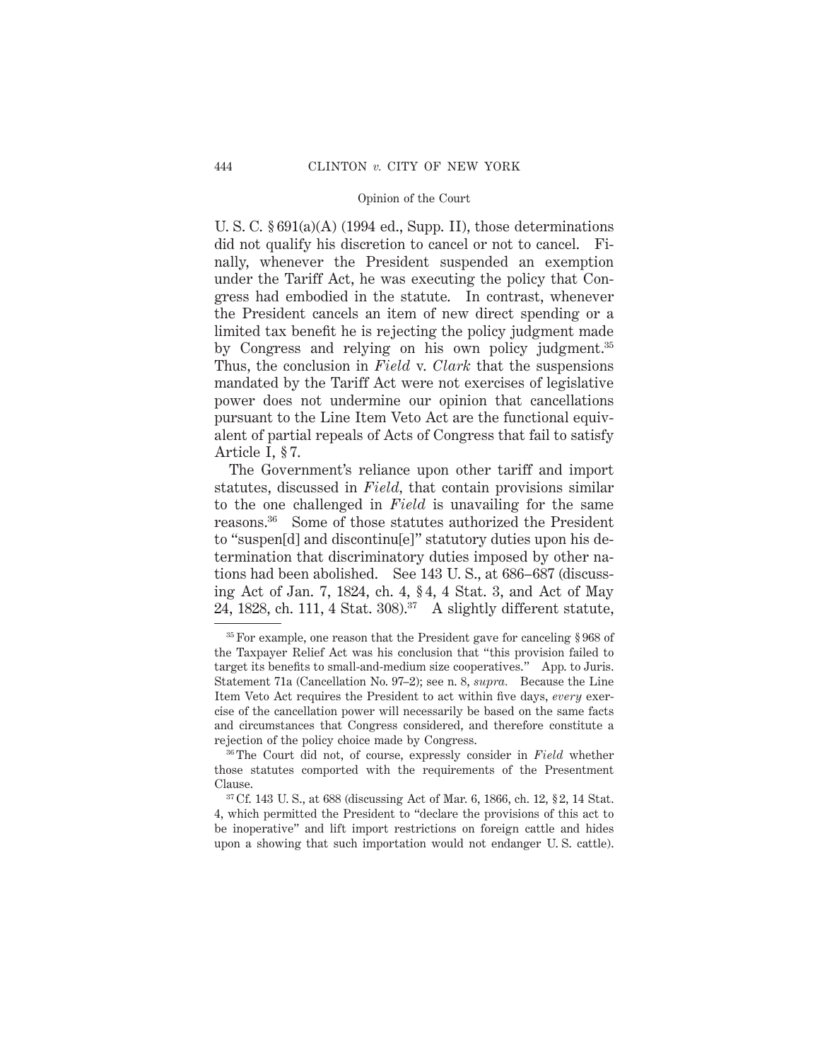U. S. C. § 691(a)(A) (1994 ed., Supp. II), those determinations did not qualify his discretion to cancel or not to cancel. Finally, whenever the President suspended an exemption under the Tariff Act, he was executing the policy that Congress had embodied in the statute. In contrast, whenever the President cancels an item of new direct spending or a limited tax benefit he is rejecting the policy judgment made by Congress and relying on his own policy judgment.[35] Thus, the conclusion in *Field* v. *Clark* that the suspensions mandated by the Tariff Act were not exercises of legislative power does not undermine our opinion that cancellations pursuant to the Line Item Veto Act are the functional equivalent of partial repeals of Acts of Congress that fail to satisfy Article I, § 7.

The Government's reliance upon other tariff and import statutes, discussed in *Field*, that contain provisions similar to the one challenged in *Field* is unavailing for the same reasons.[36] Some of those statutes authorized the President to "suspen[d] and discontinu[e]" statutory duties upon his determination that discriminatory duties imposed by other nations had been abolished. See 143 U. S., at 686–687 (discussing Act of Jan. 7, 1824, ch. 4, § 4, 4 Stat. 3, and Act of May 24, 1828, ch. 111, 4 Stat. 308).[37] A slightly different statute,

---

[35] For example, one reason that the President gave for canceling § 968 of the Taxpayer Relief Act was his conclusion that "this provision failed to target its benefits to small-and-medium size cooperatives." App. to Juris. Statement 71a (Cancellation No. 97–2); see n. 8, *supra*. Because the Line Item Veto Act requires the President to act within five days, *every* exercise of the cancellation power will necessarily be based on the same facts and circumstances that Congress considered, and therefore constitute a rejection of the policy choice made by Congress.

[36] The Court did not, of course, expressly consider in *Field* whether those statutes comported with the requirements of the Presentment Clause.

[37] Cf. 143 U. S., at 688 (discussing Act of Mar. 6, 1866, ch. 12, § 2, 14 Stat. 4, which permitted the President to "declare the provisions of this act to be inoperative" and lift import restrictions on foreign cattle and hides upon a showing that such importation would not endanger U. S. cattle).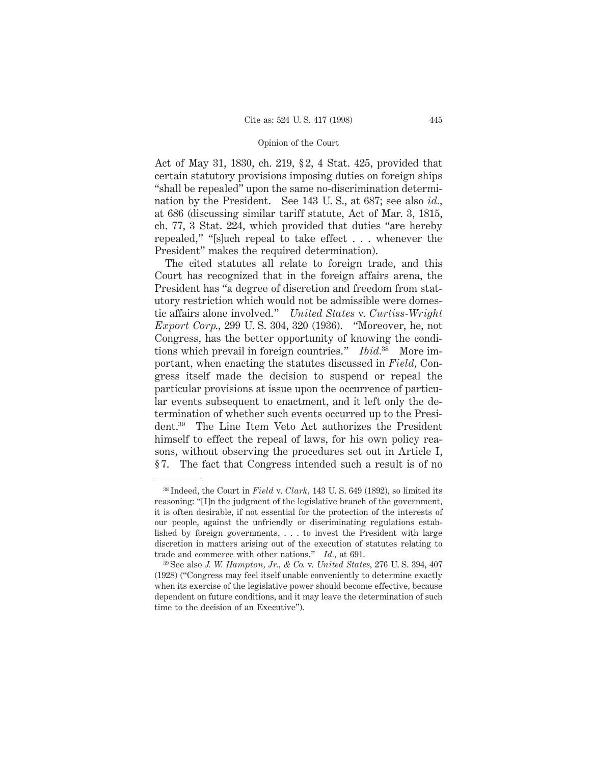Act of May 31, 1830, ch. 219, § 2, 4 Stat. 425, provided that certain statutory provisions imposing duties on foreign ships "shall be repealed" upon the same no-discrimination determination by the President. See 143 U. S., at 687; see also *id.*, at 686 (discussing similar tariff statute, Act of Mar. 3, 1815, ch. 77, 3 Stat. 224, which provided that duties "are hereby repealed," "[s]uch repeal to take effect . . . whenever the President" makes the required determination).

The cited statutes all relate to foreign trade, and this Court has recognized that in the foreign affairs arena, the President has "a degree of discretion and freedom from statutory restriction which would not be admissible were domestic affairs alone involved." *United States* v. *Curtiss-Wright Export Corp.*, 299 U. S. 304, 320 (1936). "Moreover, he, not Congress, has the better opportunity of knowing the conditions which prevail in foreign countries." *Ibid.*[38] More important, when enacting the statutes discussed in *Field*, Congress itself made the decision to suspend or repeal the particular provisions at issue upon the occurrence of particular events subsequent to enactment, and it left only the determination of whether such events occurred up to the President.[39] The Line Item Veto Act authorizes the President himself to effect the repeal of laws, for his own policy reasons, without observing the procedures set out in Article I, § 7. The fact that Congress intended such a result is of no

---

[38] Indeed, the Court in *Field* v. *Clark*, 143 U. S. 649 (1892), so limited its reasoning: "[I]n the judgment of the legislative branch of the government, it is often desirable, if not essential for the protection of the interests of our people, against the unfriendly or discriminating regulations established by foreign governments, . . . to invest the President with large discretion in matters arising out of the execution of statutes relating to trade and commerce with other nations." *Id.*, at 691.

[39] See also *J. W. Hampton, Jr., & Co.* v. *United States*, 276 U. S. 394, 407 (1928) ("Congress may feel itself unable conveniently to determine exactly when its exercise of the legislative power should become effective, because dependent on future conditions, and it may leave the determination of such time to the decision of an Executive").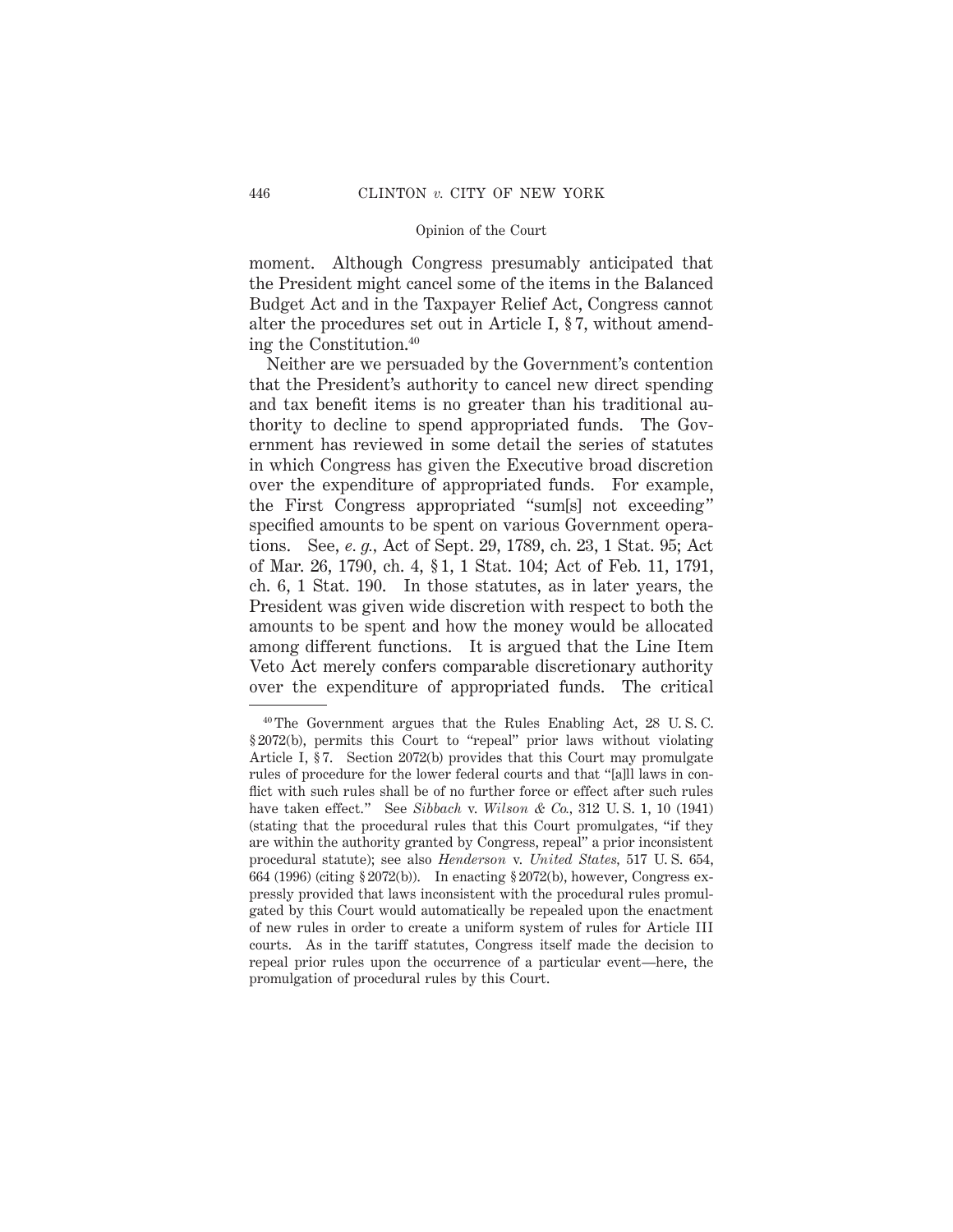moment. Although Congress presumably anticipated that the President might cancel some of the items in the Balanced Budget Act and in the Taxpayer Relief Act, Congress cannot alter the procedures set out in Article I, § 7, without amending the Constitution.[40]

Neither are we persuaded by the Government's contention that the President's authority to cancel new direct spending and tax benefit items is no greater than his traditional authority to decline to spend appropriated funds. The Government has reviewed in some detail the series of statutes in which Congress has given the Executive broad discretion over the expenditure of appropriated funds. For example, the First Congress appropriated "sum[s] not exceeding" specified amounts to be spent on various Government operations. See, *e. g.,* Act of Sept. 29, 1789, ch. 23, 1 Stat. 95; Act of Mar. 26, 1790, ch. 4, § 1, 1 Stat. 104; Act of Feb. 11, 1791, ch. 6, 1 Stat. 190. In those statutes, as in later years, the President was given wide discretion with respect to both the amounts to be spent and how the money would be allocated among different functions. It is argued that the Line Item Veto Act merely confers comparable discretionary authority over the expenditure of appropriated funds. The critical

[40] The Government argues that the Rules Enabling Act, 28 U. S. C. § 2072(b), permits this Court to "repeal" prior laws without violating Article I, § 7. Section 2072(b) provides that this Court may promulgate rules of procedure for the lower federal courts and that "[a]ll laws in conflict with such rules shall be of no further force or effect after such rules have taken effect." See *Sibbach* v. *Wilson & Co.,* 312 U. S. 1, 10 (1941) (stating that the procedural rules that this Court promulgates, "if they are within the authority granted by Congress, repeal" a prior inconsistent procedural statute); see also *Henderson* v. *United States,* 517 U. S. 654, 664 (1996) (citing § 2072(b)). In enacting § 2072(b), however, Congress expressly provided that laws inconsistent with the procedural rules promulgated by this Court would automatically be repealed upon the enactment of new rules in order to create a uniform system of rules for Article III courts. As in the tariff statutes, Congress itself made the decision to repeal prior rules upon the occurrence of a particular event—here, the promulgation of procedural rules by this Court.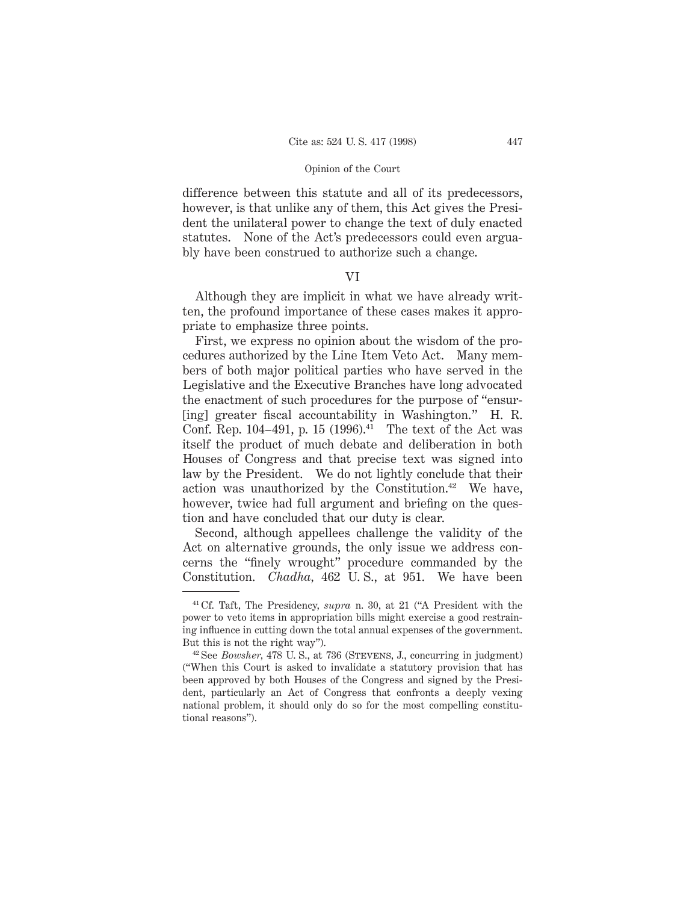difference between this statute and all of its predecessors, however, is that unlike any of them, this Act gives the President the unilateral power to change the text of duly enacted statutes. None of the Act's predecessors could even arguably have been construed to authorize such a change.

## VI

Although they are implicit in what we have already written, the profound importance of these cases makes it appropriate to emphasize three points.

First, we express no opinion about the wisdom of the procedures authorized by the Line Item Veto Act. Many members of both major political parties who have served in the Legislative and the Executive Branches have long advocated the enactment of such procedures for the purpose of "ensur[ing] greater fiscal accountability in Washington." H. R. Conf. Rep. 104–491, p. 15 (1996).[41] The text of the Act was itself the product of much debate and deliberation in both Houses of Congress and that precise text was signed into law by the President. We do not lightly conclude that their action was unauthorized by the Constitution.[42] We have, however, twice had full argument and briefing on the question and have concluded that our duty is clear.

Second, although appellees challenge the validity of the Act on alternative grounds, the only issue we address concerns the "finely wrought" procedure commanded by the Constitution. *Chadha*, 462 U. S., at 951. We have been

---

[41] Cf. Taft, The Presidency, *supra* n. 30, at 21 ("A President with the power to veto items in appropriation bills might exercise a good restraining influence in cutting down the total annual expenses of the government. But this is not the right way").

[42] See *Bowsher*, 478 U. S., at 736 (Stevens, J., concurring in judgment) ("When this Court is asked to invalidate a statutory provision that has been approved by both Houses of the Congress and signed by the President, particularly an Act of Congress that confronts a deeply vexing national problem, it should only do so for the most compelling constitutional reasons").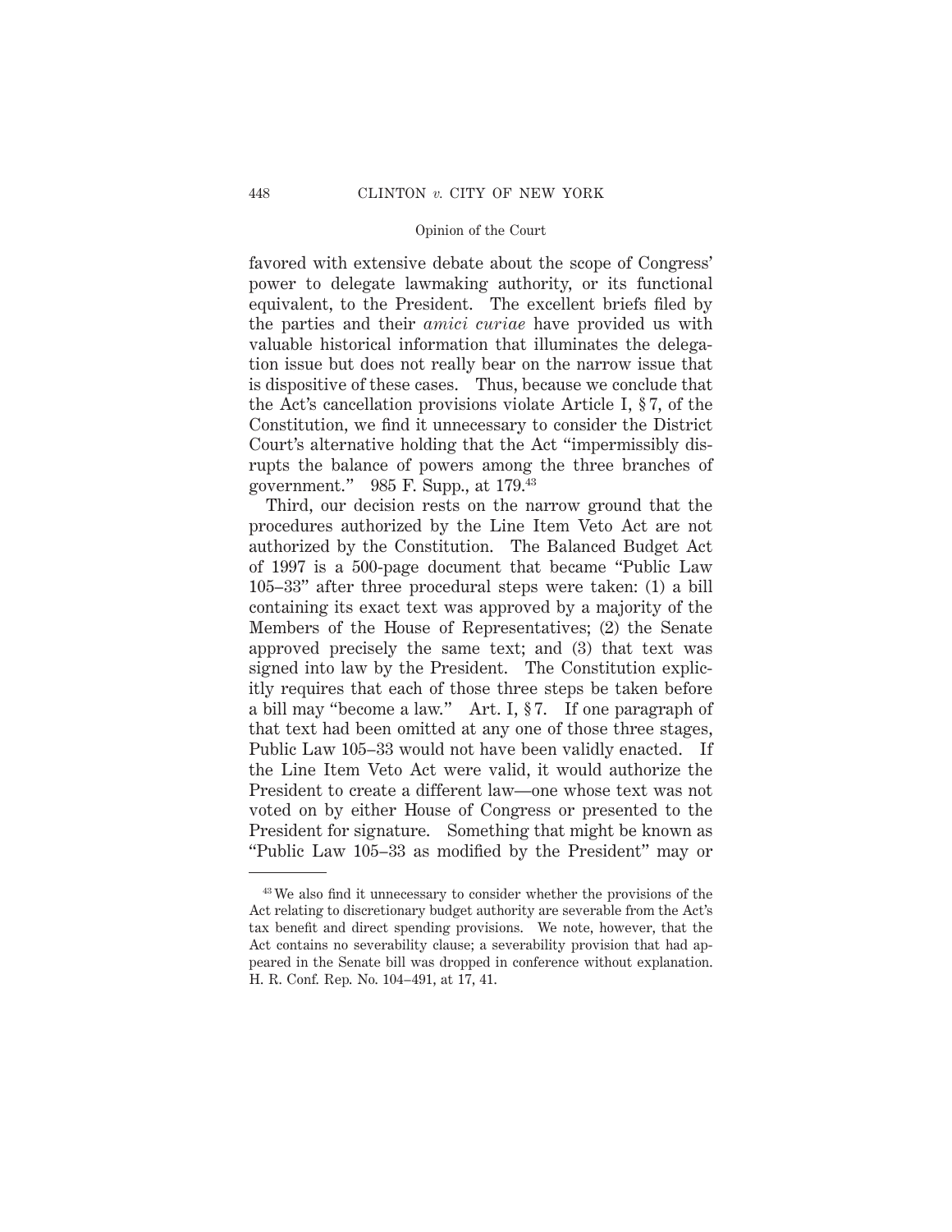favored with extensive debate about the scope of Congress' power to delegate lawmaking authority, or its functional equivalent, to the President. The excellent briefs filed by the parties and their *amici curiae* have provided us with valuable historical information that illuminates the delegation issue but does not really bear on the narrow issue that is dispositive of these cases. Thus, because we conclude that the Act's cancellation provisions violate Article I, § 7, of the Constitution, we find it unnecessary to consider the District Court's alternative holding that the Act "impermissibly disrupts the balance of powers among the three branches of government." 985 F. Supp., at 179.[43]

Third, our decision rests on the narrow ground that the procedures authorized by the Line Item Veto Act are not authorized by the Constitution. The Balanced Budget Act of 1997 is a 500-page document that became "Public Law 105–33" after three procedural steps were taken: (1) a bill containing its exact text was approved by a majority of the Members of the House of Representatives; (2) the Senate approved precisely the same text; and (3) that text was signed into law by the President. The Constitution explicitly requires that each of those three steps be taken before a bill may "become a law." Art. I, § 7. If one paragraph of that text had been omitted at any one of those three stages, Public Law 105–33 would not have been validly enacted. If the Line Item Veto Act were valid, it would authorize the President to create a different law—one whose text was not voted on by either House of Congress or presented to the President for signature. Something that might be known as "Public Law 105–33 as modified by the President" may or

---

[43] We also find it unnecessary to consider whether the provisions of the Act relating to discretionary budget authority are severable from the Act's tax benefit and direct spending provisions. We note, however, that the Act contains no severability clause; a severability provision that had appeared in the Senate bill was dropped in conference without explanation. H. R. Conf. Rep. No. 104–491, at 17, 41.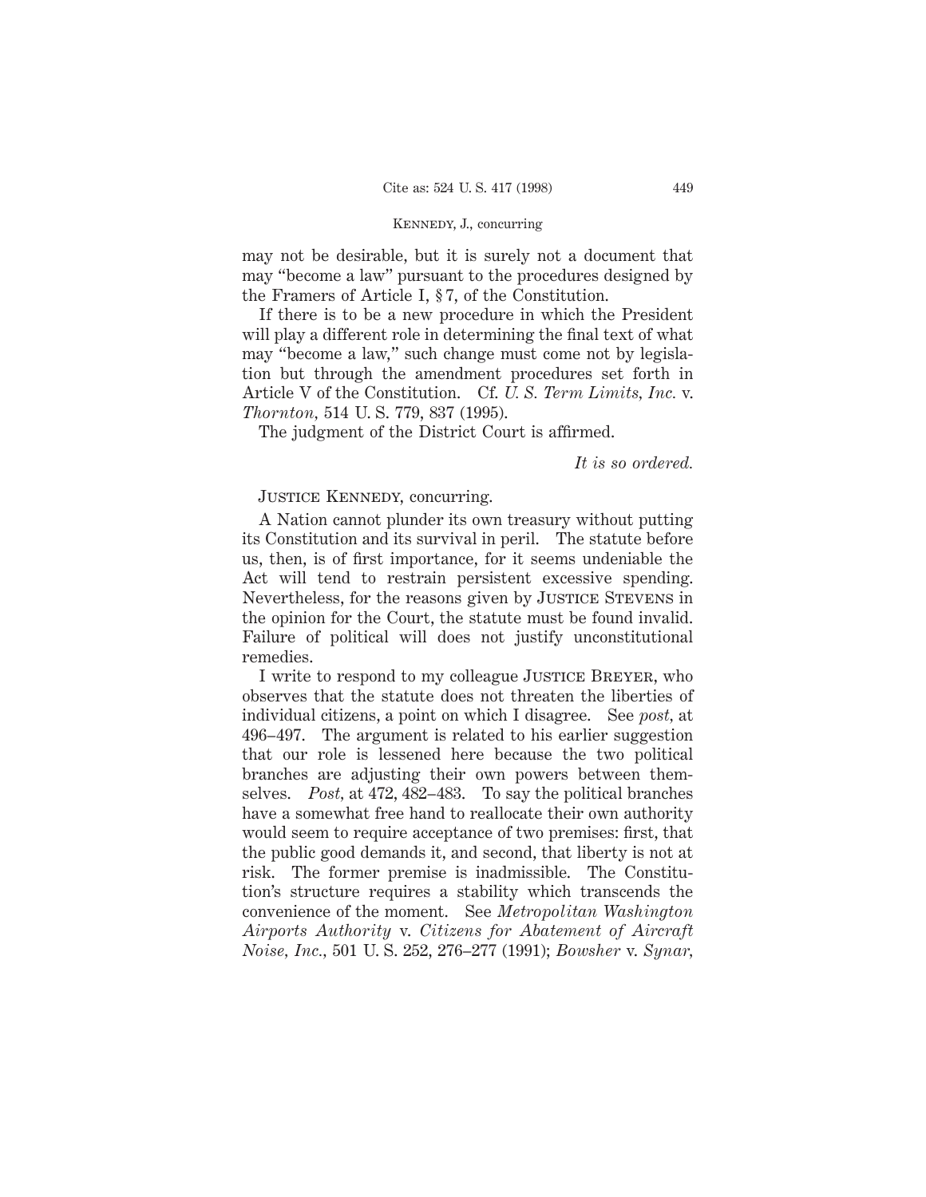may not be desirable, but it is surely not a document that may "become a law" pursuant to the procedures designed by the Framers of Article I, § 7, of the Constitution.

If there is to be a new procedure in which the President will play a different role in determining the final text of what may "become a law," such change must come not by legislation but through the amendment procedures set forth in Article V of the Constitution. Cf. *U. S. Term Limits, Inc.* v. *Thornton,* 514 U. S. 779, 837 (1995).

The judgment of the District Court is affirmed.

*It is so ordered.*

JUSTICE KENNEDY, concurring.

A Nation cannot plunder its own treasury without putting its Constitution and its survival in peril. The statute before us, then, is of first importance, for it seems undeniable the Act will tend to restrain persistent excessive spending. Nevertheless, for the reasons given by JUSTICE STEVENS in the opinion for the Court, the statute must be found invalid. Failure of political will does not justify unconstitutional remedies.

I write to respond to my colleague JUSTICE BREYER, who observes that the statute does not threaten the liberties of individual citizens, a point on which I disagree. See *post,* at 496–497. The argument is related to his earlier suggestion that our role is lessened here because the two political branches are adjusting their own powers between themselves. *Post,* at 472, 482–483. To say the political branches have a somewhat free hand to reallocate their own authority would seem to require acceptance of two premises: first, that the public good demands it, and second, that liberty is not at risk. The former premise is inadmissible. The Constitution's structure requires a stability which transcends the convenience of the moment. See *Metropolitan Washington Airports Authority* v. *Citizens for Abatement of Aircraft Noise, Inc.,* 501 U. S. 252, 276–277 (1991); *Bowsher* v. *Synar,*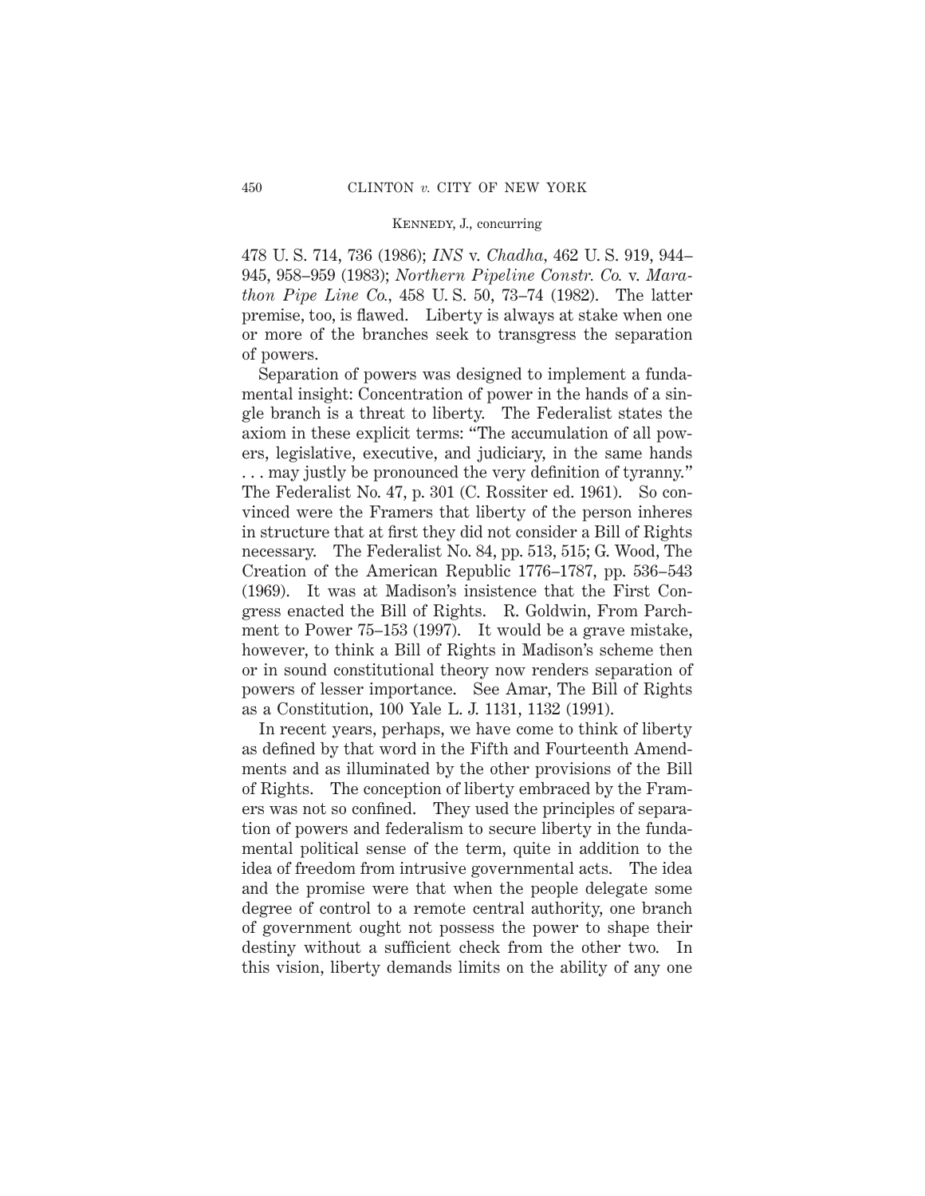478 U. S. 714, 736 (1986); *INS* v. *Chadha,* 462 U. S. 919, 944–945, 958–959 (1983); *Northern Pipeline Constr. Co.* v. *Marathon Pipe Line Co.,* 458 U. S. 50, 73–74 (1982). The latter premise, too, is flawed. Liberty is always at stake when one or more of the branches seek to transgress the separation of powers.

Separation of powers was designed to implement a fundamental insight: Concentration of power in the hands of a single branch is a threat to liberty. The Federalist states the axiom in these explicit terms: "The accumulation of all powers, legislative, executive, and judiciary, in the same hands . . . may justly be pronounced the very definition of tyranny." The Federalist No. 47, p. 301 (C. Rossiter ed. 1961). So convinced were the Framers that liberty of the person inheres in structure that at first they did not consider a Bill of Rights necessary. The Federalist No. 84, pp. 513, 515; G. Wood, The Creation of the American Republic 1776–1787, pp. 536–543 (1969). It was at Madison's insistence that the First Congress enacted the Bill of Rights. R. Goldwin, From Parchment to Power 75–153 (1997). It would be a grave mistake, however, to think a Bill of Rights in Madison's scheme then or in sound constitutional theory now renders separation of powers of lesser importance. See Amar, The Bill of Rights as a Constitution, 100 Yale L. J. 1131, 1132 (1991).

In recent years, perhaps, we have come to think of liberty as defined by that word in the Fifth and Fourteenth Amendments and as illuminated by the other provisions of the Bill of Rights. The conception of liberty embraced by the Framers was not so confined. They used the principles of separation of powers and federalism to secure liberty in the fundamental political sense of the term, quite in addition to the idea of freedom from intrusive governmental acts. The idea and the promise were that when the people delegate some degree of control to a remote central authority, one branch of government ought not possess the power to shape their destiny without a sufficient check from the other two. In this vision, liberty demands limits on the ability of any one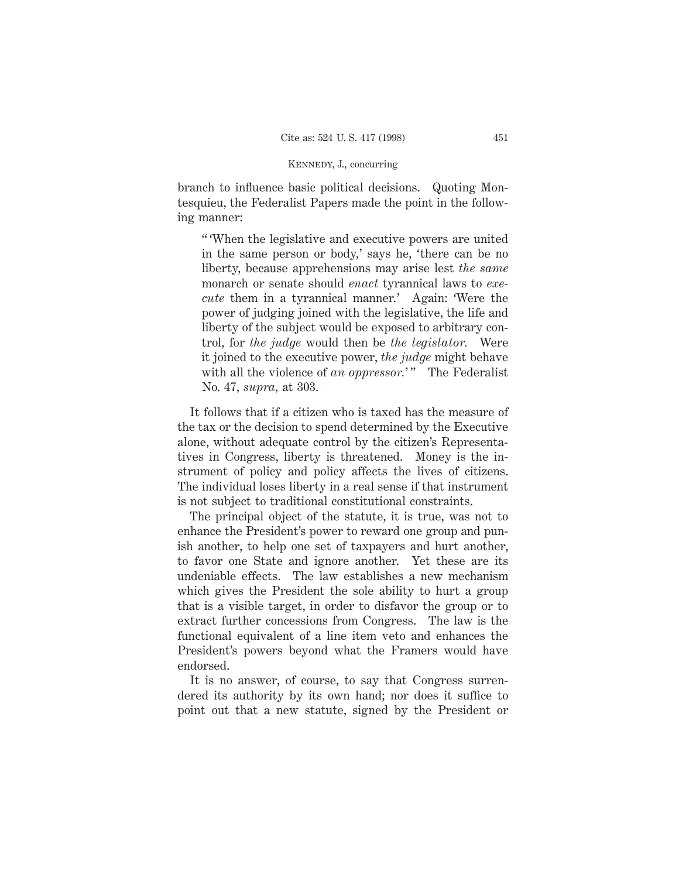branch to influence basic political decisions. Quoting Montesquieu, the Federalist Papers made the point in the following manner:

> "'When the legislative and executive powers are united in the same person or body,' says he, 'there can be no liberty, because apprehensions may arise lest *the same* monarch or senate should *enact* tyrannical laws to *execute* them in a tyrannical manner.' Again: 'Were the power of judging joined with the legislative, the life and liberty of the subject would be exposed to arbitrary control, for *the judge* would then be *the legislator.* Were it joined to the executive power, *the judge* might behave with all the violence of *an oppressor.*'" The Federalist No. 47, *supra,* at 303.

It follows that if a citizen who is taxed has the measure of the tax or the decision to spend determined by the Executive alone, without adequate control by the citizen's Representatives in Congress, liberty is threatened. Money is the instrument of policy and policy affects the lives of citizens. The individual loses liberty in a real sense if that instrument is not subject to traditional constitutional constraints.

The principal object of the statute, it is true, was not to enhance the President's power to reward one group and punish another, to help one set of taxpayers and hurt another, to favor one State and ignore another. Yet these are its undeniable effects. The law establishes a new mechanism which gives the President the sole ability to hurt a group that is a visible target, in order to disfavor the group or to extract further concessions from Congress. The law is the functional equivalent of a line item veto and enhances the President's powers beyond what the Framers would have endorsed.

It is no answer, of course, to say that Congress surrendered its authority by its own hand; nor does it suffice to point out that a new statute, signed by the President or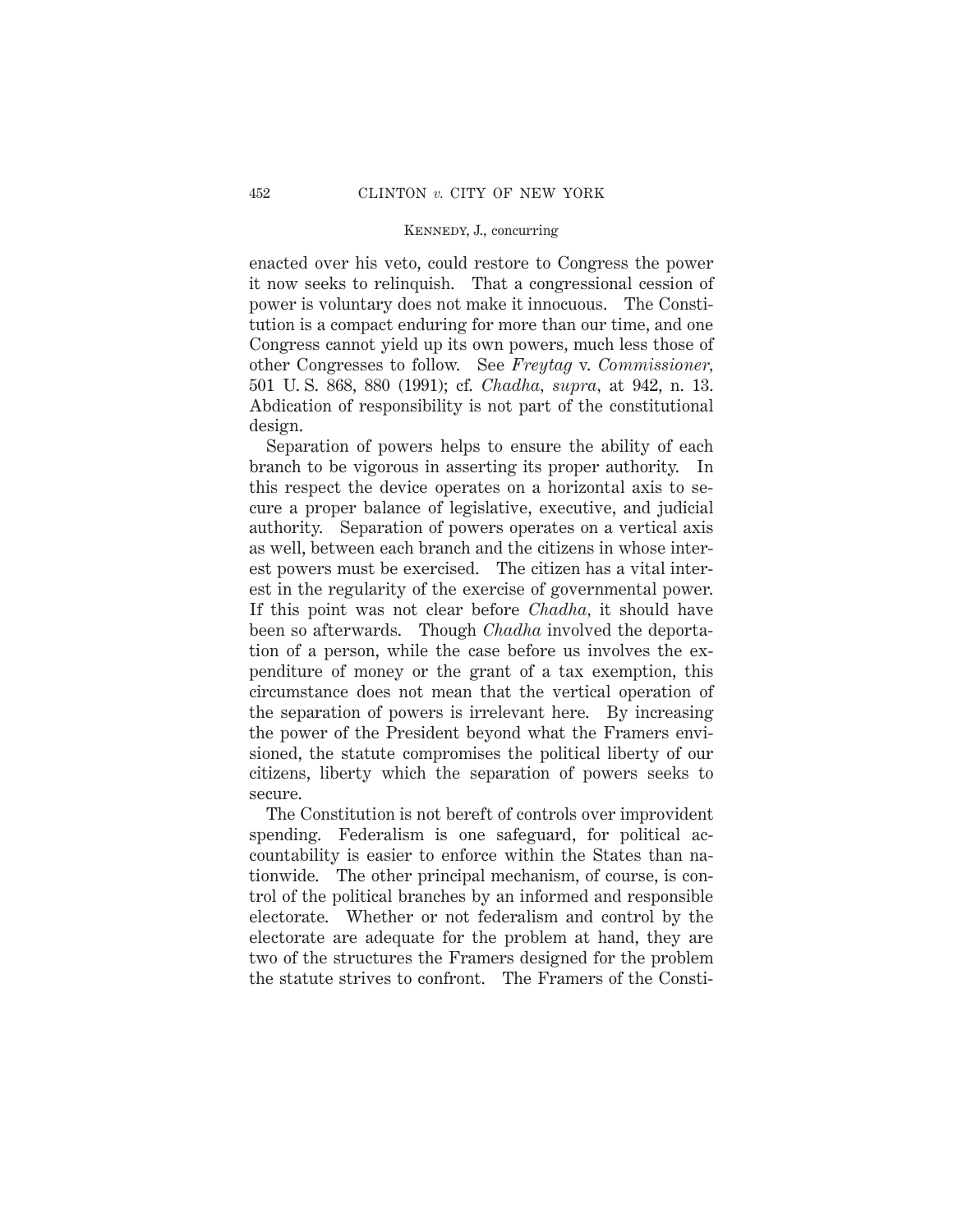enacted over his veto, could restore to Congress the power it now seeks to relinquish. That a congressional cession of power is voluntary does not make it innocuous. The Constitution is a compact enduring for more than our time, and one Congress cannot yield up its own powers, much less those of other Congresses to follow. See *Freytag* v. *Commissioner*, 501 U. S. 868, 880 (1991); cf. *Chadha*, *supra*, at 942, n. 13. Abdication of responsibility is not part of the constitutional design.

Separation of powers helps to ensure the ability of each branch to be vigorous in asserting its proper authority. In this respect the device operates on a horizontal axis to secure a proper balance of legislative, executive, and judicial authority. Separation of powers operates on a vertical axis as well, between each branch and the citizens in whose interest powers must be exercised. The citizen has a vital interest in the regularity of the exercise of governmental power. If this point was not clear before *Chadha*, it should have been so afterwards. Though *Chadha* involved the deportation of a person, while the case before us involves the expenditure of money or the grant of a tax exemption, this circumstance does not mean that the vertical operation of the separation of powers is irrelevant here. By increasing the power of the President beyond what the Framers envisioned, the statute compromises the political liberty of our citizens, liberty which the separation of powers seeks to secure.

The Constitution is not bereft of controls over improvident spending. Federalism is one safeguard, for political accountability is easier to enforce within the States than nationwide. The other principal mechanism, of course, is control of the political branches by an informed and responsible electorate. Whether or not federalism and control by the electorate are adequate for the problem at hand, they are two of the structures the Framers designed for the problem the statute strives to confront. The Framers of the Consti-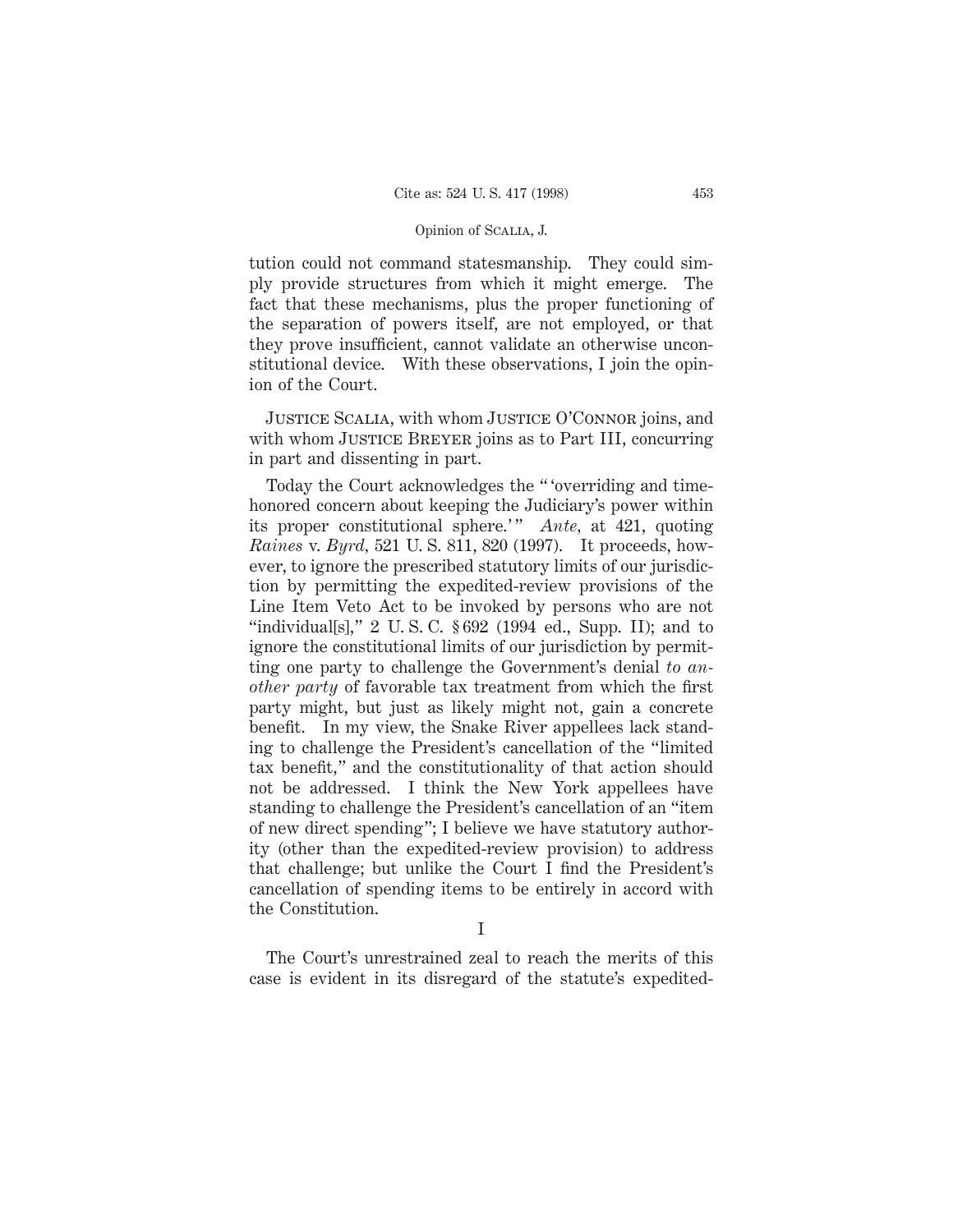tution could not command statesmanship. They could simply provide structures from which it might emerge. The fact that these mechanisms, plus the proper functioning of the separation of powers itself, are not employed, or that they prove insufficient, cannot validate an otherwise unconstitutional device. With these observations, I join the opinion of the Court.

Justice Scalia, with whom Justice O'Connor joins, and with whom Justice Breyer joins as to Part III, concurring in part and dissenting in part.

Today the Court acknowledges the " 'overriding and time-honored concern about keeping the Judiciary's power within its proper constitutional sphere.' " *Ante*, at 421, quoting *Raines* v. *Byrd*, 521 U. S. 811, 820 (1997). It proceeds, however, to ignore the prescribed statutory limits of our jurisdiction by permitting the expedited-review provisions of the Line Item Veto Act to be invoked by persons who are not "individual[s]," 2 U. S. C. § 692 (1994 ed., Supp. II); and to ignore the constitutional limits of our jurisdiction by permitting one party to challenge the Government's denial *to another party* of favorable tax treatment from which the first party might, but just as likely might not, gain a concrete benefit. In my view, the Snake River appellees lack standing to challenge the President's cancellation of the "limited tax benefit," and the constitutionality of that action should not be addressed. I think the New York appellees have standing to challenge the President's cancellation of an "item of new direct spending"; I believe we have statutory authority (other than the expedited-review provision) to address that challenge; but unlike the Court I find the President's cancellation of spending items to be entirely in accord with the Constitution.

## I

The Court's unrestrained zeal to reach the merits of this case is evident in its disregard of the statute's expedited-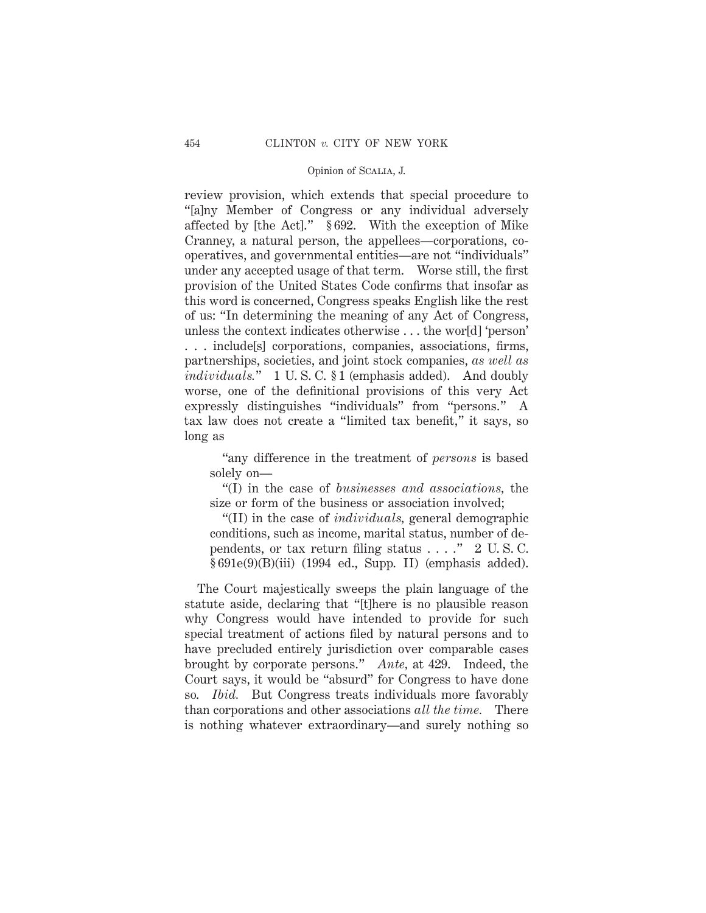review provision, which extends that special procedure to "[a]ny Member of Congress or any individual adversely affected by [the Act]." § 692. With the exception of Mike Cranney, a natural person, the appellees—corporations, cooperatives, and governmental entities—are not "individuals" under any accepted usage of that term. Worse still, the first provision of the United States Code confirms that insofar as this word is concerned, Congress speaks English like the rest of us: "In determining the meaning of any Act of Congress, unless the context indicates otherwise . . . the wor[d] 'person' . . . include[s] corporations, companies, associations, firms, partnerships, societies, and joint stock companies, *as well as individuals.*" 1 U. S. C. § 1 (emphasis added). And doubly worse, one of the definitional provisions of this very Act expressly distinguishes "individuals" from "persons." A tax law does not create a "limited tax benefit," it says, so long as

> "any difference in the treatment of *persons* is based solely on—
>
> "(I) in the case of *businesses and associations,* the size or form of the business or association involved;
>
> "(II) in the case of *individuals,* general demographic conditions, such as income, marital status, number of dependents, or tax return filing status . . . ." 2 U. S. C. § 691e(9)(B)(iii) (1994 ed., Supp. II) (emphasis added).

The Court majestically sweeps the plain language of the statute aside, declaring that "[t]here is no plausible reason why Congress would have intended to provide for such special treatment of actions filed by natural persons and to have precluded entirely jurisdiction over comparable cases brought by corporate persons." *Ante,* at 429. Indeed, the Court says, it would be "absurd" for Congress to have done so. *Ibid.* But Congress treats individuals more favorably than corporations and other associations *all the time.* There is nothing whatever extraordinary—and surely nothing so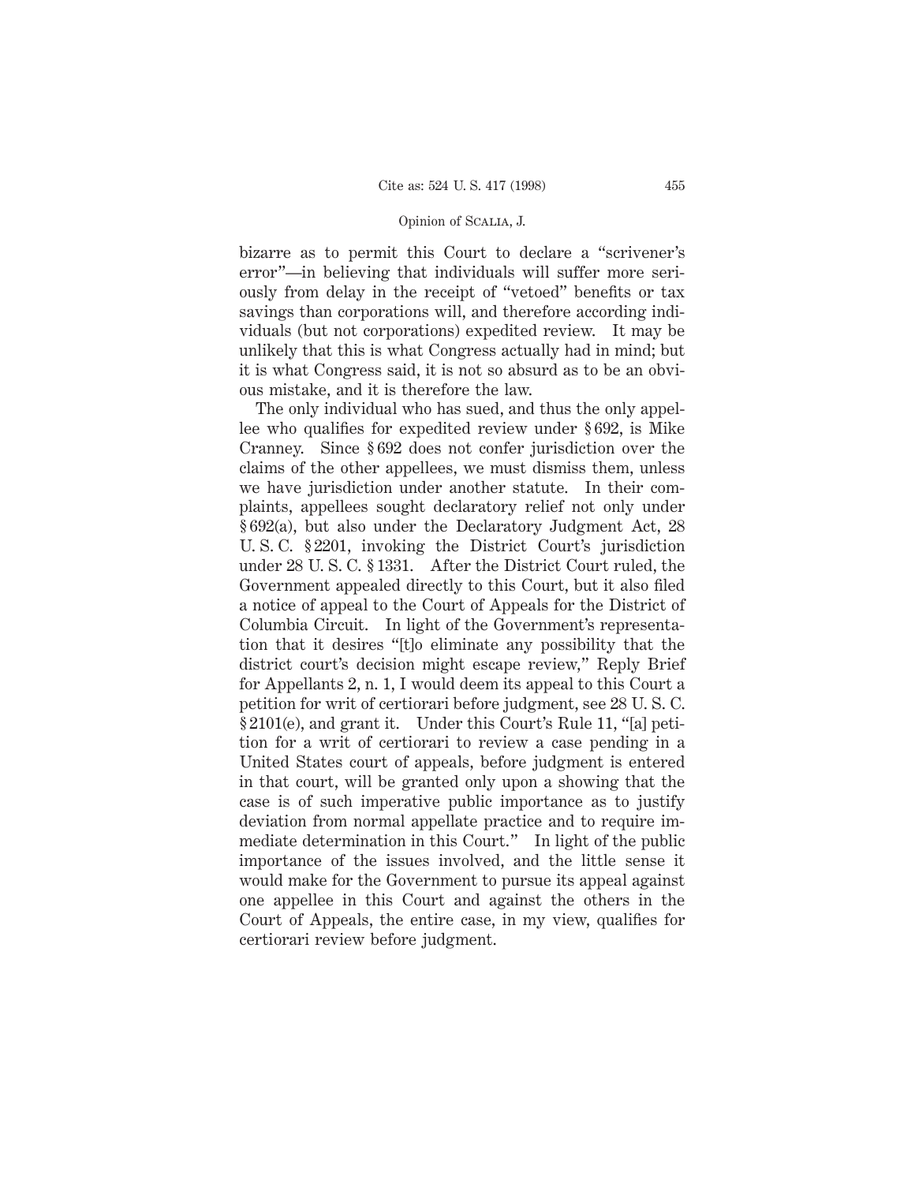bizarre as to permit this Court to declare a "scrivener's error"—in believing that individuals will suffer more seriously from delay in the receipt of "vetoed" benefits or tax savings than corporations will, and therefore according individuals (but not corporations) expedited review. It may be unlikely that this is what Congress actually had in mind; but it is what Congress said, it is not so absurd as to be an obvious mistake, and it is therefore the law.

The only individual who has sued, and thus the only appellee who qualifies for expedited review under § 692, is Mike Cranney. Since § 692 does not confer jurisdiction over the claims of the other appellees, we must dismiss them, unless we have jurisdiction under another statute. In their complaints, appellees sought declaratory relief not only under § 692(a), but also under the Declaratory Judgment Act, 28 U. S. C. § 2201, invoking the District Court's jurisdiction under 28 U. S. C. § 1331. After the District Court ruled, the Government appealed directly to this Court, but it also filed a notice of appeal to the Court of Appeals for the District of Columbia Circuit. In light of the Government's representation that it desires "[t]o eliminate any possibility that the district court's decision might escape review," Reply Brief for Appellants 2, n. 1, I would deem its appeal to this Court a petition for writ of certiorari before judgment, see 28 U. S. C. § 2101(e), and grant it. Under this Court's Rule 11, "[a] petition for a writ of certiorari to review a case pending in a United States court of appeals, before judgment is entered in that court, will be granted only upon a showing that the case is of such imperative public importance as to justify deviation from normal appellate practice and to require immediate determination in this Court." In light of the public importance of the issues involved, and the little sense it would make for the Government to pursue its appeal against one appellee in this Court and against the others in the Court of Appeals, the entire case, in my view, qualifies for certiorari review before judgment.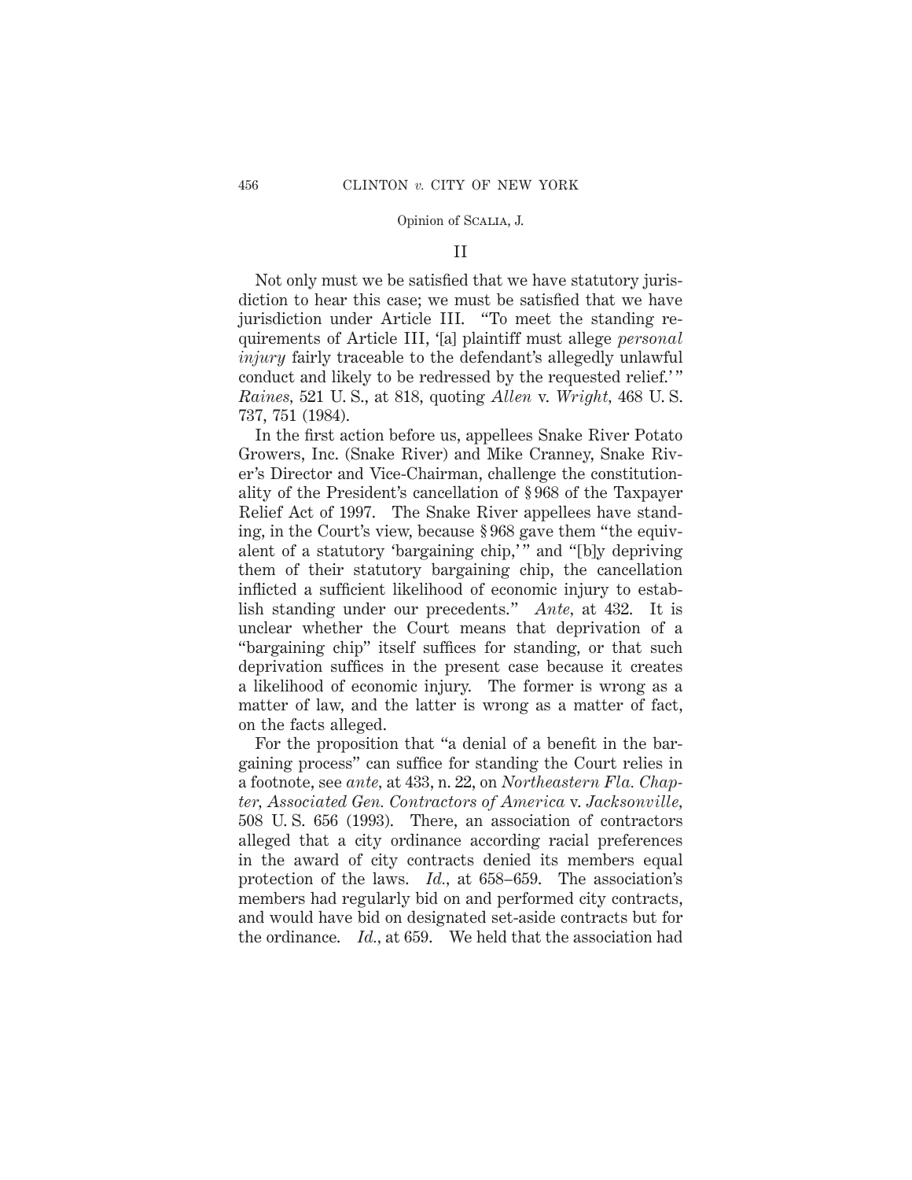## II

Not only must we be satisfied that we have statutory jurisdiction to hear this case; we must be satisfied that we have jurisdiction under Article III. "To meet the standing requirements of Article III, '[a] plaintiff must allege *personal injury* fairly traceable to the defendant's allegedly unlawful conduct and likely to be redressed by the requested relief.'" *Raines*, 521 U. S., at 818, quoting *Allen* v. *Wright*, 468 U. S. 737, 751 (1984).

In the first action before us, appellees Snake River Potato Growers, Inc. (Snake River) and Mike Cranney, Snake River's Director and Vice-Chairman, challenge the constitutionality of the President's cancellation of § 968 of the Taxpayer Relief Act of 1997. The Snake River appellees have standing, in the Court's view, because § 968 gave them "the equivalent of a statutory 'bargaining chip,'" and "[b]y depriving them of their statutory bargaining chip, the cancellation inflicted a sufficient likelihood of economic injury to establish standing under our precedents." *Ante*, at 432. It is unclear whether the Court means that deprivation of a "bargaining chip" itself suffices for standing, or that such deprivation suffices in the present case because it creates a likelihood of economic injury. The former is wrong as a matter of law, and the latter is wrong as a matter of fact, on the facts alleged.

For the proposition that "a denial of a benefit in the bargaining process" can suffice for standing the Court relies in a footnote, see *ante*, at 433, n. 22, on *Northeastern Fla. Chapter, Associated Gen. Contractors of America* v. *Jacksonville*, 508 U. S. 656 (1993). There, an association of contractors alleged that a city ordinance according racial preferences in the award of city contracts denied its members equal protection of the laws. *Id.*, at 658–659. The association's members had regularly bid on and performed city contracts, and would have bid on designated set-aside contracts but for the ordinance. *Id.*, at 659. We held that the association had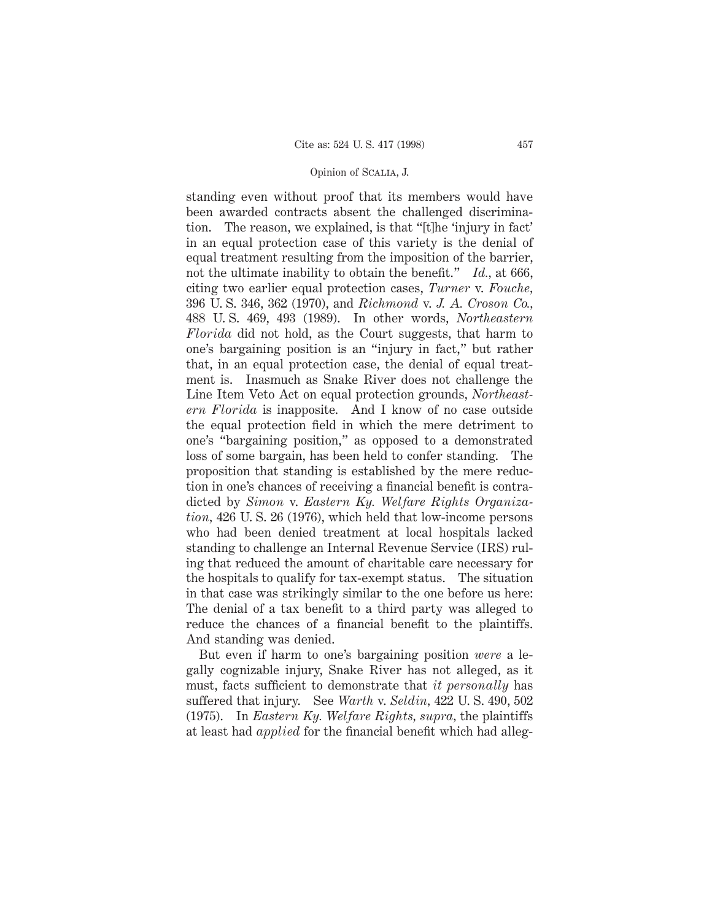standing even without proof that its members would have been awarded contracts absent the challenged discrimination. The reason, we explained, is that "[t]he 'injury in fact' in an equal protection case of this variety is the denial of equal treatment resulting from the imposition of the barrier, not the ultimate inability to obtain the benefit." *Id.*, at 666, citing two earlier equal protection cases, *Turner* v. *Fouche*, 396 U. S. 346, 362 (1970), and *Richmond* v. *J. A. Croson Co.*, 488 U. S. 469, 493 (1989). In other words, *Northeastern Florida* did not hold, as the Court suggests, that harm to one's bargaining position is an "injury in fact," but rather that, in an equal protection case, the denial of equal treatment is. Inasmuch as Snake River does not challenge the Line Item Veto Act on equal protection grounds, *Northeastern Florida* is inapposite. And I know of no case outside the equal protection field in which the mere detriment to one's "bargaining position," as opposed to a demonstrated loss of some bargain, has been held to confer standing. The proposition that standing is established by the mere reduction in one's chances of receiving a financial benefit is contradicted by *Simon* v. *Eastern Ky. Welfare Rights Organization*, 426 U. S. 26 (1976), which held that low-income persons who had been denied treatment at local hospitals lacked standing to challenge an Internal Revenue Service (IRS) ruling that reduced the amount of charitable care necessary for the hospitals to qualify for tax-exempt status. The situation in that case was strikingly similar to the one before us here: The denial of a tax benefit to a third party was alleged to reduce the chances of a financial benefit to the plaintiffs. And standing was denied.

But even if harm to one's bargaining position *were* a legally cognizable injury, Snake River has not alleged, as it must, facts sufficient to demonstrate that *it personally* has suffered that injury. See *Warth* v. *Seldin*, 422 U. S. 490, 502 (1975). In *Eastern Ky. Welfare Rights*, *supra*, the plaintiffs at least had *applied* for the financial benefit which had alleg-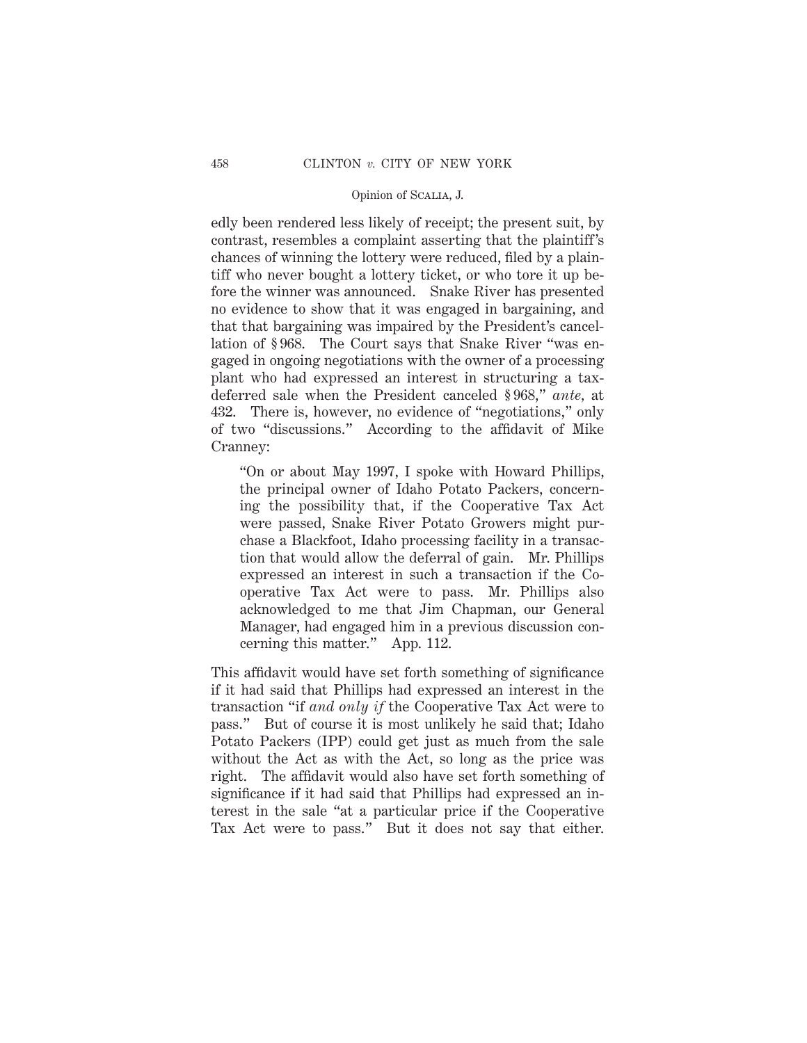edly been rendered less likely of receipt; the present suit, by contrast, resembles a complaint asserting that the plaintiff's chances of winning the lottery were reduced, filed by a plaintiff who never bought a lottery ticket, or who tore it up before the winner was announced. Snake River has presented no evidence to show that it was engaged in bargaining, and that that bargaining was impaired by the President's cancellation of § 968. The Court says that Snake River "was engaged in ongoing negotiations with the owner of a processing plant who had expressed an interest in structuring a tax-deferred sale when the President canceled § 968," *ante*, at 432. There is, however, no evidence of "negotiations," only of two "discussions." According to the affidavit of Mike Cranney:

> "On or about May 1997, I spoke with Howard Phillips, the principal owner of Idaho Potato Packers, concerning the possibility that, if the Cooperative Tax Act were passed, Snake River Potato Growers might purchase a Blackfoot, Idaho processing facility in a transaction that would allow the deferral of gain. Mr. Phillips expressed an interest in such a transaction if the Cooperative Tax Act were to pass. Mr. Phillips also acknowledged to me that Jim Chapman, our General Manager, had engaged him in a previous discussion concerning this matter." App. 112.

This affidavit would have set forth something of significance if it had said that Phillips had expressed an interest in the transaction "if *and only if* the Cooperative Tax Act were to pass." But of course it is most unlikely he said that; Idaho Potato Packers (IPP) could get just as much from the sale without the Act as with the Act, so long as the price was right. The affidavit would also have set forth something of significance if it had said that Phillips had expressed an interest in the sale "at a particular price if the Cooperative Tax Act were to pass." But it does not say that either.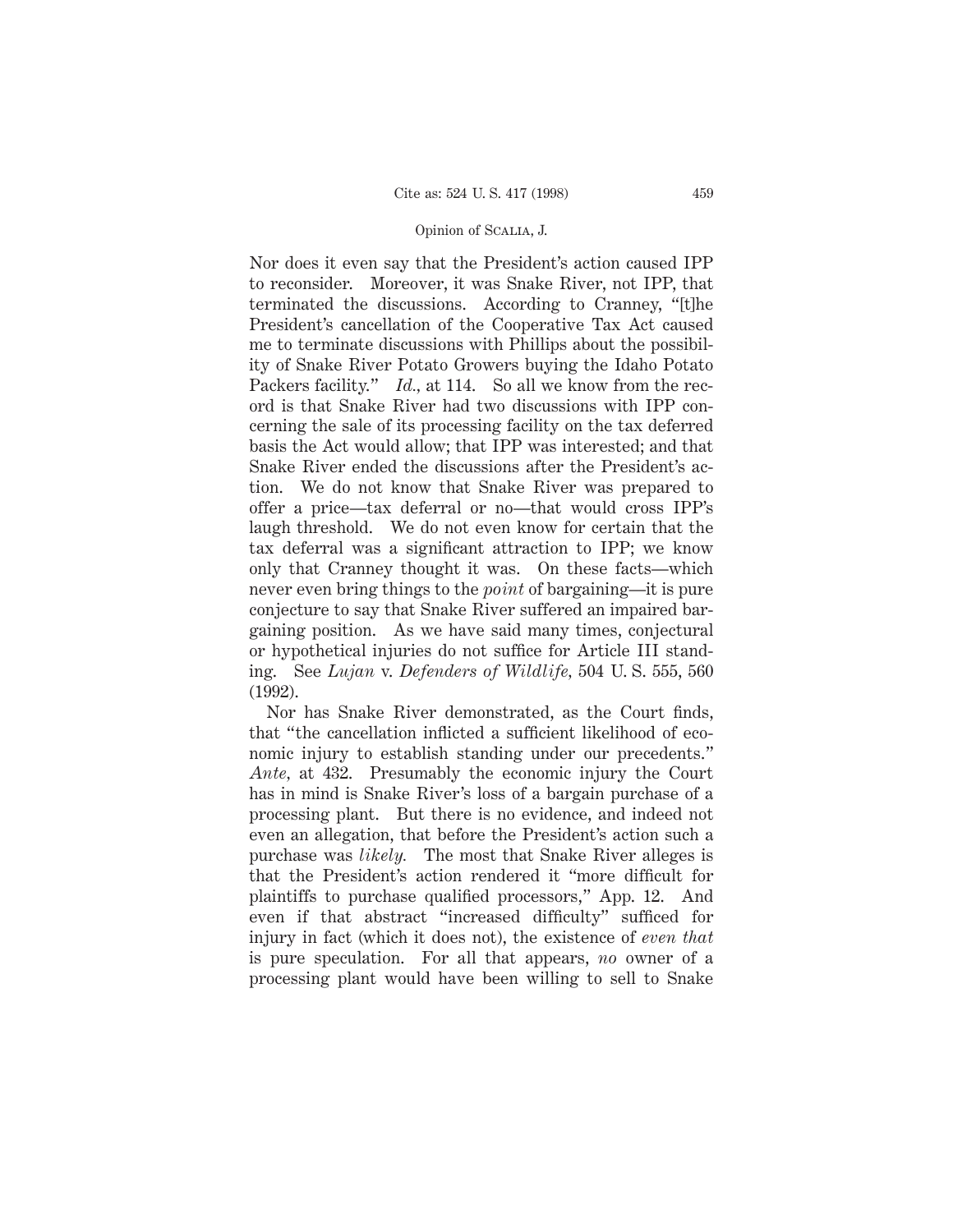Nor does it even say that the President's action caused IPP to reconsider. Moreover, it was Snake River, not IPP, that terminated the discussions. According to Cranney, "[t]he President's cancellation of the Cooperative Tax Act caused me to terminate discussions with Phillips about the possibility of Snake River Potato Growers buying the Idaho Potato Packers facility." *Id.*, at 114. So all we know from the record is that Snake River had two discussions with IPP concerning the sale of its processing facility on the tax deferred basis the Act would allow; that IPP was interested; and that Snake River ended the discussions after the President's action. We do not know that Snake River was prepared to offer a price—tax deferral or no—that would cross IPP's laugh threshold. We do not even know for certain that the tax deferral was a significant attraction to IPP; we know only that Cranney thought it was. On these facts—which never even bring things to the *point* of bargaining—it is pure conjecture to say that Snake River suffered an impaired bargaining position. As we have said many times, conjectural or hypothetical injuries do not suffice for Article III standing. See *Lujan* v. *Defenders of Wildlife*, 504 U. S. 555, 560 (1992).

Nor has Snake River demonstrated, as the Court finds, that "the cancellation inflicted a sufficient likelihood of economic injury to establish standing under our precedents." *Ante*, at 432. Presumably the economic injury the Court has in mind is Snake River's loss of a bargain purchase of a processing plant. But there is no evidence, and indeed not even an allegation, that before the President's action such a purchase was *likely.* The most that Snake River alleges is that the President's action rendered it "more difficult for plaintiffs to purchase qualified processors," App. 12. And even if that abstract "increased difficulty" sufficed for injury in fact (which it does not), the existence of *even that* is pure speculation. For all that appears, *no* owner of a processing plant would have been willing to sell to Snake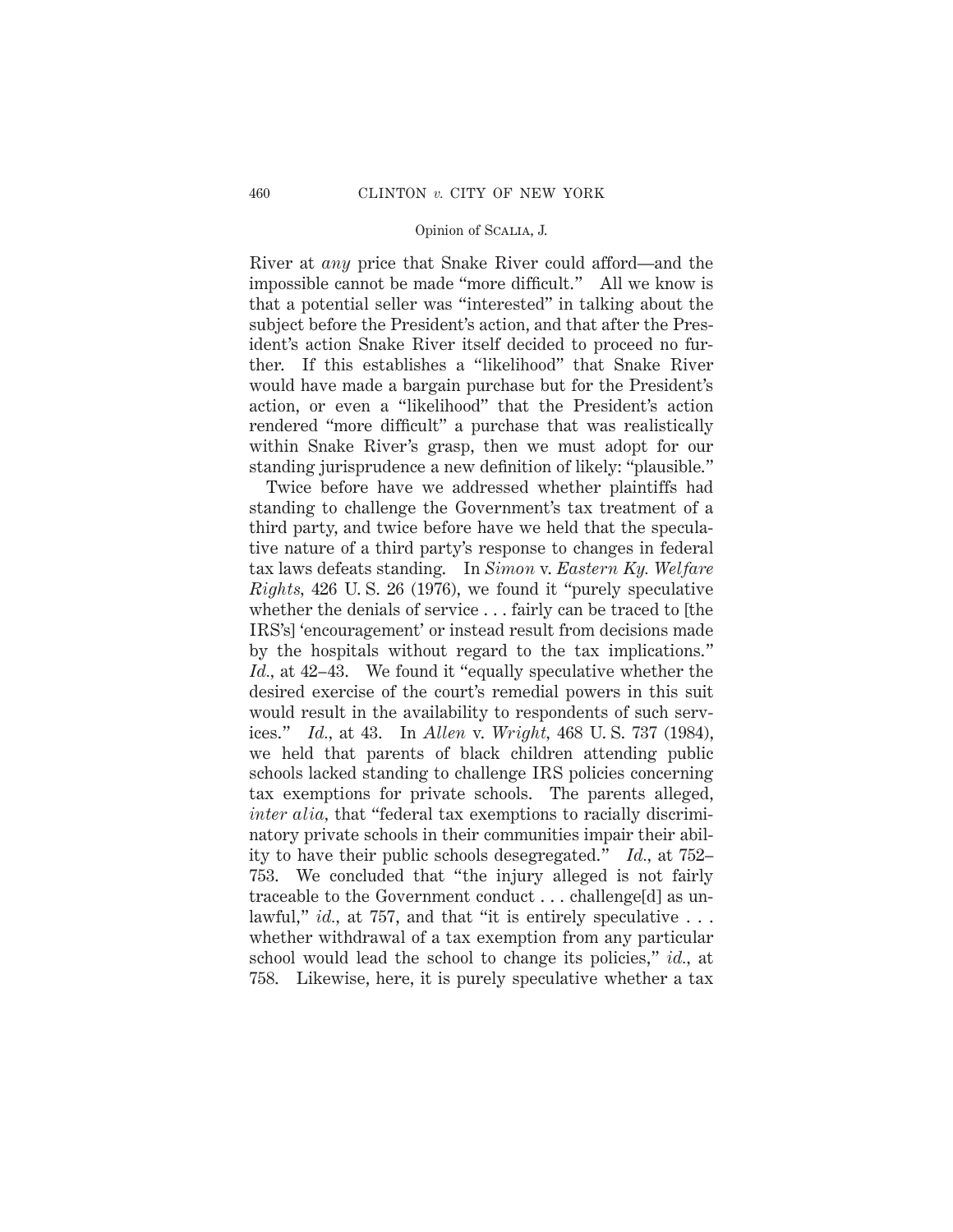River at *any* price that Snake River could afford—and the impossible cannot be made "more difficult." All we know is that a potential seller was "interested" in talking about the subject before the President's action, and that after the President's action Snake River itself decided to proceed no further. If this establishes a "likelihood" that Snake River would have made a bargain purchase but for the President's action, or even a "likelihood" that the President's action rendered "more difficult" a purchase that was realistically within Snake River's grasp, then we must adopt for our standing jurisprudence a new definition of likely: "plausible."

Twice before have we addressed whether plaintiffs had standing to challenge the Government's tax treatment of a third party, and twice before have we held that the speculative nature of a third party's response to changes in federal tax laws defeats standing. In *Simon* v. *Eastern Ky. Welfare Rights*, 426 U. S. 26 (1976), we found it "purely speculative whether the denials of service . . . fairly can be traced to [the IRS's] 'encouragement' or instead result from decisions made by the hospitals without regard to the tax implications." *Id.*, at 42–43. We found it "equally speculative whether the desired exercise of the court's remedial powers in this suit would result in the availability to respondents of such services." *Id.*, at 43. In *Allen* v. *Wright*, 468 U. S. 737 (1984), we held that parents of black children attending public schools lacked standing to challenge IRS policies concerning tax exemptions for private schools. The parents alleged, *inter alia*, that "federal tax exemptions to racially discriminatory private schools in their communities impair their ability to have their public schools desegregated." *Id.*, at 752–753. We concluded that "the injury alleged is not fairly traceable to the Government conduct . . . challenge[d] as unlawful," *id.*, at 757, and that "it is entirely speculative . . . whether withdrawal of a tax exemption from any particular school would lead the school to change its policies," *id.*, at 758. Likewise, here, it is purely speculative whether a tax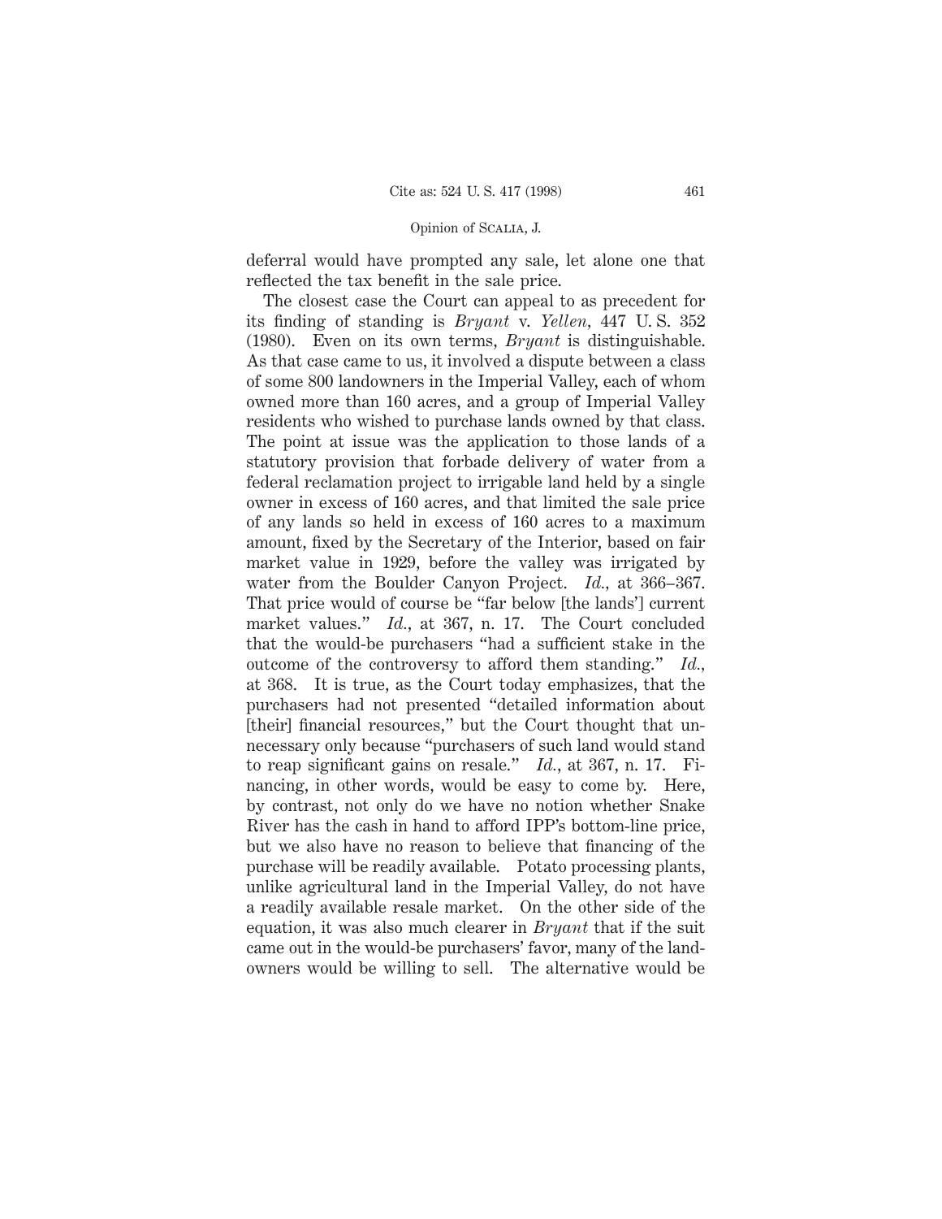deferral would have prompted any sale, let alone one that reflected the tax benefit in the sale price.

The closest case the Court can appeal to as precedent for its finding of standing is *Bryant* v. *Yellen*, 447 U. S. 352 (1980). Even on its own terms, *Bryant* is distinguishable. As that case came to us, it involved a dispute between a class of some 800 landowners in the Imperial Valley, each of whom owned more than 160 acres, and a group of Imperial Valley residents who wished to purchase lands owned by that class. The point at issue was the application to those lands of a statutory provision that forbade delivery of water from a federal reclamation project to irrigable land held by a single owner in excess of 160 acres, and that limited the sale price of any lands so held in excess of 160 acres to a maximum amount, fixed by the Secretary of the Interior, based on fair market value in 1929, before the valley was irrigated by water from the Boulder Canyon Project. *Id.*, at 366–367. That price would of course be "far below [the lands'] current market values." *Id.*, at 367, n. 17. The Court concluded that the would-be purchasers "had a sufficient stake in the outcome of the controversy to afford them standing." *Id.*, at 368. It is true, as the Court today emphasizes, that the purchasers had not presented "detailed information about [their] financial resources," but the Court thought that unnecessary only because "purchasers of such land would stand to reap significant gains on resale." *Id.*, at 367, n. 17. Financing, in other words, would be easy to come by. Here, by contrast, not only do we have no notion whether Snake River has the cash in hand to afford IPP's bottom-line price, but we also have no reason to believe that financing of the purchase will be readily available. Potato processing plants, unlike agricultural land in the Imperial Valley, do not have a readily available resale market. On the other side of the equation, it was also much clearer in *Bryant* that if the suit came out in the would-be purchasers' favor, many of the landowners would be willing to sell. The alternative would be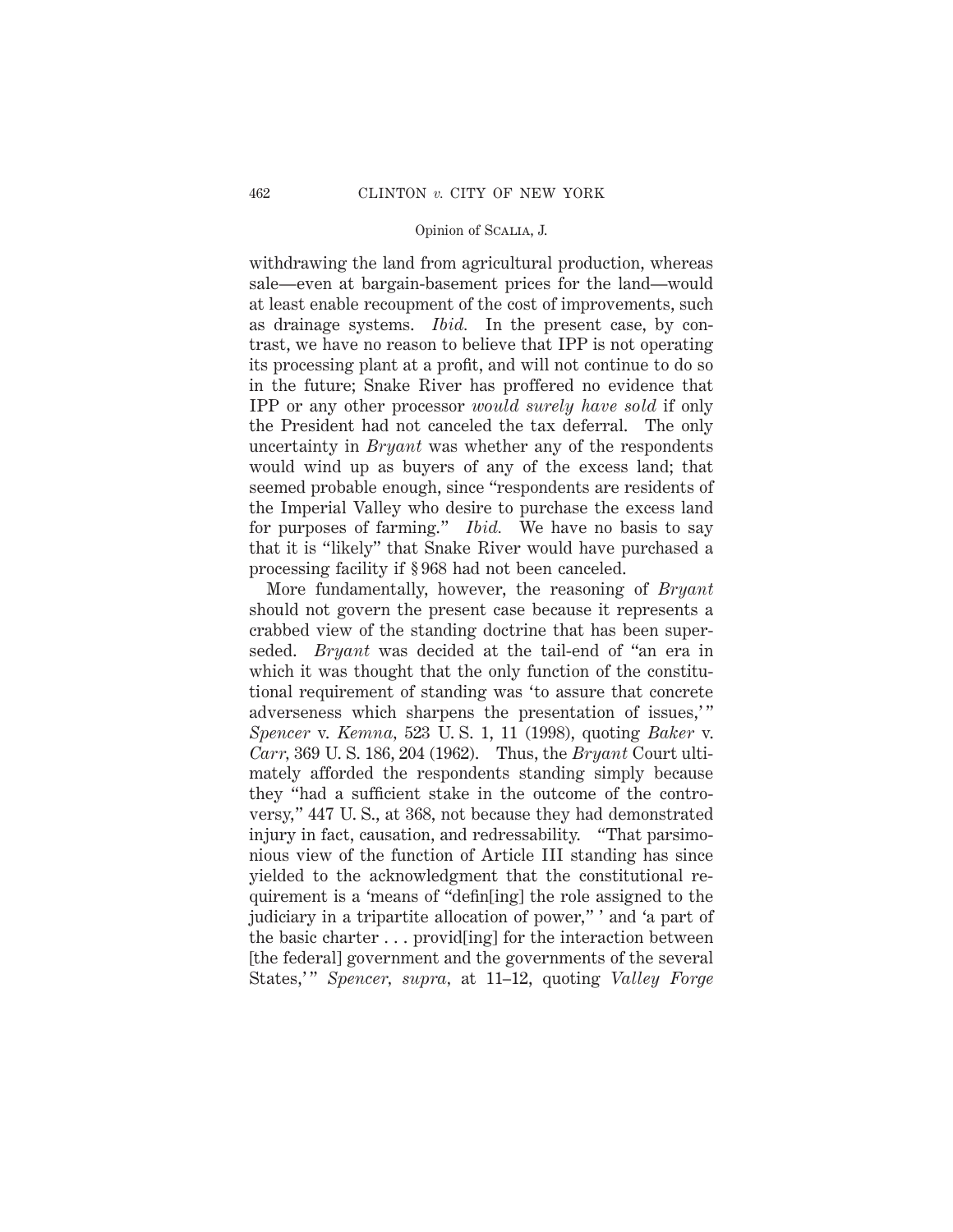withdrawing the land from agricultural production, whereas sale—even at bargain-basement prices for the land—would at least enable recoupment of the cost of improvements, such as drainage systems. *Ibid.* In the present case, by contrast, we have no reason to believe that IPP is not operating its processing plant at a profit, and will not continue to do so in the future; Snake River has proffered no evidence that IPP or any other processor *would surely have sold* if only the President had not canceled the tax deferral. The only uncertainty in *Bryant* was whether any of the respondents would wind up as buyers of any of the excess land; that seemed probable enough, since "respondents are residents of the Imperial Valley who desire to purchase the excess land for purposes of farming." *Ibid.* We have no basis to say that it is "likely" that Snake River would have purchased a processing facility if § 968 had not been canceled.

More fundamentally, however, the reasoning of *Bryant* should not govern the present case because it represents a crabbed view of the standing doctrine that has been superseded. *Bryant* was decided at the tail-end of "an era in which it was thought that the only function of the constitutional requirement of standing was 'to assure that concrete adverseness which sharpens the presentation of issues,'" *Spencer* v. *Kemna*, 523 U. S. 1, 11 (1998), quoting *Baker* v. *Carr*, 369 U. S. 186, 204 (1962). Thus, the *Bryant* Court ultimately afforded the respondents standing simply because they "had a sufficient stake in the outcome of the controversy," 447 U. S., at 368, not because they had demonstrated injury in fact, causation, and redressability. "That parsimonious view of the function of Article III standing has since yielded to the acknowledgment that the constitutional requirement is a 'means of "defin[ing] the role assigned to the judiciary in a tripartite allocation of power,"' and 'a part of the basic charter . . . provid[ing] for the interaction between [the federal] government and the governments of the several States,'" *Spencer, supra,* at 11–12, quoting *Valley Forge*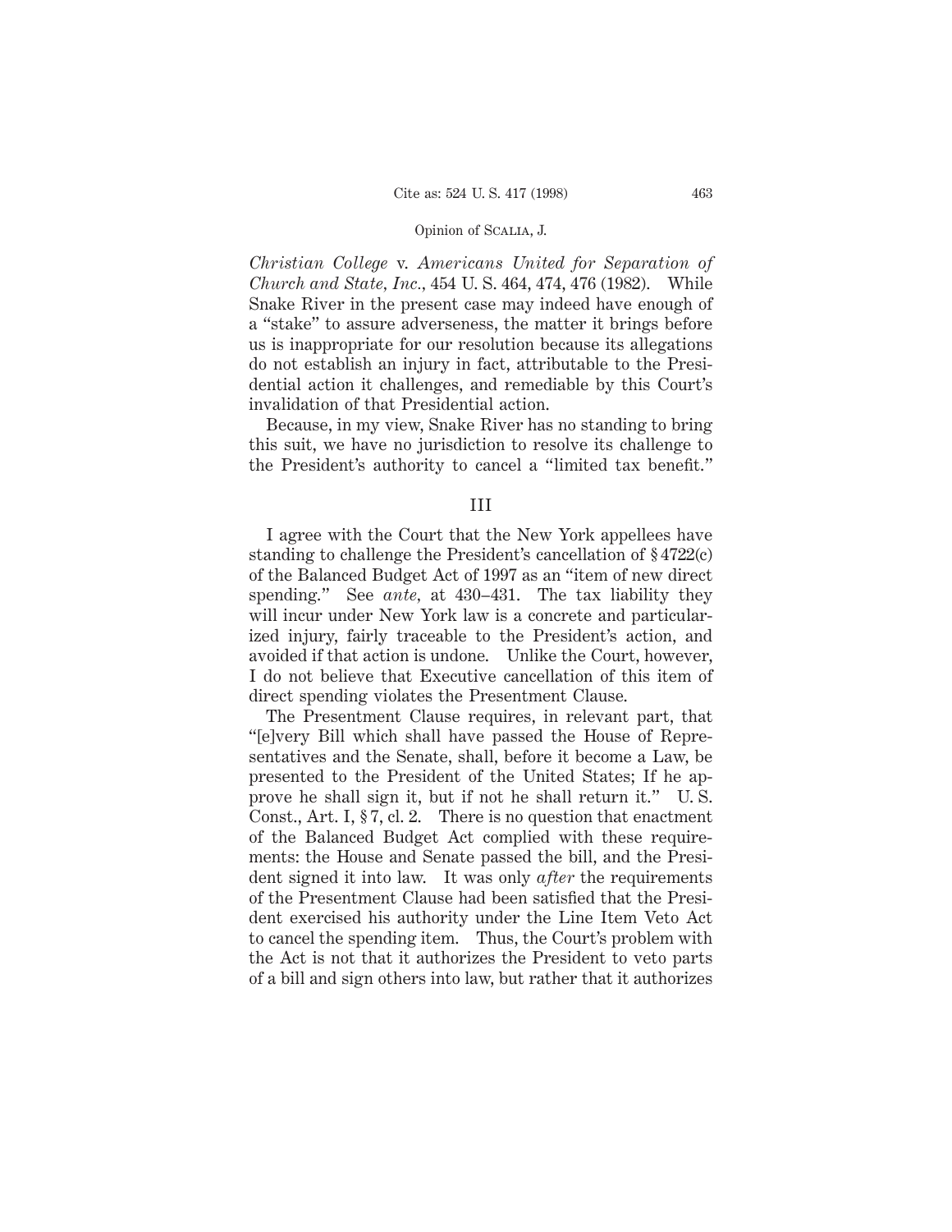*Christian College* v. *Americans United for Separation of Church and State, Inc.*, 454 U. S. 464, 474, 476 (1982). While Snake River in the present case may indeed have enough of a "stake" to assure adverseness, the matter it brings before us is inappropriate for our resolution because its allegations do not establish an injury in fact, attributable to the Presidential action it challenges, and remediable by this Court's invalidation of that Presidential action.

Because, in my view, Snake River has no standing to bring this suit, we have no jurisdiction to resolve its challenge to the President's authority to cancel a "limited tax benefit."

## III

I agree with the Court that the New York appellees have standing to challenge the President's cancellation of § 4722(c) of the Balanced Budget Act of 1997 as an "item of new direct spending." See *ante*, at 430–431. The tax liability they will incur under New York law is a concrete and particularized injury, fairly traceable to the President's action, and avoided if that action is undone. Unlike the Court, however, I do not believe that Executive cancellation of this item of direct spending violates the Presentment Clause.

The Presentment Clause requires, in relevant part, that "[e]very Bill which shall have passed the House of Representatives and the Senate, shall, before it become a Law, be presented to the President of the United States; If he approve he shall sign it, but if not he shall return it." U. S. Const., Art. I, § 7, cl. 2. There is no question that enactment of the Balanced Budget Act complied with these requirements: the House and Senate passed the bill, and the President signed it into law. It was only *after* the requirements of the Presentment Clause had been satisfied that the President exercised his authority under the Line Item Veto Act to cancel the spending item. Thus, the Court's problem with the Act is not that it authorizes the President to veto parts of a bill and sign others into law, but rather that it authorizes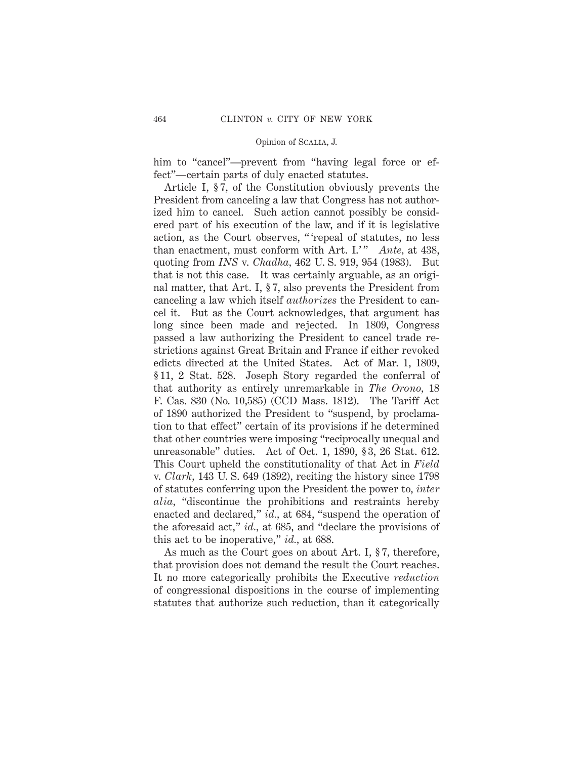him to "cancel"—prevent from "having legal force or effect"—certain parts of duly enacted statutes.

Article I, § 7, of the Constitution obviously prevents the President from canceling a law that Congress has not authorized him to cancel. Such action cannot possibly be considered part of his execution of the law, and if it is legislative action, as the Court observes, " 'repeal of statutes, no less than enactment, must conform with Art. I.' " *Ante*, at 438, quoting from *INS* v. *Chadha*, 462 U. S. 919, 954 (1983). But that is not this case. It was certainly arguable, as an original matter, that Art. I, § 7, also prevents the President from canceling a law which itself *authorizes* the President to cancel it. But as the Court acknowledges, that argument has long since been made and rejected. In 1809, Congress passed a law authorizing the President to cancel trade restrictions against Great Britain and France if either revoked edicts directed at the United States. Act of Mar. 1, 1809, § 11, 2 Stat. 528. Joseph Story regarded the conferral of that authority as entirely unremarkable in *The Orono*, 18 F. Cas. 830 (No. 10,585) (CCD Mass. 1812). The Tariff Act of 1890 authorized the President to "suspend, by proclamation to that effect" certain of its provisions if he determined that other countries were imposing "reciprocally unequal and unreasonable" duties. Act of Oct. 1, 1890, § 3, 26 Stat. 612. This Court upheld the constitutionality of that Act in *Field* v. *Clark*, 143 U. S. 649 (1892), reciting the history since 1798 of statutes conferring upon the President the power to, *inter alia*, "discontinue the prohibitions and restraints hereby enacted and declared," *id.*, at 684, "suspend the operation of the aforesaid act," *id.*, at 685, and "declare the provisions of this act to be inoperative," *id.*, at 688.

As much as the Court goes on about Art. I, § 7, therefore, that provision does not demand the result the Court reaches. It no more categorically prohibits the Executive *reduction* of congressional dispositions in the course of implementing statutes that authorize such reduction, than it categorically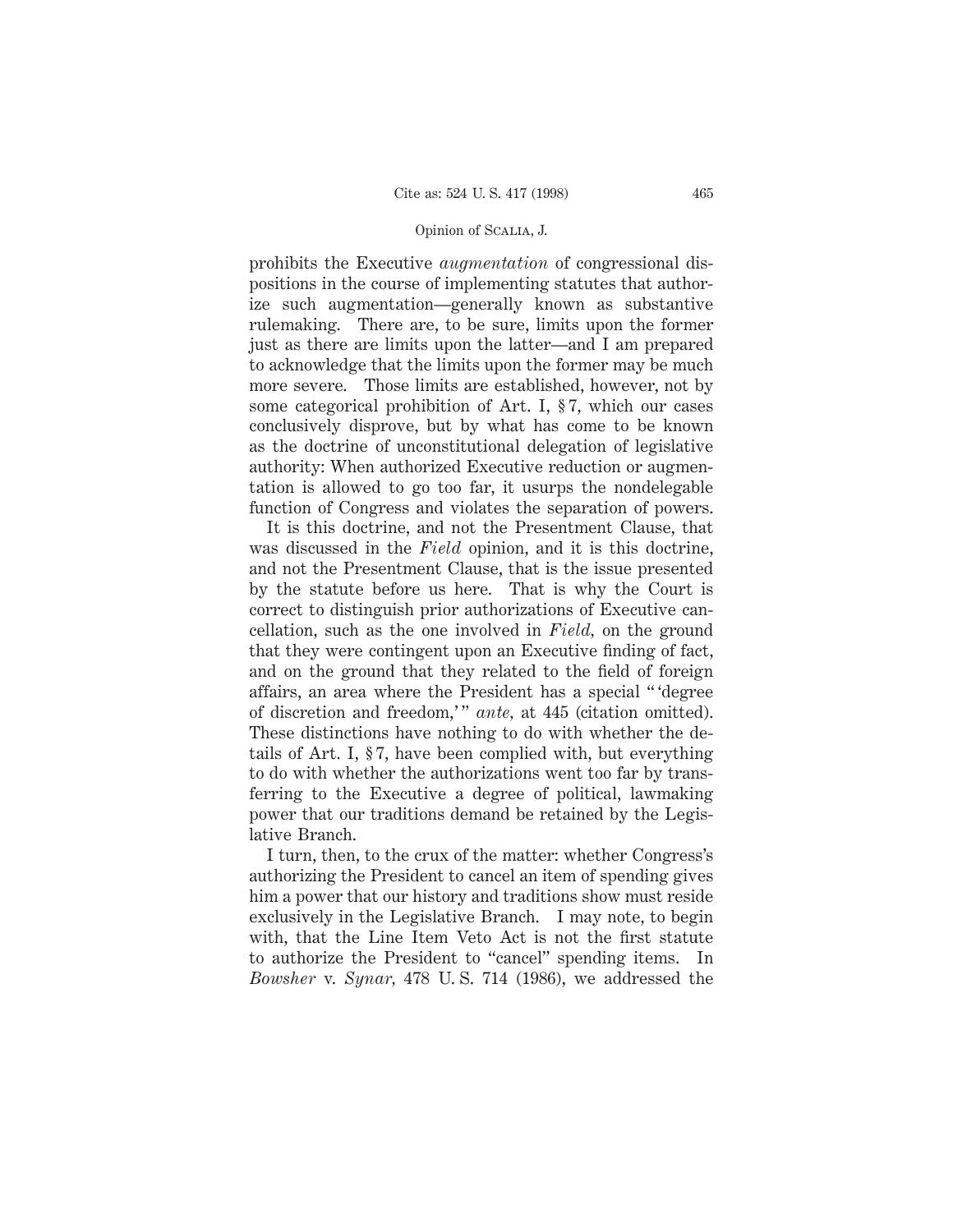prohibits the Executive *augmentation* of congressional dispositions in the course of implementing statutes that authorize such augmentation—generally known as substantive rulemaking. There are, to be sure, limits upon the former just as there are limits upon the latter—and I am prepared to acknowledge that the limits upon the former may be much more severe. Those limits are established, however, not by some categorical prohibition of Art. I, § 7, which our cases conclusively disprove, but by what has come to be known as the doctrine of unconstitutional delegation of legislative authority: When authorized Executive reduction or augmentation is allowed to go too far, it usurps the nondelegable function of Congress and violates the separation of powers.

It is this doctrine, and not the Presentment Clause, that was discussed in the *Field* opinion, and it is this doctrine, and not the Presentment Clause, that is the issue presented by the statute before us here. That is why the Court is correct to distinguish prior authorizations of Executive cancellation, such as the one involved in *Field,* on the ground that they were contingent upon an Executive finding of fact, and on the ground that they related to the field of foreign affairs, an area where the President has a special " 'degree of discretion and freedom,' " *ante,* at 445 (citation omitted). These distinctions have nothing to do with whether the details of Art. I, § 7, have been complied with, but everything to do with whether the authorizations went too far by transferring to the Executive a degree of political, lawmaking power that our traditions demand be retained by the Legislative Branch.

I turn, then, to the crux of the matter: whether Congress's authorizing the President to cancel an item of spending gives him a power that our history and traditions show must reside exclusively in the Legislative Branch. I may note, to begin with, that the Line Item Veto Act is not the first statute to authorize the President to "cancel" spending items. In *Bowsher* v. *Synar,* 478 U. S. 714 (1986), we addressed the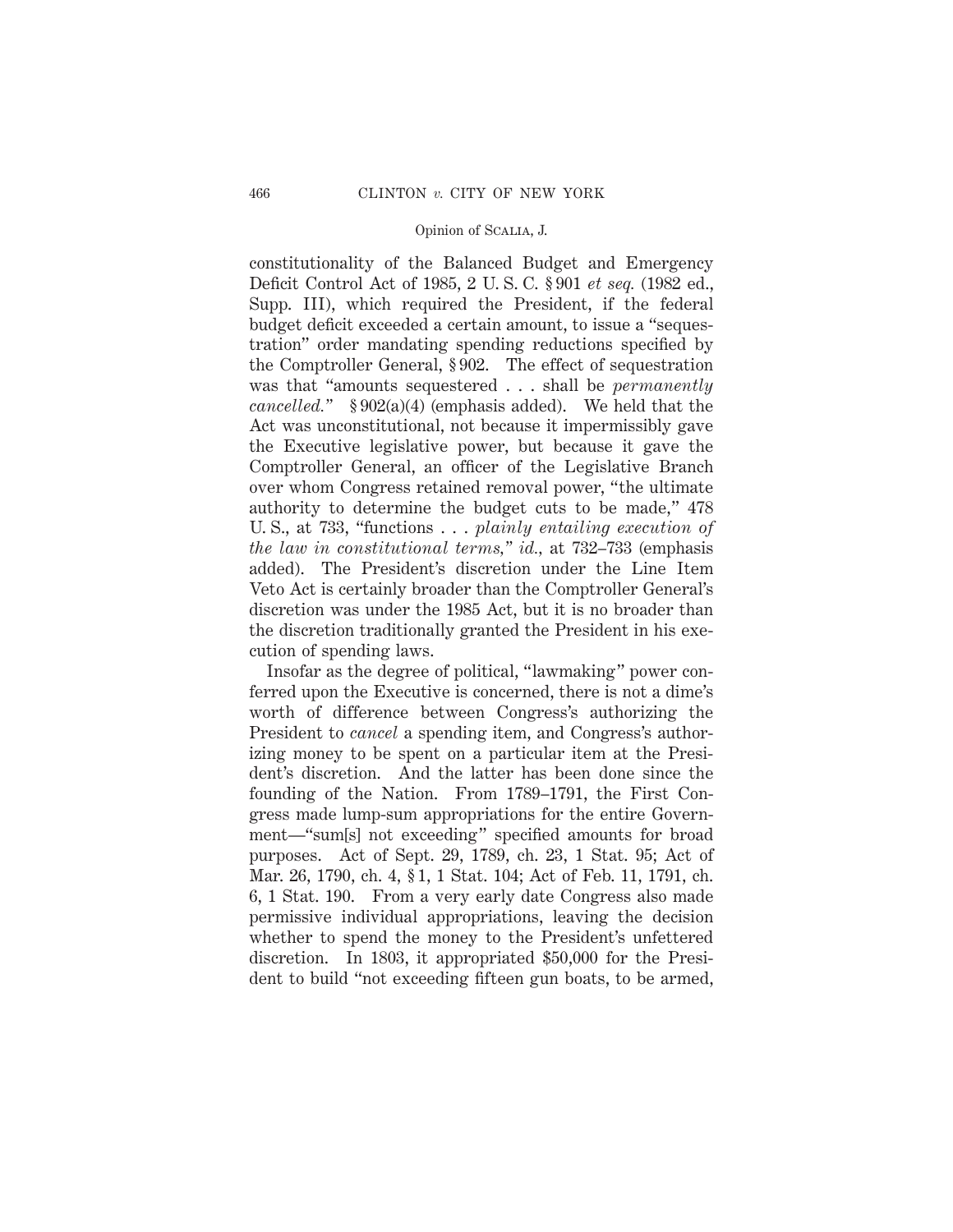constitutionality of the Balanced Budget and Emergency Deficit Control Act of 1985, 2 U. S. C. § 901 *et seq.* (1982 ed., Supp. III), which required the President, if the federal budget deficit exceeded a certain amount, to issue a "sequestration" order mandating spending reductions specified by the Comptroller General, § 902. The effect of sequestration was that "amounts sequestered . . . shall be *permanently cancelled.*" § 902(a)(4) (emphasis added). We held that the Act was unconstitutional, not because it impermissibly gave the Executive legislative power, but because it gave the Comptroller General, an officer of the Legislative Branch over whom Congress retained removal power, "the ultimate authority to determine the budget cuts to be made," 478 U. S., at 733, "functions . . . *plainly entailing execution of the law in constitutional terms,*" *id.*, at 732–733 (emphasis added). The President's discretion under the Line Item Veto Act is certainly broader than the Comptroller General's discretion was under the 1985 Act, but it is no broader than the discretion traditionally granted the President in his execution of spending laws.

Insofar as the degree of political, "lawmaking" power conferred upon the Executive is concerned, there is not a dime's worth of difference between Congress's authorizing the President to *cancel* a spending item, and Congress's authorizing money to be spent on a particular item at the President's discretion. And the latter has been done since the founding of the Nation. From 1789–1791, the First Congress made lump-sum appropriations for the entire Government—"sum[s] not exceeding" specified amounts for broad purposes. Act of Sept. 29, 1789, ch. 23, 1 Stat. 95; Act of Mar. 26, 1790, ch. 4, § 1, 1 Stat. 104; Act of Feb. 11, 1791, ch. 6, 1 Stat. 190. From a very early date Congress also made permissive individual appropriations, leaving the decision whether to spend the money to the President's unfettered discretion. In 1803, it appropriated $50,000 for the President to build "not exceeding fifteen gun boats, to be armed,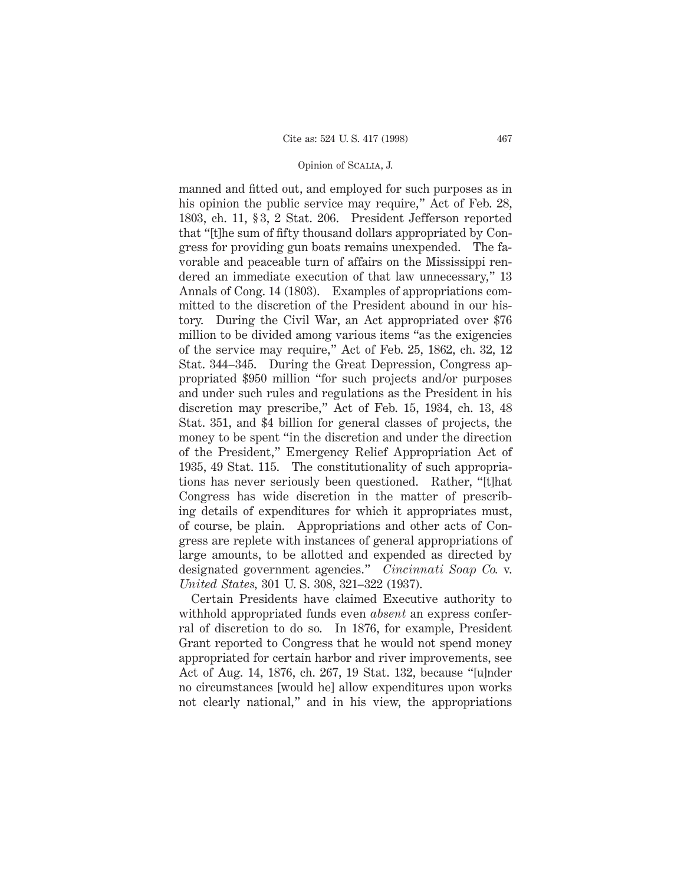manned and fitted out, and employed for such purposes as in his opinion the public service may require," Act of Feb. 28, 1803, ch. 11, § 3, 2 Stat. 206. President Jefferson reported that "[t]he sum of fifty thousand dollars appropriated by Congress for providing gun boats remains unexpended. The favorable and peaceable turn of affairs on the Mississippi rendered an immediate execution of that law unnecessary," 13 Annals of Cong. 14 (1803). Examples of appropriations committed to the discretion of the President abound in our history. During the Civil War, an Act appropriated over $76 million to be divided among various items "as the exigencies of the service may require," Act of Feb. 25, 1862, ch. 32, 12 Stat. 344–345. During the Great Depression, Congress appropriated $950 million "for such projects and/or purposes and under such rules and regulations as the President in his discretion may prescribe," Act of Feb. 15, 1934, ch. 13, 48 Stat. 351, and $4 billion for general classes of projects, the money to be spent "in the discretion and under the direction of the President," Emergency Relief Appropriation Act of 1935, 49 Stat. 115. The constitutionality of such appropriations has never seriously been questioned. Rather, "[t]hat Congress has wide discretion in the matter of prescribing details of expenditures for which it appropriates must, of course, be plain. Appropriations and other acts of Congress are replete with instances of general appropriations of large amounts, to be allotted and expended as directed by designated government agencies." *Cincinnati Soap Co.* v. *United States*, 301 U. S. 308, 321–322 (1937).

Certain Presidents have claimed Executive authority to withhold appropriated funds even *absent* an express conferral of discretion to do so. In 1876, for example, President Grant reported to Congress that he would not spend money appropriated for certain harbor and river improvements, see Act of Aug. 14, 1876, ch. 267, 19 Stat. 132, because "[u]nder no circumstances [would he] allow expenditures upon works not clearly national," and in his view, the appropriations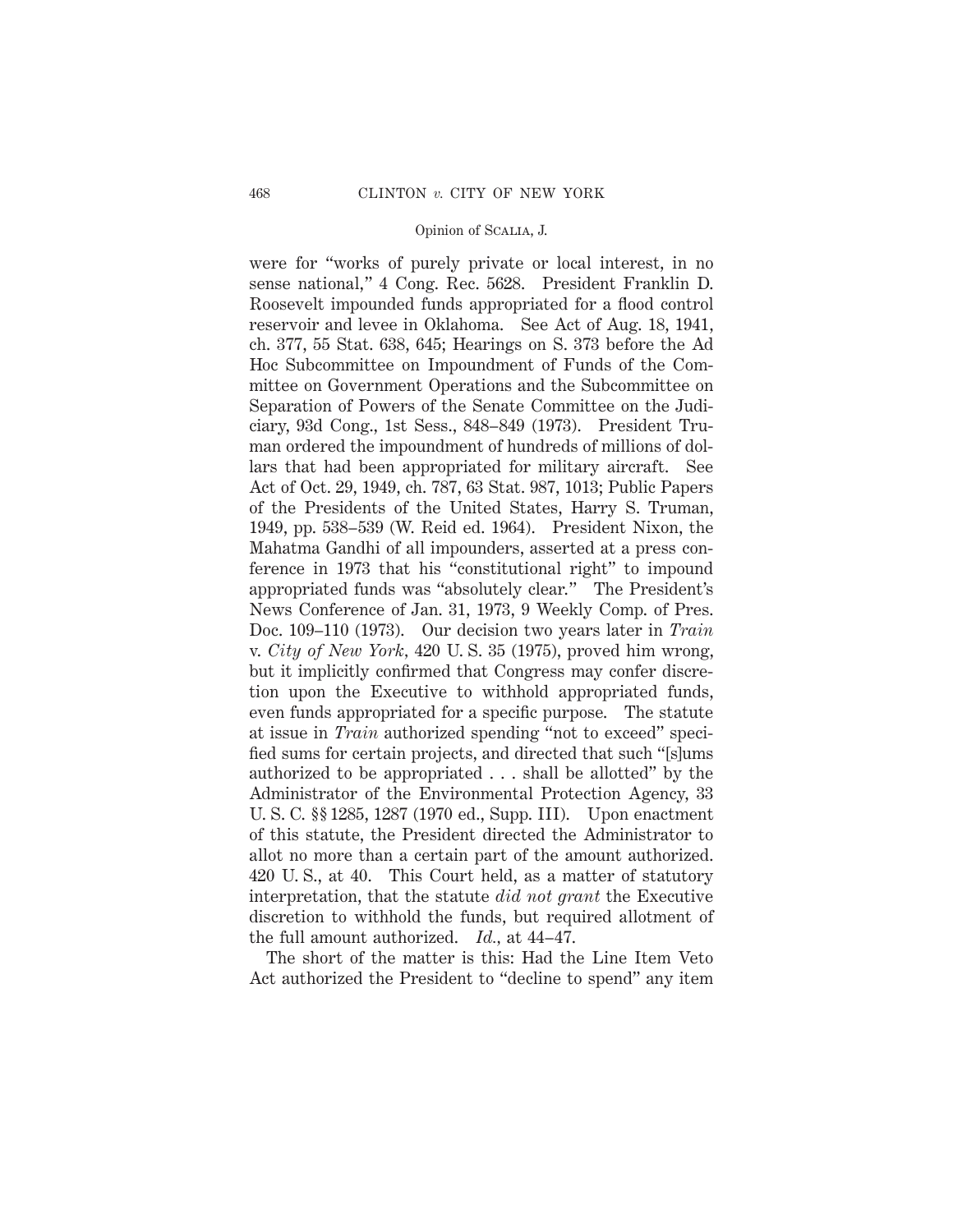were for "works of purely private or local interest, in no sense national," 4 Cong. Rec. 5628. President Franklin D. Roosevelt impounded funds appropriated for a flood control reservoir and levee in Oklahoma. See Act of Aug. 18, 1941, ch. 377, 55 Stat. 638, 645; Hearings on S. 373 before the Ad Hoc Subcommittee on Impoundment of Funds of the Committee on Government Operations and the Subcommittee on Separation of Powers of the Senate Committee on the Judiciary, 93d Cong., 1st Sess., 848–849 (1973). President Truman ordered the impoundment of hundreds of millions of dollars that had been appropriated for military aircraft. See Act of Oct. 29, 1949, ch. 787, 63 Stat. 987, 1013; Public Papers of the Presidents of the United States, Harry S. Truman, 1949, pp. 538–539 (W. Reid ed. 1964). President Nixon, the Mahatma Gandhi of all impounders, asserted at a press conference in 1973 that his "constitutional right" to impound appropriated funds was "absolutely clear." The President's News Conference of Jan. 31, 1973, 9 Weekly Comp. of Pres. Doc. 109–110 (1973). Our decision two years later in *Train* v. *City of New York*, 420 U. S. 35 (1975), proved him wrong, but it implicitly confirmed that Congress may confer discretion upon the Executive to withhold appropriated funds, even funds appropriated for a specific purpose. The statute at issue in *Train* authorized spending "not to exceed" specified sums for certain projects, and directed that such "[s]ums authorized to be appropriated . . . shall be allotted" by the Administrator of the Environmental Protection Agency, 33 U. S. C. §§ 1285, 1287 (1970 ed., Supp. III). Upon enactment of this statute, the President directed the Administrator to allot no more than a certain part of the amount authorized. 420 U. S., at 40. This Court held, as a matter of statutory interpretation, that the statute *did not grant* the Executive discretion to withhold the funds, but required allotment of the full amount authorized. *Id.*, at 44–47.

The short of the matter is this: Had the Line Item Veto Act authorized the President to "decline to spend" any item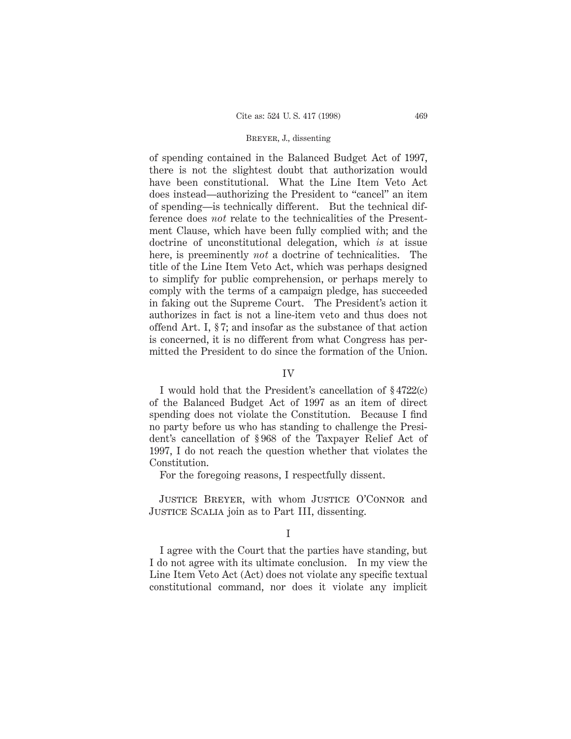of spending contained in the Balanced Budget Act of 1997, there is not the slightest doubt that authorization would have been constitutional. What the Line Item Veto Act does instead—authorizing the President to "cancel" an item of spending—is technically different. But the technical difference does *not* relate to the technicalities of the Presentment Clause, which have been fully complied with; and the doctrine of unconstitutional delegation, which *is* at issue here, is preeminently *not* a doctrine of technicalities. The title of the Line Item Veto Act, which was perhaps designed to simplify for public comprehension, or perhaps merely to comply with the terms of a campaign pledge, has succeeded in faking out the Supreme Court. The President's action it authorizes in fact is not a line-item veto and thus does not offend Art. I, § 7; and insofar as the substance of that action is concerned, it is no different from what Congress has permitted the President to do since the formation of the Union.

## IV

I would hold that the President's cancellation of § 4722(c) of the Balanced Budget Act of 1997 as an item of direct spending does not violate the Constitution. Because I find no party before us who has standing to challenge the President's cancellation of § 968 of the Taxpayer Relief Act of 1997, I do not reach the question whether that violates the Constitution.

For the foregoing reasons, I respectfully dissent.

Justice Breyer, with whom Justice O'Connor and Justice Scalia join as to Part III, dissenting.

## I

I agree with the Court that the parties have standing, but I do not agree with its ultimate conclusion. In my view the Line Item Veto Act (Act) does not violate any specific textual constitutional command, nor does it violate any implicit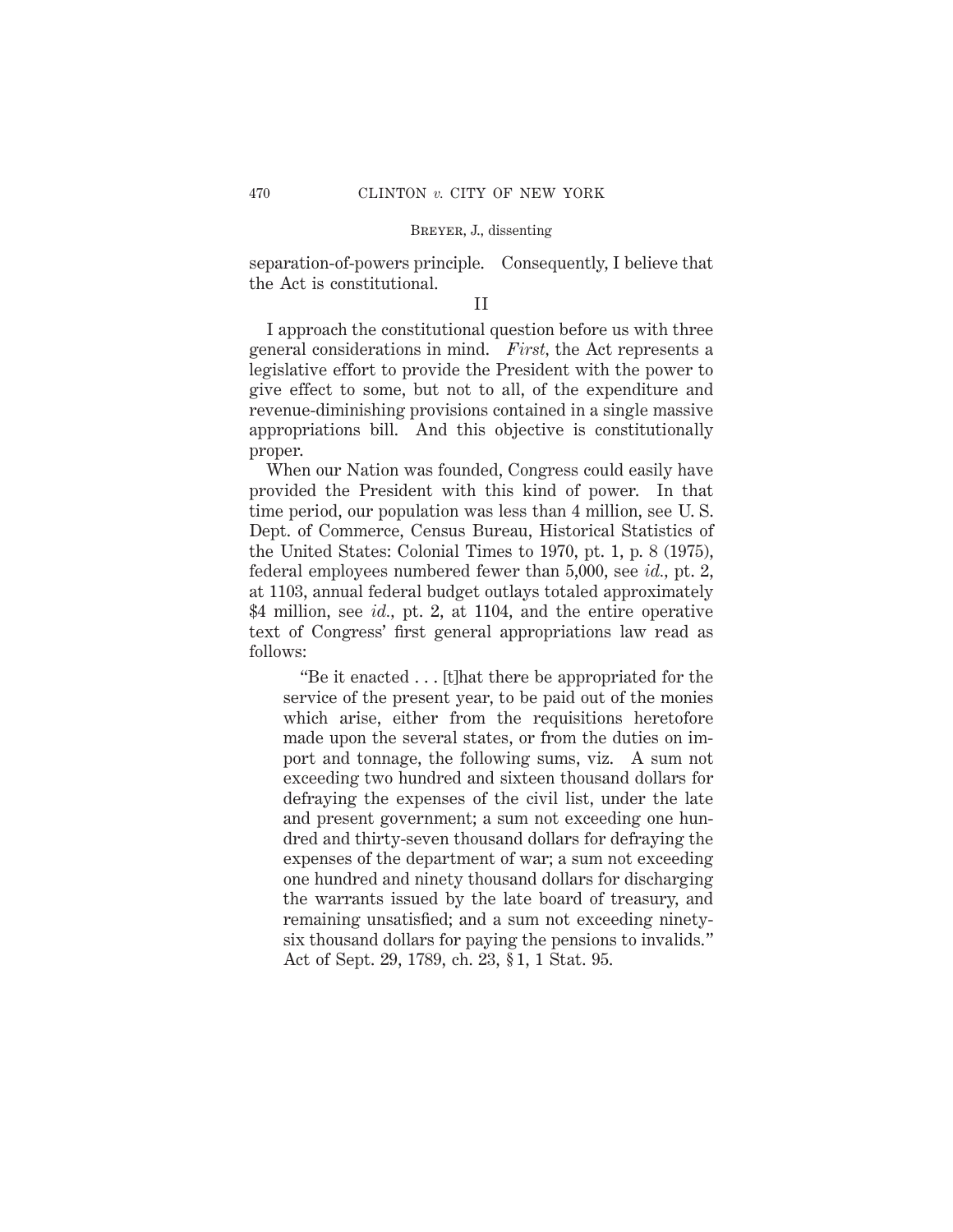separation-of-powers principle. Consequently, I believe that the Act is constitutional.

## II

I approach the constitutional question before us with three general considerations in mind. *First*, the Act represents a legislative effort to provide the President with the power to give effect to some, but not to all, of the expenditure and revenue-diminishing provisions contained in a single massive appropriations bill. And this objective is constitutionally proper.

When our Nation was founded, Congress could easily have provided the President with this kind of power. In that time period, our population was less than 4 million, see U. S. Dept. of Commerce, Census Bureau, Historical Statistics of the United States: Colonial Times to 1970, pt. 1, p. 8 (1975), federal employees numbered fewer than 5,000, see *id.*, pt. 2, at 1103, annual federal budget outlays totaled approximately $4 million, see *id.*, pt. 2, at 1104, and the entire operative text of Congress' first general appropriations law read as follows:

> "Be it enacted . . . [t]hat there be appropriated for the service of the present year, to be paid out of the monies which arise, either from the requisitions heretofore made upon the several states, or from the duties on import and tonnage, the following sums, viz. A sum not exceeding two hundred and sixteen thousand dollars for defraying the expenses of the civil list, under the late and present government; a sum not exceeding one hundred and thirty-seven thousand dollars for defraying the expenses of the department of war; a sum not exceeding one hundred and ninety thousand dollars for discharging the warrants issued by the late board of treasury, and remaining unsatisfied; and a sum not exceeding ninety-six thousand dollars for paying the pensions to invalids." Act of Sept. 29, 1789, ch. 23, § 1, 1 Stat. 95.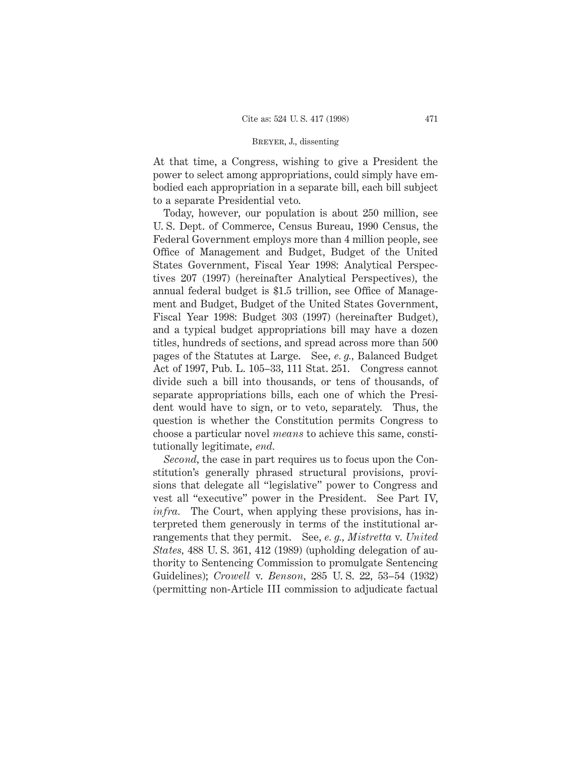At that time, a Congress, wishing to give a President the power to select among appropriations, could simply have embodied each appropriation in a separate bill, each bill subject to a separate Presidential veto.

Today, however, our population is about 250 million, see U. S. Dept. of Commerce, Census Bureau, 1990 Census, the Federal Government employs more than 4 million people, see Office of Management and Budget, Budget of the United States Government, Fiscal Year 1998: Analytical Perspectives 207 (1997) (hereinafter Analytical Perspectives), the annual federal budget is $1.5 trillion, see Office of Management and Budget, Budget of the United States Government, Fiscal Year 1998: Budget 303 (1997) (hereinafter Budget), and a typical budget appropriations bill may have a dozen titles, hundreds of sections, and spread across more than 500 pages of the Statutes at Large. See, *e. g.*, Balanced Budget Act of 1997, Pub. L. 105–33, 111 Stat. 251. Congress cannot divide such a bill into thousands, or tens of thousands, of separate appropriations bills, each one of which the President would have to sign, or to veto, separately. Thus, the question is whether the Constitution permits Congress to choose a particular novel *means* to achieve this same, constitutionally legitimate, *end.*

*Second,* the case in part requires us to focus upon the Constitution's generally phrased structural provisions, provisions that delegate all "legislative" power to Congress and vest all "executive" power in the President. See Part IV, *infra.* The Court, when applying these provisions, has interpreted them generously in terms of the institutional arrangements that they permit. See, *e. g., Mistretta* v. *United States*, 488 U. S. 361, 412 (1989) (upholding delegation of authority to Sentencing Commission to promulgate Sentencing Guidelines); *Crowell* v. *Benson*, 285 U. S. 22, 53–54 (1932) (permitting non-Article III commission to adjudicate factual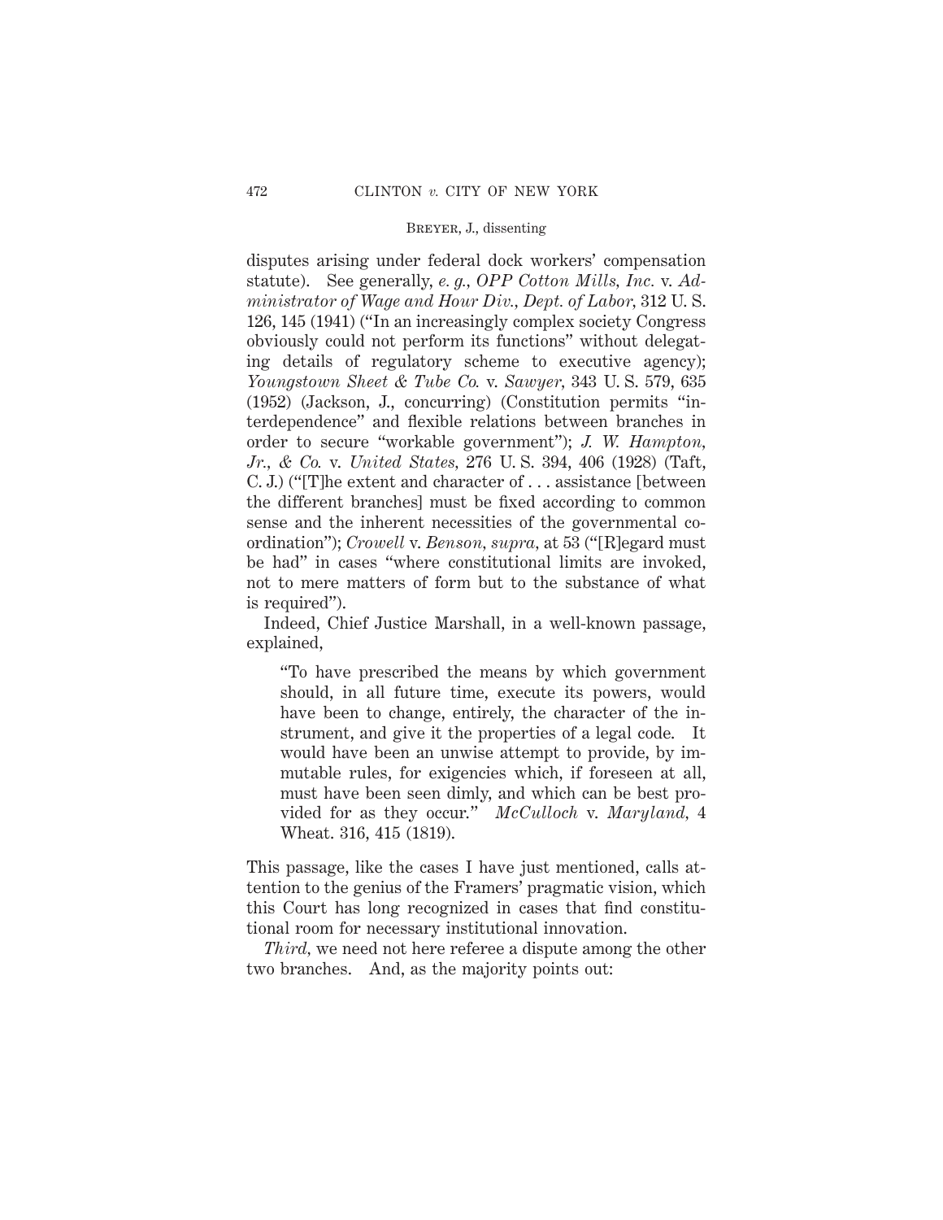disputes arising under federal dock workers' compensation statute). See generally, *e. g., OPP Cotton Mills, Inc.* v. *Administrator of Wage and Hour Div., Dept. of Labor,* 312 U. S. 126, 145 (1941) ("In an increasingly complex society Congress obviously could not perform its functions" without delegating details of regulatory scheme to executive agency); *Youngstown Sheet & Tube Co.* v. *Sawyer,* 343 U. S. 579, 635 (1952) (Jackson, J., concurring) (Constitution permits "interdependence" and flexible relations between branches in order to secure "workable government"); *J. W. Hampton, Jr., & Co.* v. *United States,* 276 U. S. 394, 406 (1928) (Taft, C. J.) ("[T]he extent and character of . . . assistance [between the different branches] must be fixed according to common sense and the inherent necessities of the governmental coordination"); *Crowell* v. *Benson, supra,* at 53 ("[R]egard must be had" in cases "where constitutional limits are invoked, not to mere matters of form but to the substance of what is required").

Indeed, Chief Justice Marshall, in a well-known passage, explained,

> "To have prescribed the means by which government should, in all future time, execute its powers, would have been to change, entirely, the character of the instrument, and give it the properties of a legal code. It would have been an unwise attempt to provide, by immutable rules, for exigencies which, if foreseen at all, must have been seen dimly, and which can be best provided for as they occur." *McCulloch* v. *Maryland,* 4 Wheat. 316, 415 (1819).

This passage, like the cases I have just mentioned, calls attention to the genius of the Framers' pragmatic vision, which this Court has long recognized in cases that find constitutional room for necessary institutional innovation.

*Third,* we need not here referee a dispute among the other two branches. And, as the majority points out: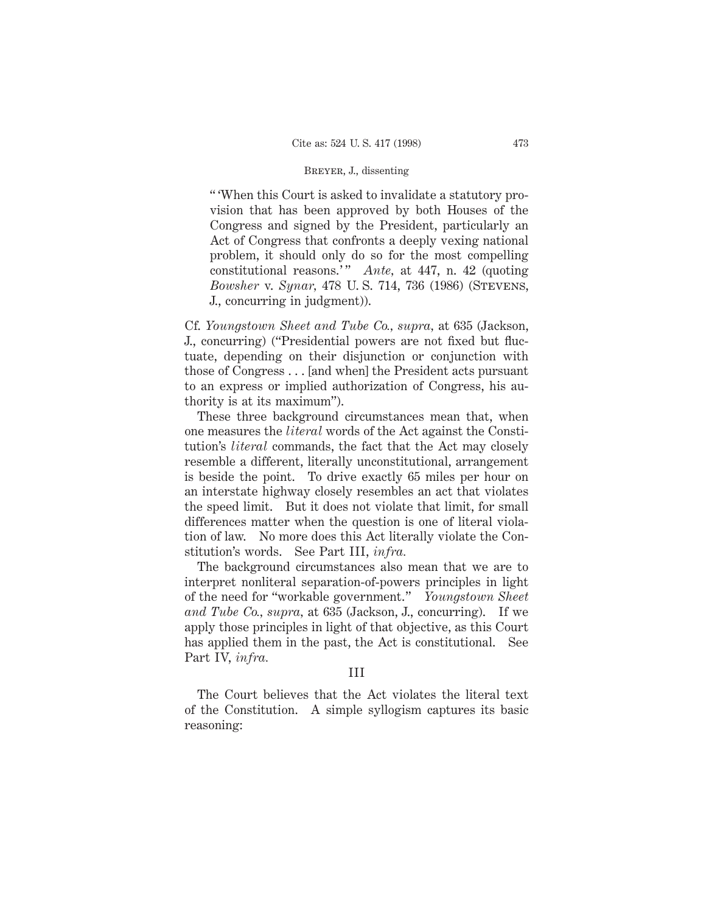> " 'When this Court is asked to invalidate a statutory provision that has been approved by both Houses of the Congress and signed by the President, particularly an Act of Congress that confronts a deeply vexing national problem, it should only do so for the most compelling constitutional reasons.' " *Ante,* at 447, n. 42 (quoting *Bowsher* v. *Synar,* 478 U. S. 714, 736 (1986) (Stevens, J., concurring in judgment)).

Cf. *Youngstown Sheet and Tube Co., supra,* at 635 (Jackson, J., concurring) ("Presidential powers are not fixed but fluctuate, depending on their disjunction or conjunction with those of Congress . . . [and when] the President acts pursuant to an express or implied authorization of Congress, his authority is at its maximum").

These three background circumstances mean that, when one measures the *literal* words of the Act against the Constitution's *literal* commands, the fact that the Act may closely resemble a different, literally unconstitutional, arrangement is beside the point. To drive exactly 65 miles per hour on an interstate highway closely resembles an act that violates the speed limit. But it does not violate that limit, for small differences matter when the question is one of literal violation of law. No more does this Act literally violate the Constitution's words. See Part III, *infra.*

The background circumstances also mean that we are to interpret nonliteral separation-of-powers principles in light of the need for "workable government." *Youngstown Sheet and Tube Co., supra,* at 635 (Jackson, J., concurring). If we apply those principles in light of that objective, as this Court has applied them in the past, the Act is constitutional. See Part IV, *infra.*

## III

The Court believes that the Act violates the literal text of the Constitution. A simple syllogism captures its basic reasoning: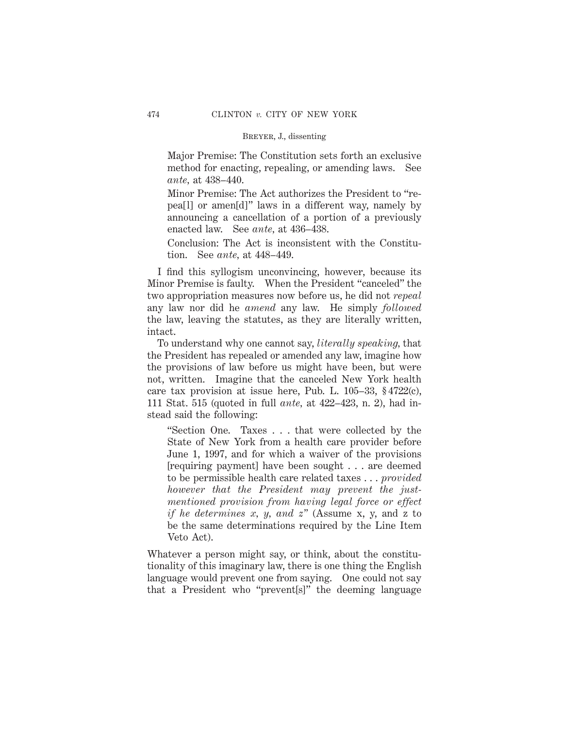Major Premise: The Constitution sets forth an exclusive method for enacting, repealing, or amending laws. See *ante*, at 438–440.

Minor Premise: The Act authorizes the President to "repea[l] or amen[d]" laws in a different way, namely by announcing a cancellation of a portion of a previously enacted law. See *ante*, at 436–438.

Conclusion: The Act is inconsistent with the Constitution. See *ante*, at 448–449.

I find this syllogism unconvincing, however, because its Minor Premise is faulty. When the President "canceled" the two appropriation measures now before us, he did not *repeal* any law nor did he *amend* any law. He simply *followed* the law, leaving the statutes, as they are literally written, intact.

To understand why one cannot say, *literally speaking*, that the President has repealed or amended any law, imagine how the provisions of law before us might have been, but were not, written. Imagine that the canceled New York health care tax provision at issue here, Pub. L. 105–33, § 4722(c), 111 Stat. 515 (quoted in full *ante*, at 422–423, n. 2), had instead said the following:

> "Section One. Taxes . . . that were collected by the State of New York from a health care provider before June 1, 1997, and for which a waiver of the provisions [requiring payment] have been sought . . . are deemed to be permissible health care related taxes . . . *provided however that the President may prevent the just-mentioned provision from having legal force or effect if he determines x, y, and z*" (Assume x, y, and z to be the same determinations required by the Line Item Veto Act).

Whatever a person might say, or think, about the constitutionality of this imaginary law, there is one thing the English language would prevent one from saying. One could not say that a President who "prevent[s]" the deeming language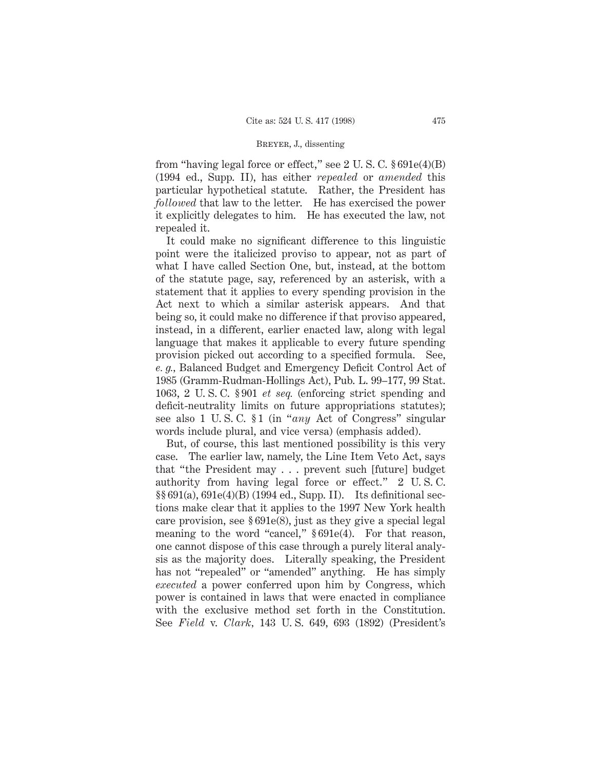from "having legal force or effect," see 2 U. S. C. § 691e(4)(B) (1994 ed., Supp. II), has either *repealed* or *amended* this particular hypothetical statute. Rather, the President has *followed* that law to the letter. He has exercised the power it explicitly delegates to him. He has executed the law, not repealed it.

It could make no significant difference to this linguistic point were the italicized proviso to appear, not as part of what I have called Section One, but, instead, at the bottom of the statute page, say, referenced by an asterisk, with a statement that it applies to every spending provision in the Act next to which a similar asterisk appears. And that being so, it could make no difference if that proviso appeared, instead, in a different, earlier enacted law, along with legal language that makes it applicable to every future spending provision picked out according to a specified formula. See, *e. g.,* Balanced Budget and Emergency Deficit Control Act of 1985 (Gramm-Rudman-Hollings Act), Pub. L. 99–177, 99 Stat. 1063, 2 U. S. C. § 901 *et seq.* (enforcing strict spending and deficit-neutrality limits on future appropriations statutes); see also 1 U. S. C. § 1 (in "*any* Act of Congress" singular words include plural, and vice versa) (emphasis added).

But, of course, this last mentioned possibility is this very case. The earlier law, namely, the Line Item Veto Act, says that "the President may . . . prevent such [future] budget authority from having legal force or effect." 2 U. S. C. §§ 691(a), 691e(4)(B) (1994 ed., Supp. II). Its definitional sections make clear that it applies to the 1997 New York health care provision, see § 691e(8), just as they give a special legal meaning to the word "cancel," § 691e(4). For that reason, one cannot dispose of this case through a purely literal analysis as the majority does. Literally speaking, the President has not "repealed" or "amended" anything. He has simply *executed* a power conferred upon him by Congress, which power is contained in laws that were enacted in compliance with the exclusive method set forth in the Constitution. See *Field* v. *Clark*, 143 U. S. 649, 693 (1892) (President's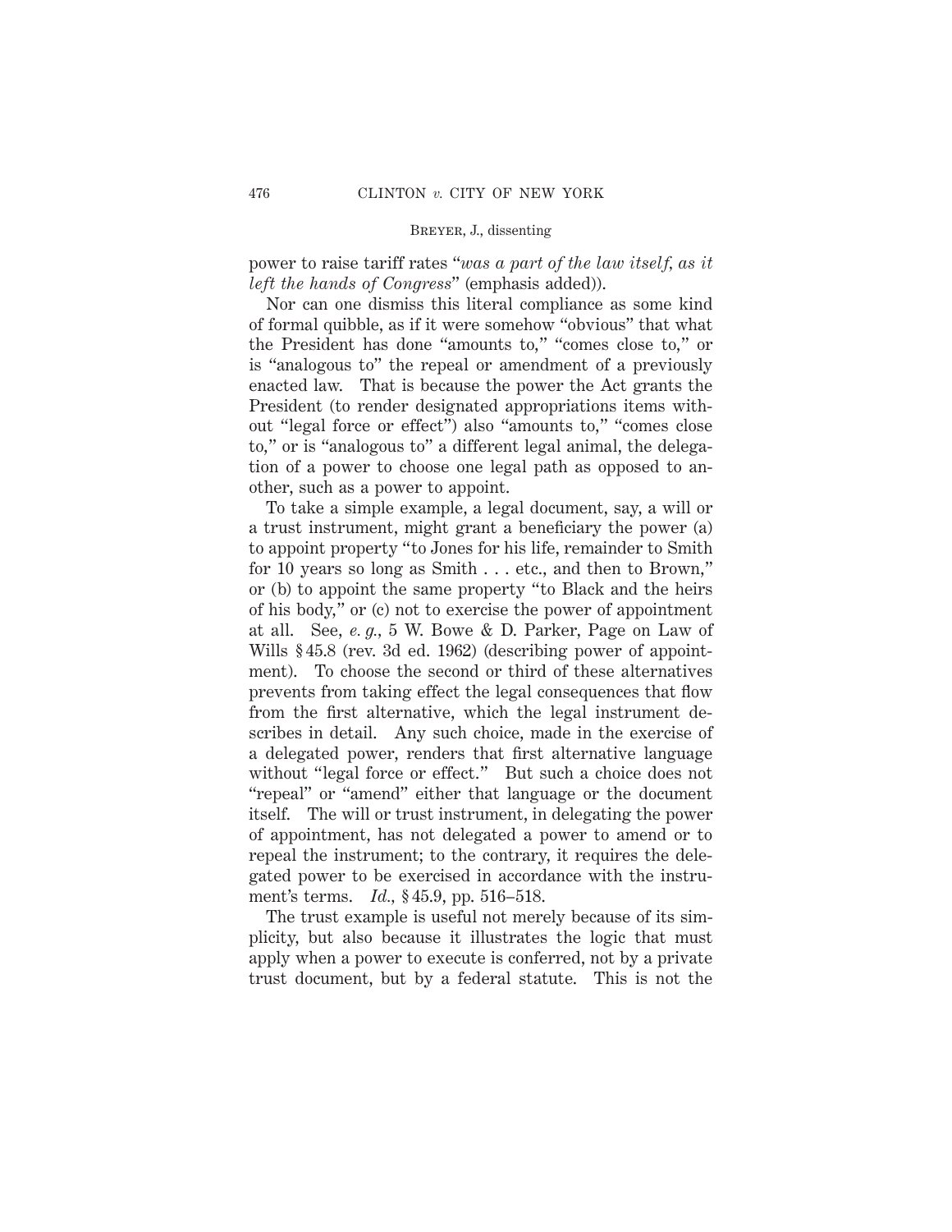power to raise tariff rates "*was a part of the law itself, as it left the hands of Congress*" (emphasis added)).

Nor can one dismiss this literal compliance as some kind of formal quibble, as if it were somehow "obvious" that what the President has done "amounts to," "comes close to," or is "analogous to" the repeal or amendment of a previously enacted law. That is because the power the Act grants the President (to render designated appropriations items without "legal force or effect") also "amounts to," "comes close to," or is "analogous to" a different legal animal, the delegation of a power to choose one legal path as opposed to another, such as a power to appoint.

To take a simple example, a legal document, say, a will or a trust instrument, might grant a beneficiary the power (a) to appoint property "to Jones for his life, remainder to Smith for 10 years so long as Smith . . . etc., and then to Brown," or (b) to appoint the same property "to Black and the heirs of his body," or (c) not to exercise the power of appointment at all. See, *e. g.*, 5 W. Bowe & D. Parker, Page on Law of Wills § 45.8 (rev. 3d ed. 1962) (describing power of appointment). To choose the second or third of these alternatives prevents from taking effect the legal consequences that flow from the first alternative, which the legal instrument describes in detail. Any such choice, made in the exercise of a delegated power, renders that first alternative language without "legal force or effect." But such a choice does not "repeal" or "amend" either that language or the document itself. The will or trust instrument, in delegating the power of appointment, has not delegated a power to amend or to repeal the instrument; to the contrary, it requires the delegated power to be exercised in accordance with the instrument's terms. *Id.*, § 45.9, pp. 516–518.

The trust example is useful not merely because of its simplicity, but also because it illustrates the logic that must apply when a power to execute is conferred, not by a private trust document, but by a federal statute. This is not the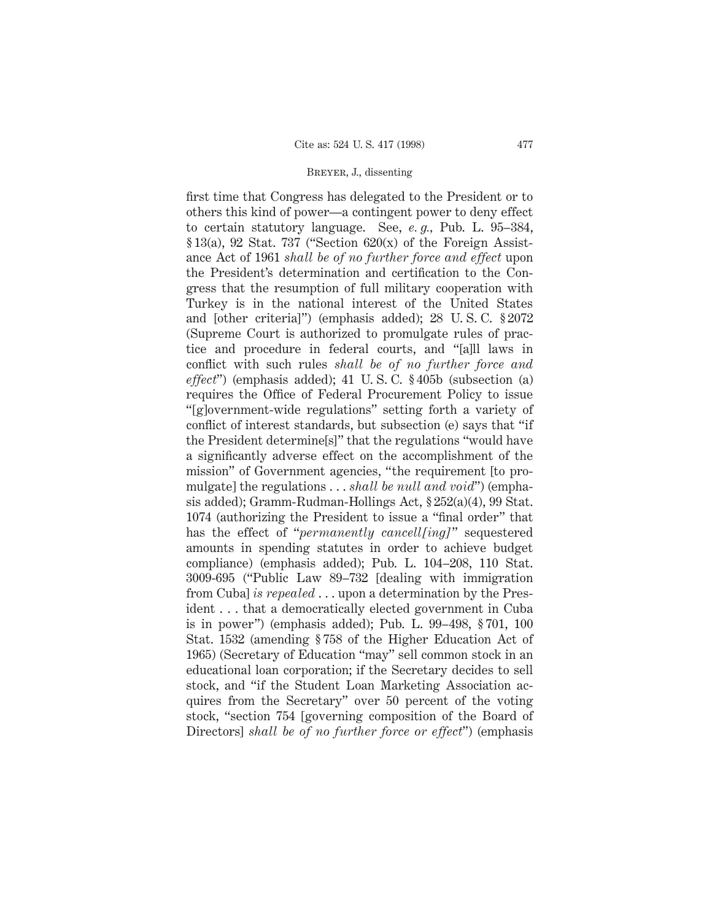first time that Congress has delegated to the President or to others this kind of power—a contingent power to deny effect to certain statutory language. See, *e. g.*, Pub. L. 95–384, § 13(a), 92 Stat. 737 ("Section 620(x) of the Foreign Assistance Act of 1961 *shall be of no further force and effect* upon the President's determination and certification to the Congress that the resumption of full military cooperation with Turkey is in the national interest of the United States and [other criteria]") (emphasis added); 28 U. S. C. § 2072 (Supreme Court is authorized to promulgate rules of practice and procedure in federal courts, and "[a]ll laws in conflict with such rules *shall be of no further force and effect*") (emphasis added); 41 U. S. C. § 405b (subsection (a) requires the Office of Federal Procurement Policy to issue "[g]overnment-wide regulations" setting forth a variety of conflict of interest standards, but subsection (e) says that "if the President determine[s]" that the regulations "would have a significantly adverse effect on the accomplishment of the mission" of Government agencies, "the requirement [to promulgate] the regulations . . . *shall be null and void*") (emphasis added); Gramm-Rudman-Hollings Act, § 252(a)(4), 99 Stat. 1074 (authorizing the President to issue a "final order" that has the effect of "*permanently cancell[ing]*" sequestered amounts in spending statutes in order to achieve budget compliance) (emphasis added); Pub. L. 104–208, 110 Stat. 3009-695 ("Public Law 89–732 [dealing with immigration from Cuba] *is repealed* . . . upon a determination by the President . . . that a democratically elected government in Cuba is in power") (emphasis added); Pub. L. 99–498, § 701, 100 Stat. 1532 (amending § 758 of the Higher Education Act of 1965) (Secretary of Education "may" sell common stock in an educational loan corporation; if the Secretary decides to sell stock, and "if the Student Loan Marketing Association acquires from the Secretary" over 50 percent of the voting stock, "section 754 [governing composition of the Board of Directors] *shall be of no further force or effect*") (emphasis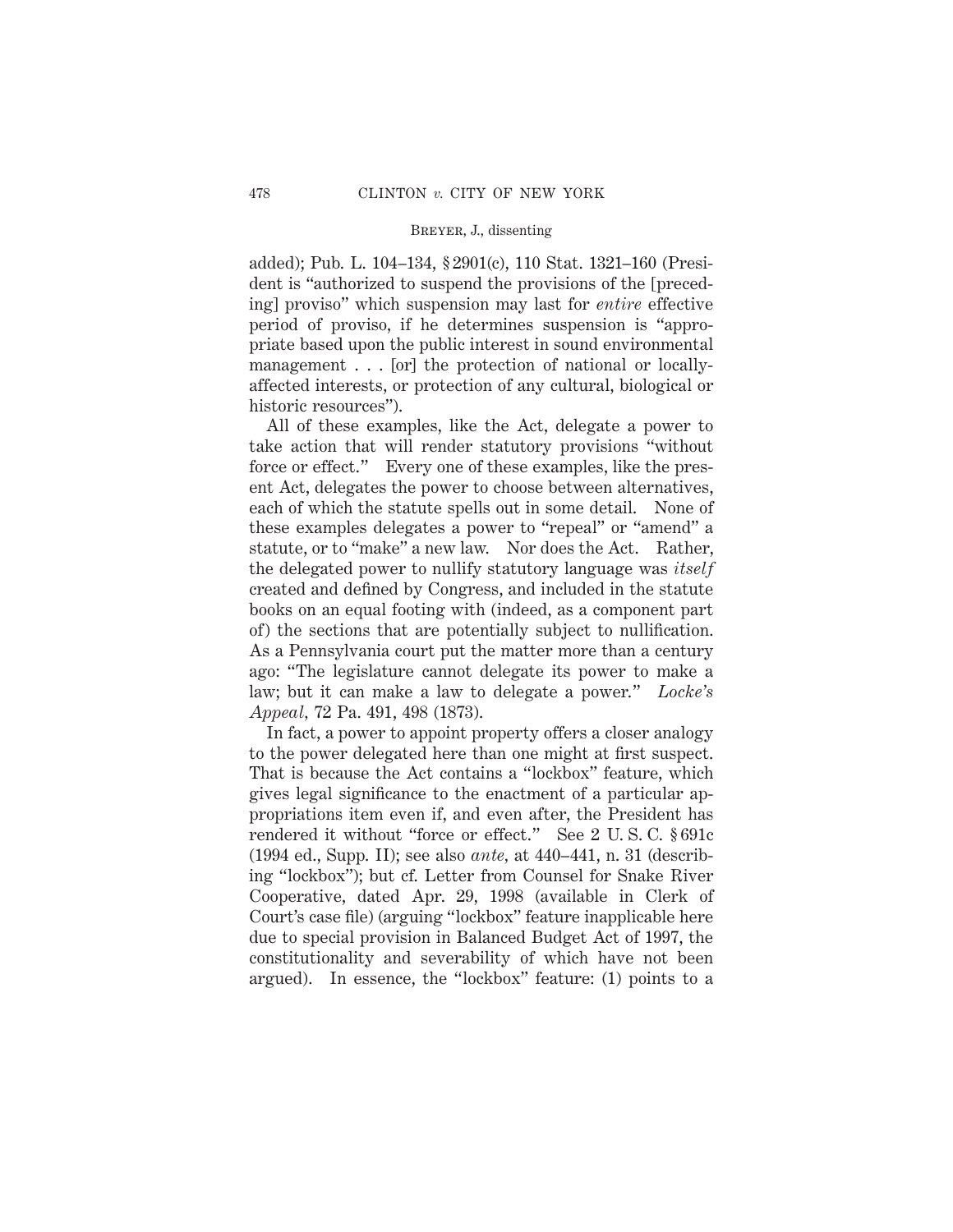added); Pub. L. 104–134, § 2901(c), 110 Stat. 1321–160 (President is "authorized to suspend the provisions of the [preceding] proviso" which suspension may last for *entire* effective period of proviso, if he determines suspension is "appropriate based upon the public interest in sound environmental management . . . [or] the protection of national or locally-affected interests, or protection of any cultural, biological or historic resources").

All of these examples, like the Act, delegate a power to take action that will render statutory provisions "without force or effect." Every one of these examples, like the present Act, delegates the power to choose between alternatives, each of which the statute spells out in some detail. None of these examples delegates a power to "repeal" or "amend" a statute, or to "make" a new law. Nor does the Act. Rather, the delegated power to nullify statutory language was *itself* created and defined by Congress, and included in the statute books on an equal footing with (indeed, as a component part of) the sections that are potentially subject to nullification. As a Pennsylvania court put the matter more than a century ago: "The legislature cannot delegate its power to make a law; but it can make a law to delegate a power." *Locke's Appeal,* 72 Pa. 491, 498 (1873).

In fact, a power to appoint property offers a closer analogy to the power delegated here than one might at first suspect. That is because the Act contains a "lockbox" feature, which gives legal significance to the enactment of a particular appropriations item even if, and even after, the President has rendered it without "force or effect." See 2 U. S. C. § 691c (1994 ed., Supp. II); see also *ante,* at 440–441, n. 31 (describing "lockbox"); but cf. Letter from Counsel for Snake River Cooperative, dated Apr. 29, 1998 (available in Clerk of Court's case file) (arguing "lockbox" feature inapplicable here due to special provision in Balanced Budget Act of 1997, the constitutionality and severability of which have not been argued). In essence, the "lockbox" feature: (1) points to a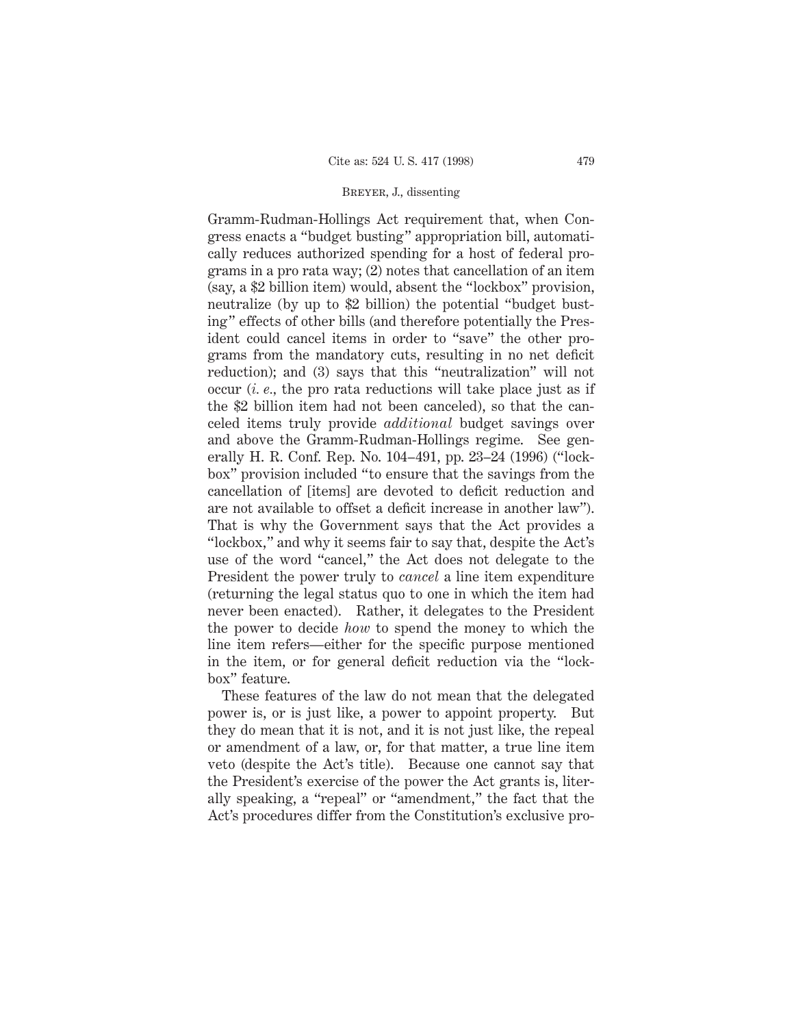Gramm-Rudman-Hollings Act requirement that, when Congress enacts a "budget busting" appropriation bill, automatically reduces authorized spending for a host of federal programs in a pro rata way; (2) notes that cancellation of an item (say, a $2 billion item) would, absent the "lockbox" provision, neutralize (by up to $2 billion) the potential "budget busting" effects of other bills (and therefore potentially the President could cancel items in order to "save" the other programs from the mandatory cuts, resulting in no net deficit reduction); and (3) says that this "neutralization" will not occur (*i. e.*, the pro rata reductions will take place just as if the $2 billion item had not been canceled), so that the canceled items truly provide *additional* budget savings over and above the Gramm-Rudman-Hollings regime. See generally H. R. Conf. Rep. No. 104–491, pp. 23–24 (1996) ("lockbox" provision included "to ensure that the savings from the cancellation of [items] are devoted to deficit reduction and are not available to offset a deficit increase in another law"). That is why the Government says that the Act provides a "lockbox," and why it seems fair to say that, despite the Act's use of the word "cancel," the Act does not delegate to the President the power truly to *cancel* a line item expenditure (returning the legal status quo to one in which the item had never been enacted). Rather, it delegates to the President the power to decide *how* to spend the money to which the line item refers—either for the specific purpose mentioned in the item, or for general deficit reduction via the "lockbox" feature.

These features of the law do not mean that the delegated power is, or is just like, a power to appoint property. But they do mean that it is not, and it is not just like, the repeal or amendment of a law, or, for that matter, a true line item veto (despite the Act's title). Because one cannot say that the President's exercise of the power the Act grants is, literally speaking, a "repeal" or "amendment," the fact that the Act's procedures differ from the Constitution's exclusive pro-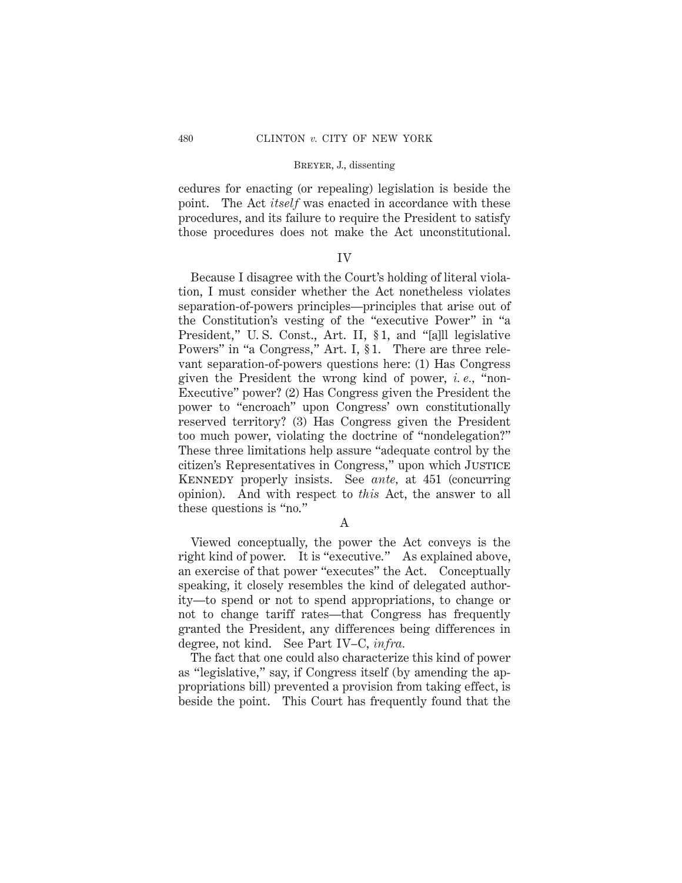cedures for enacting (or repealing) legislation is beside the point. The Act *itself* was enacted in accordance with these procedures, and its failure to require the President to satisfy those procedures does not make the Act unconstitutional.

## IV

Because I disagree with the Court's holding of literal violation, I must consider whether the Act nonetheless violates separation-of-powers principles—principles that arise out of the Constitution's vesting of the "executive Power" in "a President," U. S. Const., Art. II, § 1, and "[a]ll legislative Powers" in "a Congress," Art. I, § 1. There are three relevant separation-of-powers questions here: (1) Has Congress given the President the wrong kind of power, *i. e.*, "non-Executive" power? (2) Has Congress given the President the power to "encroach" upon Congress' own constitutionally reserved territory? (3) Has Congress given the President too much power, violating the doctrine of "nondelegation?" These three limitations help assure "adequate control by the citizen's Representatives in Congress," upon which JUSTICE KENNEDY properly insists. See *ante*, at 451 (concurring opinion). And with respect to *this* Act, the answer to all these questions is "no."

### A

Viewed conceptually, the power the Act conveys is the right kind of power. It is "executive." As explained above, an exercise of that power "executes" the Act. Conceptually speaking, it closely resembles the kind of delegated authority—to spend or not to spend appropriations, to change or not to change tariff rates—that Congress has frequently granted the President, any differences being differences in degree, not kind. See Part IV–C, *infra.*

The fact that one could also characterize this kind of power as "legislative," say, if Congress itself (by amending the appropriations bill) prevented a provision from taking effect, is beside the point. This Court has frequently found that the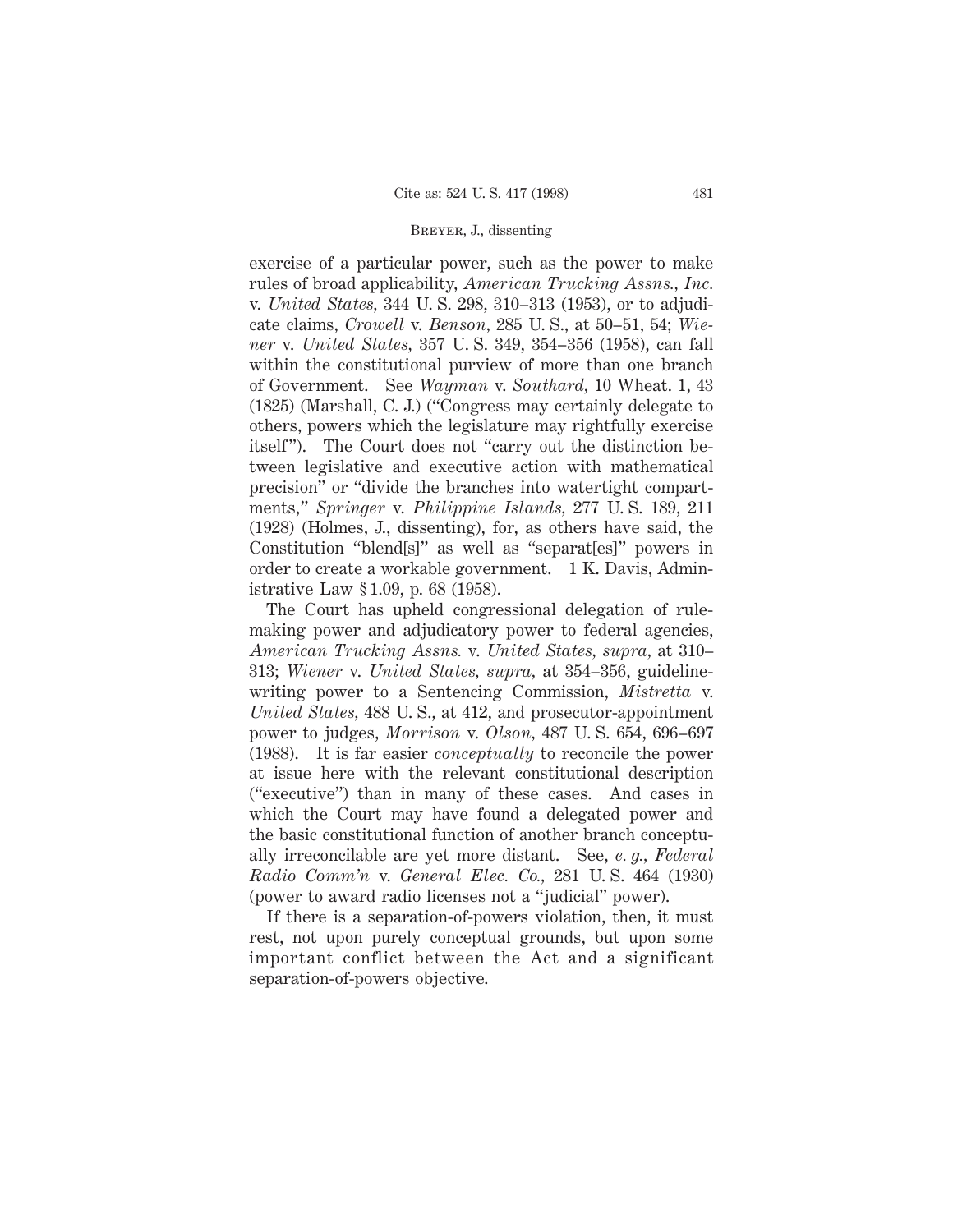exercise of a particular power, such as the power to make rules of broad applicability, *American Trucking Assns., Inc.* v. *United States*, 344 U. S. 298, 310–313 (1953), or to adjudicate claims, *Crowell* v. *Benson*, 285 U. S., at 50–51, 54; *Wiener* v. *United States*, 357 U. S. 349, 354–356 (1958), can fall within the constitutional purview of more than one branch of Government. See *Wayman* v. *Southard*, 10 Wheat. 1, 43 (1825) (Marshall, C. J.) ("Congress may certainly delegate to others, powers which the legislature may rightfully exercise itself"). The Court does not "carry out the distinction between legislative and executive action with mathematical precision" or "divide the branches into watertight compartments," *Springer* v. *Philippine Islands*, 277 U. S. 189, 211 (1928) (Holmes, J., dissenting), for, as others have said, the Constitution "blend[s]" as well as "separat[es]" powers in order to create a workable government. 1 K. Davis, Administrative Law § 1.09, p. 68 (1958).

The Court has upheld congressional delegation of rulemaking power and adjudicatory power to federal agencies, *American Trucking Assns.* v. *United States*, *supra*, at 310–313; *Wiener* v. *United States*, *supra*, at 354–356, guideline-writing power to a Sentencing Commission, *Mistretta* v. *United States*, 488 U. S., at 412, and prosecutor-appointment power to judges, *Morrison* v. *Olson*, 487 U. S. 654, 696–697 (1988). It is far easier *conceptually* to reconcile the power at issue here with the relevant constitutional description ("executive") than in many of these cases. And cases in which the Court may have found a delegated power and the basic constitutional function of another branch conceptually irreconcilable are yet more distant. See, *e. g.*, *Federal Radio Comm'n* v. *General Elec. Co.*, 281 U. S. 464 (1930) (power to award radio licenses not a "judicial" power).

If there is a separation-of-powers violation, then, it must rest, not upon purely conceptual grounds, but upon some important conflict between the Act and a significant separation-of-powers objective.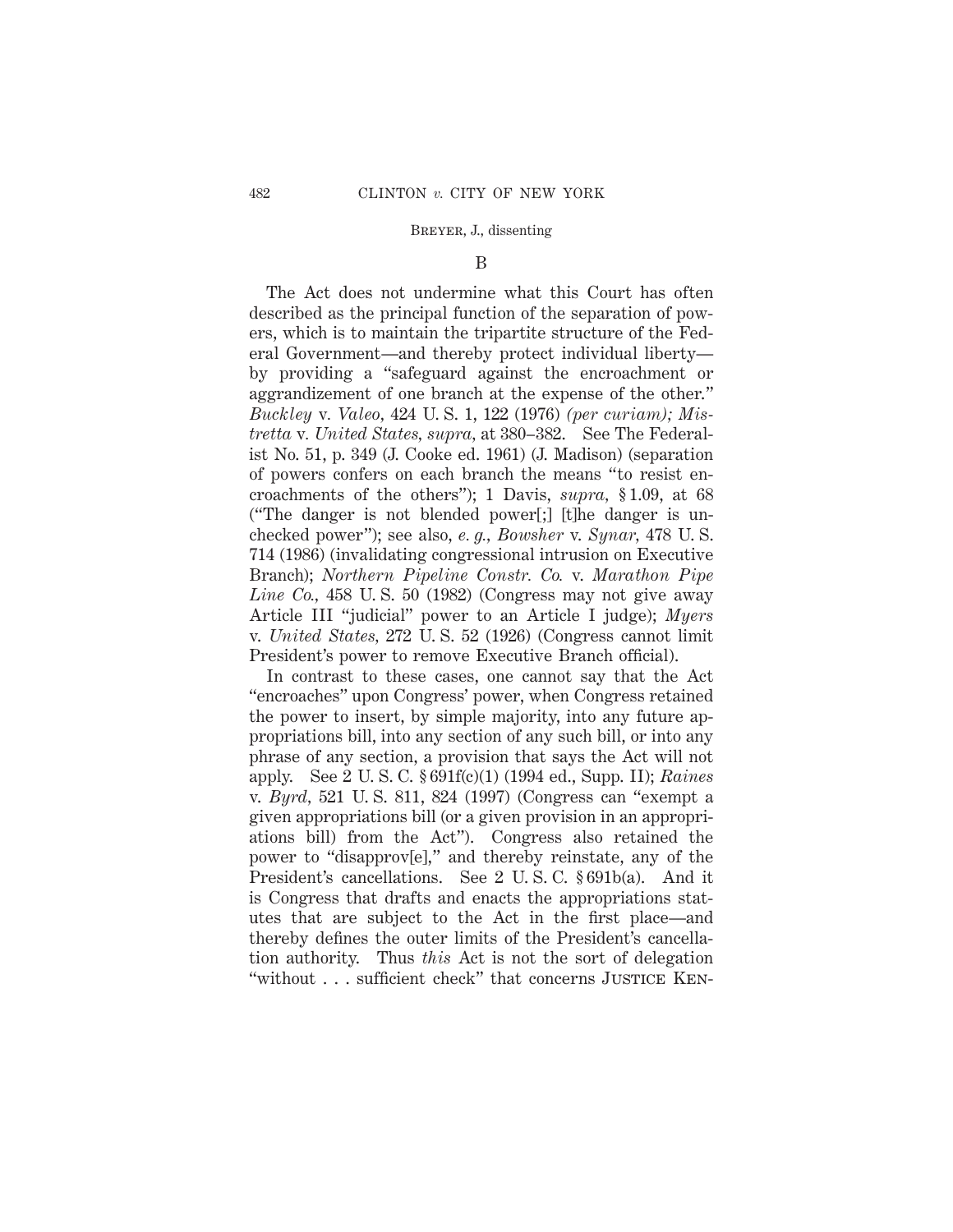B

The Act does not undermine what this Court has often described as the principal function of the separation of powers, which is to maintain the tripartite structure of the Federal Government—and thereby protect individual liberty—by providing a "safeguard against the encroachment or aggrandizement of one branch at the expense of the other." *Buckley* v. *Valeo*, 424 U. S. 1, 122 (1976) *(per curiam)*; *Mistretta* v. *United States*, *supra*, at 380–382. See The Federalist No. 51, p. 349 (J. Cooke ed. 1961) (J. Madison) (separation of powers confers on each branch the means "to resist encroachments of the others"); 1 Davis, *supra*, § 1.09, at 68 ("The danger is not blended power[;] [t]he danger is unchecked power"); see also, *e. g.*, *Bowsher* v. *Synar*, 478 U. S. 714 (1986) (invalidating congressional intrusion on Executive Branch); *Northern Pipeline Constr. Co.* v. *Marathon Pipe Line Co.*, 458 U. S. 50 (1982) (Congress may not give away Article III "judicial" power to an Article I judge); *Myers* v. *United States*, 272 U. S. 52 (1926) (Congress cannot limit President's power to remove Executive Branch official).

In contrast to these cases, one cannot say that the Act "encroaches" upon Congress' power, when Congress retained the power to insert, by simple majority, into any future appropriations bill, into any section of any such bill, or into any phrase of any section, a provision that says the Act will not apply. See 2 U. S. C. § 691f(c)(1) (1994 ed., Supp. II); *Raines* v. *Byrd*, 521 U. S. 811, 824 (1997) (Congress can "exempt a given appropriations bill (or a given provision in an appropriations bill) from the Act"). Congress also retained the power to "disapprov[e]," and thereby reinstate, any of the President's cancellations. See 2 U. S. C. § 691b(a). And it is Congress that drafts and enacts the appropriations statutes that are subject to the Act in the first place—and thereby defines the outer limits of the President's cancellation authority. Thus *this* Act is not the sort of delegation "without . . . sufficient check" that concerns Justice Ken-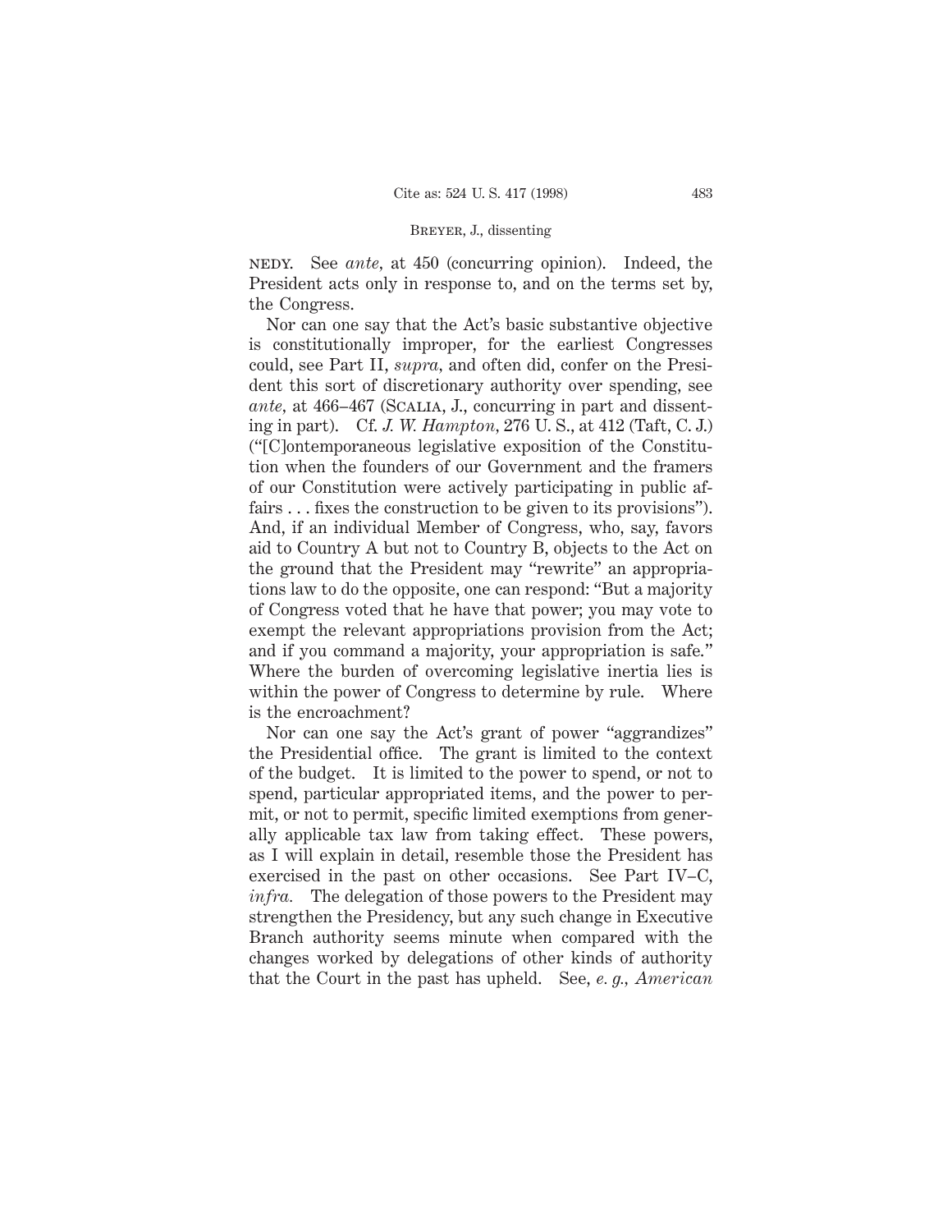NEDY. See *ante*, at 450 (concurring opinion). Indeed, the President acts only in response to, and on the terms set by, the Congress.

Nor can one say that the Act's basic substantive objective is constitutionally improper, for the earliest Congresses could, see Part II, *supra*, and often did, confer on the President this sort of discretionary authority over spending, see *ante*, at 466–467 (SCALIA, J., concurring in part and dissenting in part). Cf. *J. W. Hampton*, 276 U. S., at 412 (Taft, C. J.) ("[C]ontemporaneous legislative exposition of the Constitution when the founders of our Government and the framers of our Constitution were actively participating in public affairs . . . fixes the construction to be given to its provisions"). And, if an individual Member of Congress, who, say, favors aid to Country A but not to Country B, objects to the Act on the ground that the President may "rewrite" an appropriations law to do the opposite, one can respond: "But a majority of Congress voted that he have that power; you may vote to exempt the relevant appropriations provision from the Act; and if you command a majority, your appropriation is safe." Where the burden of overcoming legislative inertia lies is within the power of Congress to determine by rule. Where is the encroachment?

Nor can one say the Act's grant of power "aggrandizes" the Presidential office. The grant is limited to the context of the budget. It is limited to the power to spend, or not to spend, particular appropriated items, and the power to permit, or not to permit, specific limited exemptions from generally applicable tax law from taking effect. These powers, as I will explain in detail, resemble those the President has exercised in the past on other occasions. See Part IV–C, *infra*. The delegation of those powers to the President may strengthen the Presidency, but any such change in Executive Branch authority seems minute when compared with the changes worked by delegations of other kinds of authority that the Court in the past has upheld. See, *e. g.*, *American*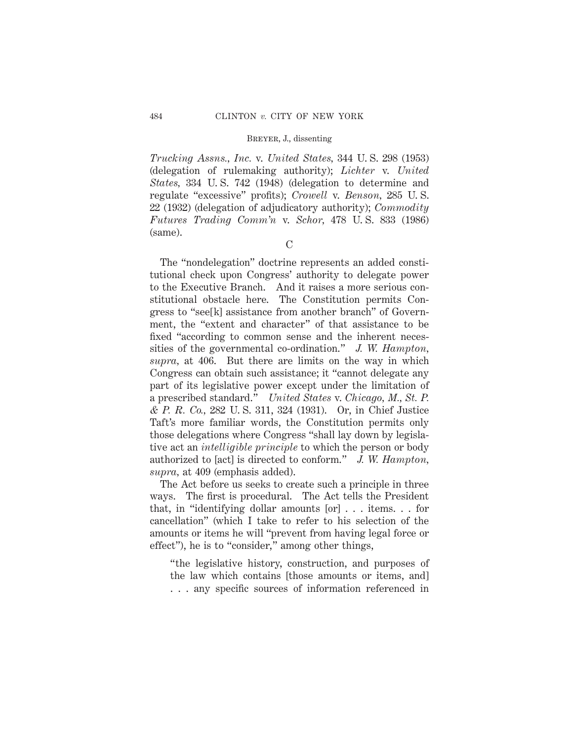*Trucking Assns., Inc.* v. *United States,* 344 U. S. 298 (1953) (delegation of rulemaking authority); *Lichter* v. *United States,* 334 U. S. 742 (1948) (delegation to determine and regulate "excessive" profits); *Crowell* v. *Benson,* 285 U. S. 22 (1932) (delegation of adjudicatory authority); *Commodity Futures Trading Comm'n* v. *Schor,* 478 U. S. 833 (1986) (same).

C

The "nondelegation" doctrine represents an added constitutional check upon Congress' authority to delegate power to the Executive Branch. And it raises a more serious constitutional obstacle here. The Constitution permits Congress to "see[k] assistance from another branch" of Government, the "extent and character" of that assistance to be fixed "according to common sense and the inherent necessities of the governmental co-ordination." *J. W. Hampton, supra,* at 406. But there are limits on the way in which Congress can obtain such assistance; it "cannot delegate any part of its legislative power except under the limitation of a prescribed standard." *United States* v. *Chicago, M., St. P. & P. R. Co.,* 282 U. S. 311, 324 (1931). Or, in Chief Justice Taft's more familiar words, the Constitution permits only those delegations where Congress "shall lay down by legislative act an *intelligible principle* to which the person or body authorized to [act] is directed to conform." *J. W. Hampton, supra,* at 409 (emphasis added).

The Act before us seeks to create such a principle in three ways. The first is procedural. The Act tells the President that, in "identifying dollar amounts [or] . . . items. . . for cancellation" (which I take to refer to his selection of the amounts or items he will "prevent from having legal force or effect"), he is to "consider," among other things,

> "the legislative history, construction, and purposes of the law which contains [those amounts or items, and] . . . any specific sources of information referenced in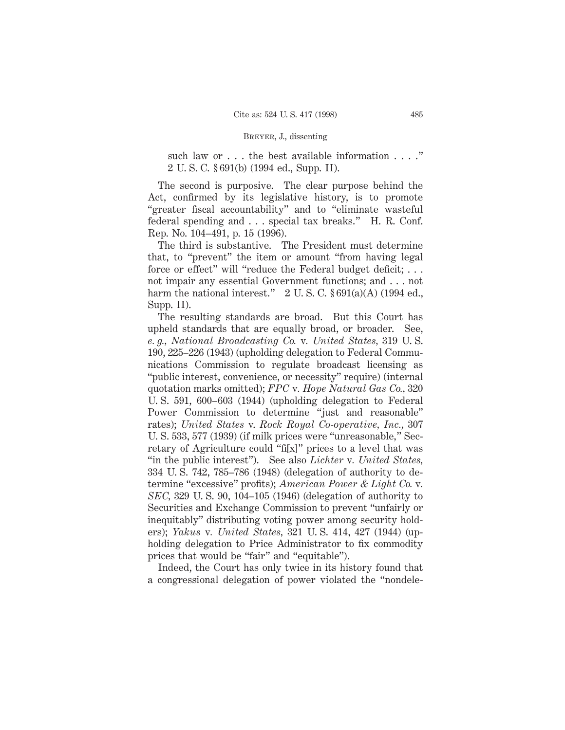such law or . . . the best available information . . . ." 2 U. S. C. § 691(b) (1994 ed., Supp. II).

The second is purposive. The clear purpose behind the Act, confirmed by its legislative history, is to promote "greater fiscal accountability" and to "eliminate wasteful federal spending and . . . special tax breaks." H. R. Conf. Rep. No. 104–491, p. 15 (1996).

The third is substantive. The President must determine that, to "prevent" the item or amount "from having legal force or effect" will "reduce the Federal budget deficit; . . . not impair any essential Government functions; and . . . not harm the national interest." 2 U. S. C. § 691(a)(A) (1994 ed., Supp. II).

The resulting standards are broad. But this Court has upheld standards that are equally broad, or broader. See, *e. g.*, *National Broadcasting Co.* v. *United States*, 319 U. S. 190, 225–226 (1943) (upholding delegation to Federal Communications Commission to regulate broadcast licensing as "public interest, convenience, or necessity" require) (internal quotation marks omitted); *FPC* v. *Hope Natural Gas Co.*, 320 U. S. 591, 600–603 (1944) (upholding delegation to Federal Power Commission to determine "just and reasonable" rates); *United States* v. *Rock Royal Co-operative, Inc.*, 307 U. S. 533, 577 (1939) (if milk prices were "unreasonable," Secretary of Agriculture could "fi[x]" prices to a level that was "in the public interest"). See also *Lichter* v. *United States*, 334 U. S. 742, 785–786 (1948) (delegation of authority to determine "excessive" profits); *American Power & Light Co.* v. *SEC*, 329 U. S. 90, 104–105 (1946) (delegation of authority to Securities and Exchange Commission to prevent "unfairly or inequitably" distributing voting power among security holders); *Yakus* v. *United States*, 321 U. S. 414, 427 (1944) (upholding delegation to Price Administrator to fix commodity prices that would be "fair" and "equitable").

Indeed, the Court has only twice in its history found that a congressional delegation of power violated the "nondele-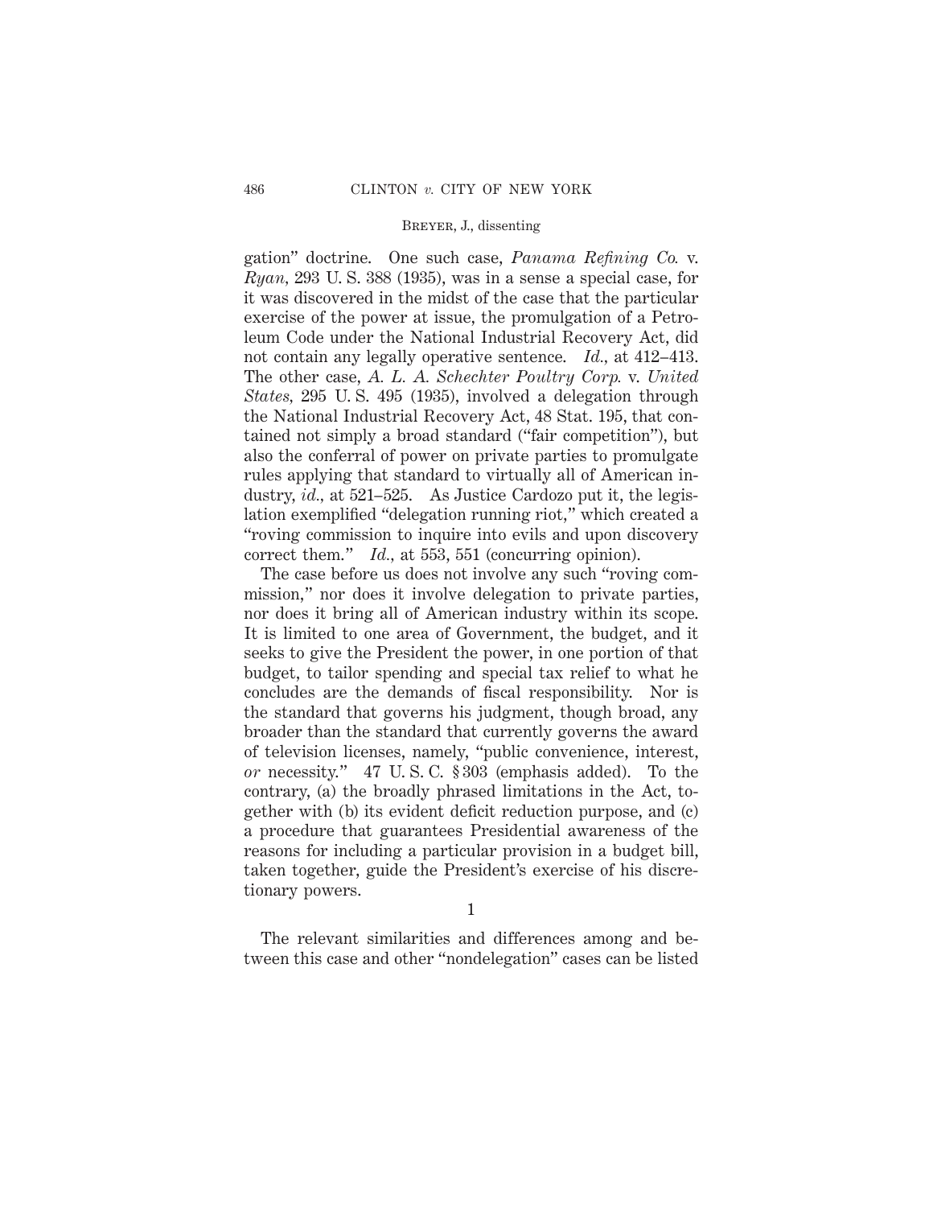gation" doctrine. One such case, *Panama Refining Co.* v. *Ryan*, 293 U. S. 388 (1935), was in a sense a special case, for it was discovered in the midst of the case that the particular exercise of the power at issue, the promulgation of a Petroleum Code under the National Industrial Recovery Act, did not contain any legally operative sentence. *Id.*, at 412–413. The other case, *A. L. A. Schechter Poultry Corp.* v. *United States*, 295 U. S. 495 (1935), involved a delegation through the National Industrial Recovery Act, 48 Stat. 195, that contained not simply a broad standard ("fair competition"), but also the conferral of power on private parties to promulgate rules applying that standard to virtually all of American industry, *id.*, at 521–525. As Justice Cardozo put it, the legislation exemplified "delegation running riot," which created a "roving commission to inquire into evils and upon discovery correct them." *Id.*, at 553, 551 (concurring opinion).

The case before us does not involve any such "roving commission," nor does it involve delegation to private parties, nor does it bring all of American industry within its scope. It is limited to one area of Government, the budget, and it seeks to give the President the power, in one portion of that budget, to tailor spending and special tax relief to what he concludes are the demands of fiscal responsibility. Nor is the standard that governs his judgment, though broad, any broader than the standard that currently governs the award of television licenses, namely, "public convenience, interest, *or* necessity." 47 U. S. C. § 303 (emphasis added). To the contrary, (a) the broadly phrased limitations in the Act, together with (b) its evident deficit reduction purpose, and (c) a procedure that guarantees Presidential awareness of the reasons for including a particular provision in a budget bill, taken together, guide the President's exercise of his discretionary powers.

1

The relevant similarities and differences among and between this case and other "nondelegation" cases can be listed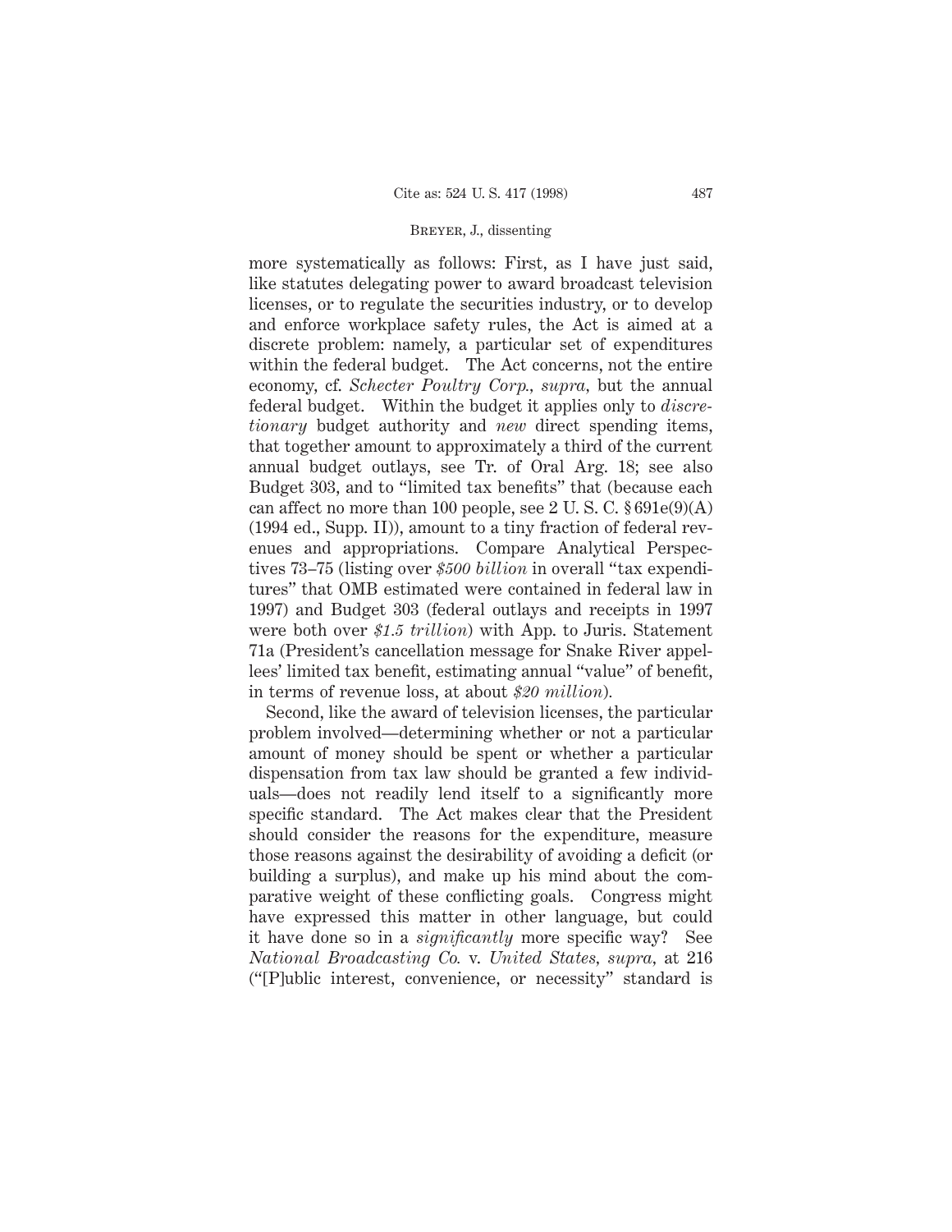more systematically as follows: First, as I have just said, like statutes delegating power to award broadcast television licenses, or to regulate the securities industry, or to develop and enforce workplace safety rules, the Act is aimed at a discrete problem: namely, a particular set of expenditures within the federal budget. The Act concerns, not the entire economy, cf. *Schecter Poultry Corp.*, *supra*, but the annual federal budget. Within the budget it applies only to *discretionary* budget authority and *new* direct spending items, that together amount to approximately a third of the current annual budget outlays, see Tr. of Oral Arg. 18; see also Budget 303, and to "limited tax benefits" that (because each can affect no more than 100 people, see 2 U. S. C. § 691e(9)(A) (1994 ed., Supp. II)), amount to a tiny fraction of federal revenues and appropriations. Compare Analytical Perspectives 73–75 (listing over *$500 billion* in overall "tax expenditures" that OMB estimated were contained in federal law in 1997) and Budget 303 (federal outlays and receipts in 1997 were both over *$1.5 trillion*) with App. to Juris. Statement 71a (President's cancellation message for Snake River appellees' limited tax benefit, estimating annual "value" of benefit, in terms of revenue loss, at about *$20 million*).

Second, like the award of television licenses, the particular problem involved—determining whether or not a particular amount of money should be spent or whether a particular dispensation from tax law should be granted a few individuals—does not readily lend itself to a significantly more specific standard. The Act makes clear that the President should consider the reasons for the expenditure, measure those reasons against the desirability of avoiding a deficit (or building a surplus), and make up his mind about the comparative weight of these conflicting goals. Congress might have expressed this matter in other language, but could it have done so in a *significantly* more specific way? See *National Broadcasting Co.* v. *United States*, *supra*, at 216 ("[P]ublic interest, convenience, or necessity" standard is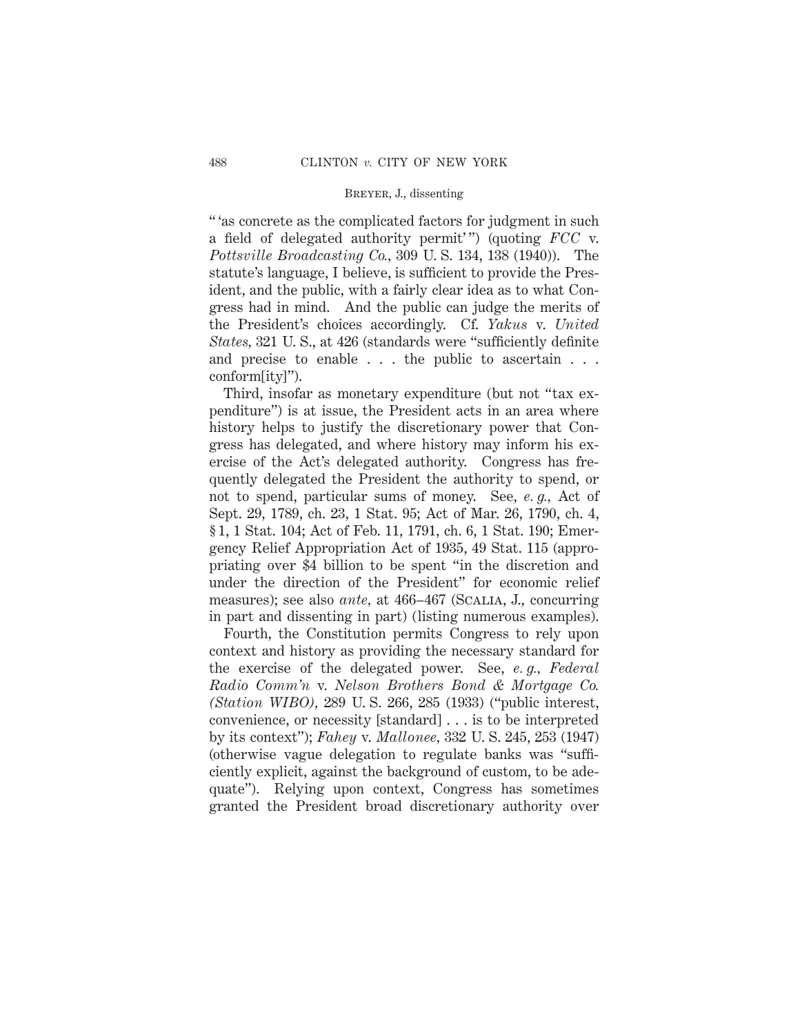" 'as concrete as the complicated factors for judgment in such a field of delegated authority permit' ") (quoting *FCC* v. *Pottsville Broadcasting Co.*, 309 U. S. 134, 138 (1940)). The statute's language, I believe, is sufficient to provide the President, and the public, with a fairly clear idea as to what Congress had in mind. And the public can judge the merits of the President's choices accordingly. Cf. *Yakus* v. *United States*, 321 U. S., at 426 (standards were "sufficiently definite and precise to enable . . . the public to ascertain . . . conform[ity]").

Third, insofar as monetary expenditure (but not "tax expenditure") is at issue, the President acts in an area where history helps to justify the discretionary power that Congress has delegated, and where history may inform his exercise of the Act's delegated authority. Congress has frequently delegated the President the authority to spend, or not to spend, particular sums of money. See, *e. g.*, Act of Sept. 29, 1789, ch. 23, 1 Stat. 95; Act of Mar. 26, 1790, ch. 4, § 1, 1 Stat. 104; Act of Feb. 11, 1791, ch. 6, 1 Stat. 190; Emergency Relief Appropriation Act of 1935, 49 Stat. 115 (appropriating over $4 billion to be spent "in the discretion and under the direction of the President" for economic relief measures); see also *ante*, at 466–467 (SCALIA, J., concurring in part and dissenting in part) (listing numerous examples).

Fourth, the Constitution permits Congress to rely upon context and history as providing the necessary standard for the exercise of the delegated power. See, *e. g.*, *Federal Radio Comm'n* v. *Nelson Brothers Bond & Mortgage Co. (Station WIBO)*, 289 U. S. 266, 285 (1933) ("public interest, convenience, or necessity [standard] . . . is to be interpreted by its context"); *Fahey* v. *Mallonee*, 332 U. S. 245, 253 (1947) (otherwise vague delegation to regulate banks was "sufficiently explicit, against the background of custom, to be adequate"). Relying upon context, Congress has sometimes granted the President broad discretionary authority over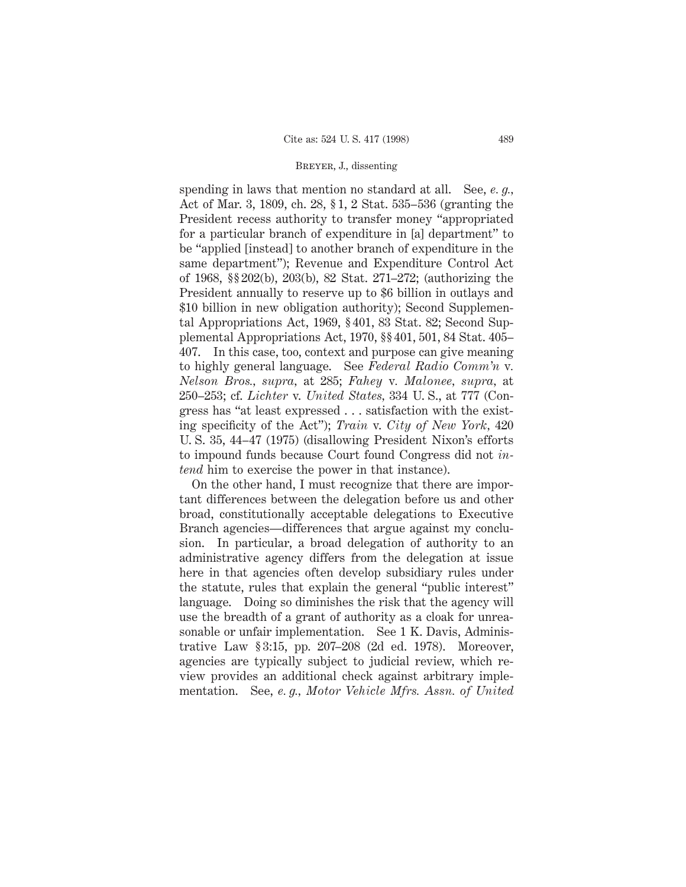spending in laws that mention no standard at all. See, *e. g.*, Act of Mar. 3, 1809, ch. 28, § 1, 2 Stat. 535–536 (granting the President recess authority to transfer money "appropriated for a particular branch of expenditure in [a] department" to be "applied [instead] to another branch of expenditure in the same department"); Revenue and Expenditure Control Act of 1968, §§ 202(b), 203(b), 82 Stat. 271–272; (authorizing the President annually to reserve up to $6 billion in outlays and $10 billion in new obligation authority); Second Supplemental Appropriations Act, 1969, § 401, 83 Stat. 82; Second Supplemental Appropriations Act, 1970, §§ 401, 501, 84 Stat. 405–407. In this case, too, context and purpose can give meaning to highly general language. See *Federal Radio Comm'n* v. *Nelson Bros.*, *supra*, at 285; *Fahey* v. *Malonee*, *supra*, at 250–253; cf. *Lichter* v. *United States*, 334 U. S., at 777 (Congress has "at least expressed . . . satisfaction with the existing specificity of the Act"); *Train* v. *City of New York*, 420 U. S. 35, 44–47 (1975) (disallowing President Nixon's efforts to impound funds because Court found Congress did not *intend* him to exercise the power in that instance).

On the other hand, I must recognize that there are important differences between the delegation before us and other broad, constitutionally acceptable delegations to Executive Branch agencies—differences that argue against my conclusion. In particular, a broad delegation of authority to an administrative agency differs from the delegation at issue here in that agencies often develop subsidiary rules under the statute, rules that explain the general "public interest" language. Doing so diminishes the risk that the agency will use the breadth of a grant of authority as a cloak for unreasonable or unfair implementation. See 1 K. Davis, Administrative Law § 3:15, pp. 207–208 (2d ed. 1978). Moreover, agencies are typically subject to judicial review, which review provides an additional check against arbitrary implementation. See, *e. g.*, *Motor Vehicle Mfrs. Assn. of United*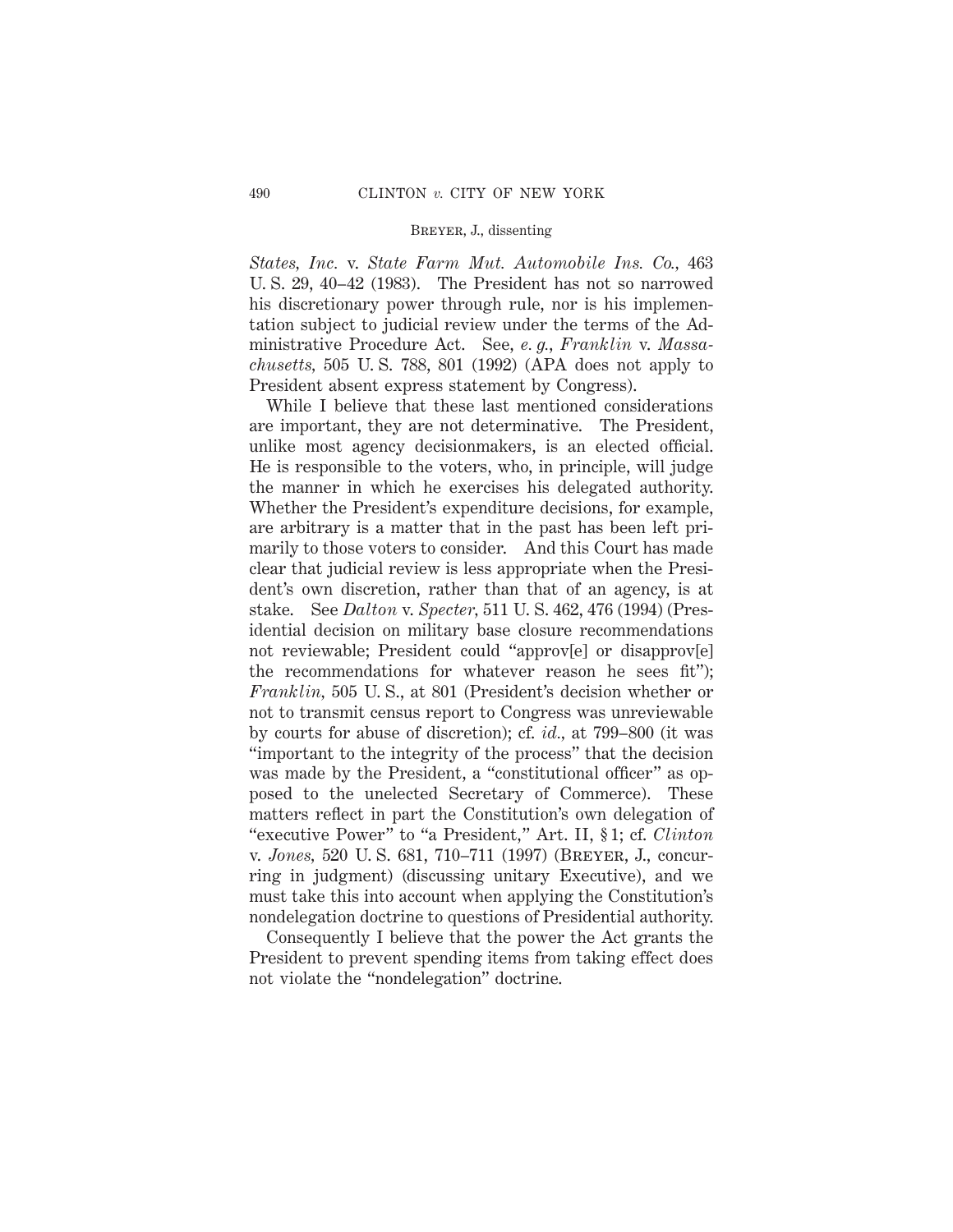*States, Inc.* v. *State Farm Mut. Automobile Ins. Co.,* 463 U. S. 29, 40–42 (1983). The President has not so narrowed his discretionary power through rule, nor is his implementation subject to judicial review under the terms of the Administrative Procedure Act. See, *e. g., Franklin* v. *Massachusetts,* 505 U. S. 788, 801 (1992) (APA does not apply to President absent express statement by Congress).

While I believe that these last mentioned considerations are important, they are not determinative. The President, unlike most agency decisionmakers, is an elected official. He is responsible to the voters, who, in principle, will judge the manner in which he exercises his delegated authority. Whether the President's expenditure decisions, for example, are arbitrary is a matter that in the past has been left primarily to those voters to consider. And this Court has made clear that judicial review is less appropriate when the President's own discretion, rather than that of an agency, is at stake. See *Dalton* v. *Specter,* 511 U. S. 462, 476 (1994) (Presidential decision on military base closure recommendations not reviewable; President could "approv[e] or disapprov[e] the recommendations for whatever reason he sees fit"); *Franklin,* 505 U. S., at 801 (President's decision whether or not to transmit census report to Congress was unreviewable by courts for abuse of discretion); cf. *id.,* at 799–800 (it was "important to the integrity of the process" that the decision was made by the President, a "constitutional officer" as opposed to the unelected Secretary of Commerce). These matters reflect in part the Constitution's own delegation of "executive Power" to "a President," Art. II, § 1; cf. *Clinton* v. *Jones,* 520 U. S. 681, 710–711 (1997) (Breyer, J., concurring in judgment) (discussing unitary Executive), and we must take this into account when applying the Constitution's nondelegation doctrine to questions of Presidential authority.

Consequently I believe that the power the Act grants the President to prevent spending items from taking effect does not violate the "nondelegation" doctrine.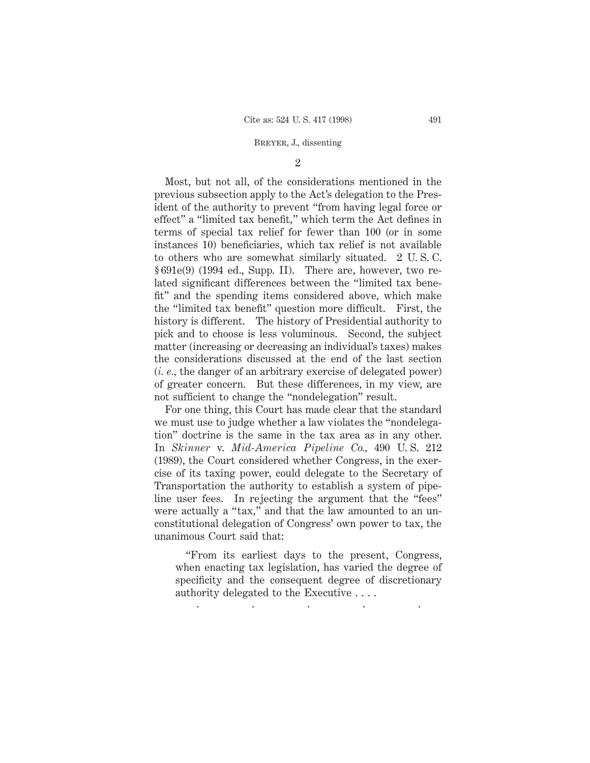2

Most, but not all, of the considerations mentioned in the previous subsection apply to the Act's delegation to the President of the authority to prevent "from having legal force or effect" a "limited tax benefit," which term the Act defines in terms of special tax relief for fewer than 100 (or in some instances 10) beneficiaries, which tax relief is not available to others who are somewhat similarly situated. 2 U. S. C. § 691e(9) (1994 ed., Supp. II). There are, however, two related significant differences between the "limited tax benefit" and the spending items considered above, which make the "limited tax benefit" question more difficult. First, the history is different. The history of Presidential authority to pick and to choose is less voluminous. Second, the subject matter (increasing or decreasing an individual's taxes) makes the considerations discussed at the end of the last section (*i. e.*, the danger of an arbitrary exercise of delegated power) of greater concern. But these differences, in my view, are not sufficient to change the "nondelegation" result.

For one thing, this Court has made clear that the standard we must use to judge whether a law violates the "nondelegation" doctrine is the same in the tax area as in any other. In *Skinner* v. *Mid-America Pipeline Co.*, 490 U. S. 212 (1989), the Court considered whether Congress, in the exercise of its taxing power, could delegate to the Secretary of Transportation the authority to establish a system of pipeline user fees. In rejecting the argument that the "fees" were actually a "tax," and that the law amounted to an unconstitutional delegation of Congress' own power to tax, the unanimous Court said that:

> "From its earliest days to the present, Congress, when enacting tax legislation, has varied the degree of specificity and the consequent degree of discretionary authority delegated to the Executive . . . .
>
> . . . . .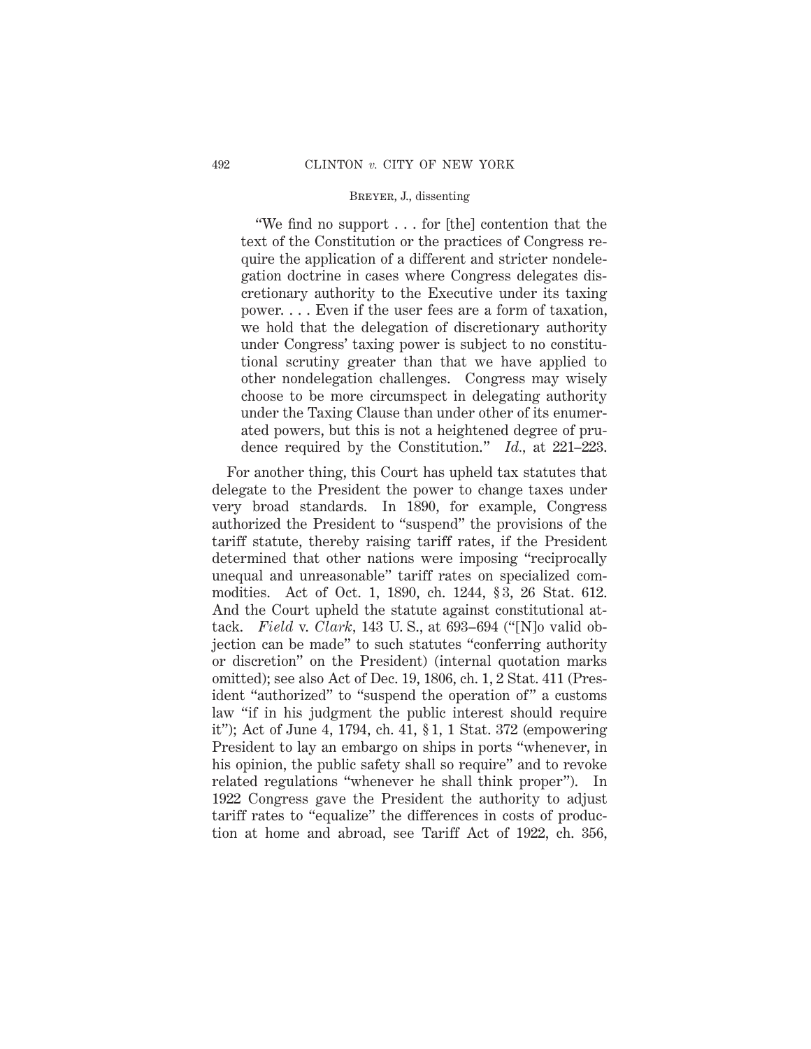> "We find no support . . . for [the] contention that the text of the Constitution or the practices of Congress require the application of a different and stricter nondelegation doctrine in cases where Congress delegates discretionary authority to the Executive under its taxing power. . . . Even if the user fees are a form of taxation, we hold that the delegation of discretionary authority under Congress' taxing power is subject to no constitutional scrutiny greater than that we have applied to other nondelegation challenges. Congress may wisely choose to be more circumspect in delegating authority under the Taxing Clause than under other of its enumerated powers, but this is not a heightened degree of prudence required by the Constitution." *Id.*, at 221–223.

For another thing, this Court has upheld tax statutes that delegate to the President the power to change taxes under very broad standards. In 1890, for example, Congress authorized the President to "suspend" the provisions of the tariff statute, thereby raising tariff rates, if the President determined that other nations were imposing "reciprocally unequal and unreasonable" tariff rates on specialized commodities. Act of Oct. 1, 1890, ch. 1244, § 3, 26 Stat. 612. And the Court upheld the statute against constitutional attack. *Field* v. *Clark*, 143 U. S., at 693–694 ("[N]o valid objection can be made" to such statutes "conferring authority or discretion" on the President) (internal quotation marks omitted); see also Act of Dec. 19, 1806, ch. 1, 2 Stat. 411 (President "authorized" to "suspend the operation of" a customs law "if in his judgment the public interest should require it"); Act of June 4, 1794, ch. 41, § 1, 1 Stat. 372 (empowering President to lay an embargo on ships in ports "whenever, in his opinion, the public safety shall so require" and to revoke related regulations "whenever he shall think proper"). In 1922 Congress gave the President the authority to adjust tariff rates to "equalize" the differences in costs of production at home and abroad, see Tariff Act of 1922, ch. 356,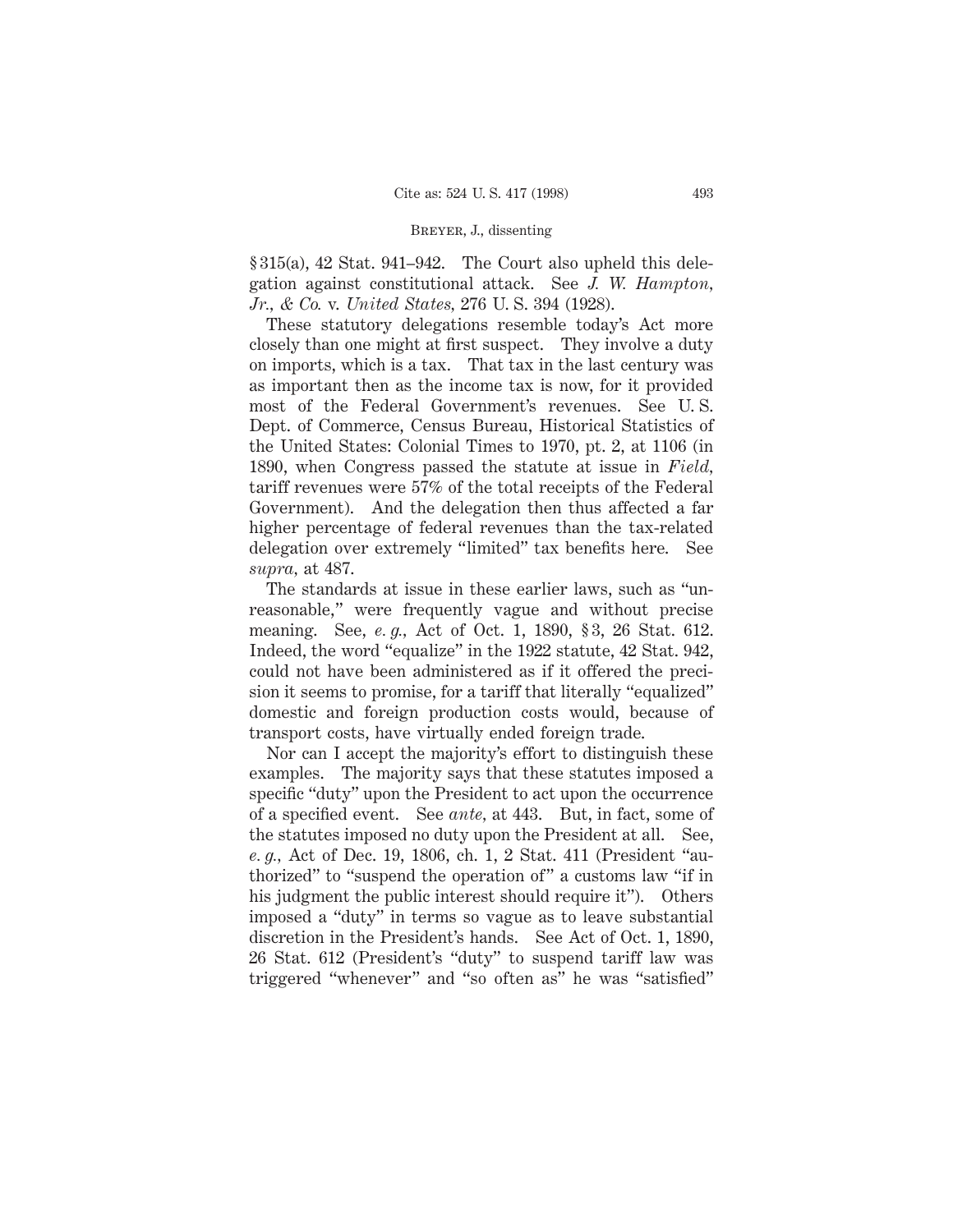§ 315(a), 42 Stat. 941–942. The Court also upheld this delegation against constitutional attack. See *J. W. Hampton, Jr., & Co.* v. *United States,* 276 U. S. 394 (1928).

These statutory delegations resemble today's Act more closely than one might at first suspect. They involve a duty on imports, which is a tax. That tax in the last century was as important then as the income tax is now, for it provided most of the Federal Government's revenues. See U. S. Dept. of Commerce, Census Bureau, Historical Statistics of the United States: Colonial Times to 1970, pt. 2, at 1106 (in 1890, when Congress passed the statute at issue in *Field,* tariff revenues were 57% of the total receipts of the Federal Government). And the delegation then thus affected a far higher percentage of federal revenues than the tax-related delegation over extremely "limited" tax benefits here. See *supra,* at 487.

The standards at issue in these earlier laws, such as "unreasonable," were frequently vague and without precise meaning. See, *e. g.,* Act of Oct. 1, 1890, § 3, 26 Stat. 612. Indeed, the word "equalize" in the 1922 statute, 42 Stat. 942, could not have been administered as if it offered the precision it seems to promise, for a tariff that literally "equalized" domestic and foreign production costs would, because of transport costs, have virtually ended foreign trade.

Nor can I accept the majority's effort to distinguish these examples. The majority says that these statutes imposed a specific "duty" upon the President to act upon the occurrence of a specified event. See *ante,* at 443. But, in fact, some of the statutes imposed no duty upon the President at all. See, *e. g.,* Act of Dec. 19, 1806, ch. 1, 2 Stat. 411 (President "authorized" to "suspend the operation of" a customs law "if in his judgment the public interest should require it"). Others imposed a "duty" in terms so vague as to leave substantial discretion in the President's hands. See Act of Oct. 1, 1890, 26 Stat. 612 (President's "duty" to suspend tariff law was triggered "whenever" and "so often as" he was "satisfied"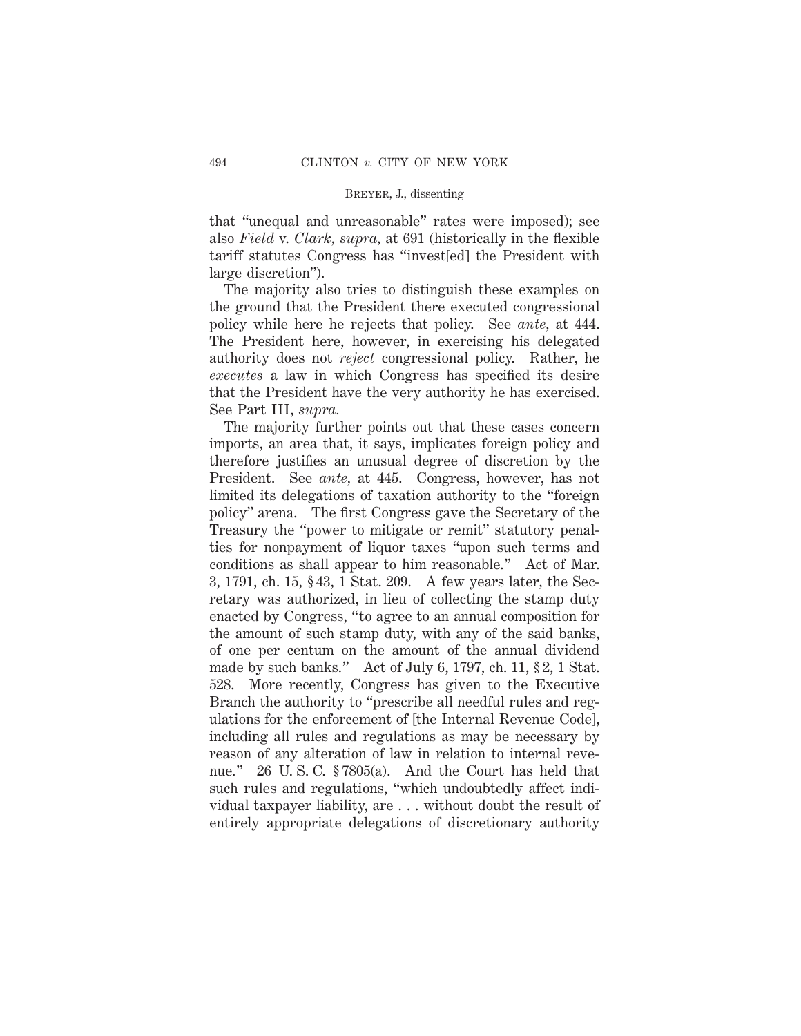that "unequal and unreasonable" rates were imposed); see also *Field* v. *Clark*, *supra*, at 691 (historically in the flexible tariff statutes Congress has "invest[ed] the President with large discretion").

The majority also tries to distinguish these examples on the ground that the President there executed congressional policy while here he rejects that policy. See *ante*, at 444. The President here, however, in exercising his delegated authority does not *reject* congressional policy. Rather, he *executes* a law in which Congress has specified its desire that the President have the very authority he has exercised. See Part III, *supra.*

The majority further points out that these cases concern imports, an area that, it says, implicates foreign policy and therefore justifies an unusual degree of discretion by the President. See *ante*, at 445. Congress, however, has not limited its delegations of taxation authority to the "foreign policy" arena. The first Congress gave the Secretary of the Treasury the "power to mitigate or remit" statutory penalties for nonpayment of liquor taxes "upon such terms and conditions as shall appear to him reasonable." Act of Mar. 3, 1791, ch. 15, § 43, 1 Stat. 209. A few years later, the Secretary was authorized, in lieu of collecting the stamp duty enacted by Congress, "to agree to an annual composition for the amount of such stamp duty, with any of the said banks, of one per centum on the amount of the annual dividend made by such banks." Act of July 6, 1797, ch. 11, § 2, 1 Stat. 528. More recently, Congress has given to the Executive Branch the authority to "prescribe all needful rules and regulations for the enforcement of [the Internal Revenue Code], including all rules and regulations as may be necessary by reason of any alteration of law in relation to internal revenue." 26 U. S. C. § 7805(a). And the Court has held that such rules and regulations, "which undoubtedly affect individual taxpayer liability, are . . . without doubt the result of entirely appropriate delegations of discretionary authority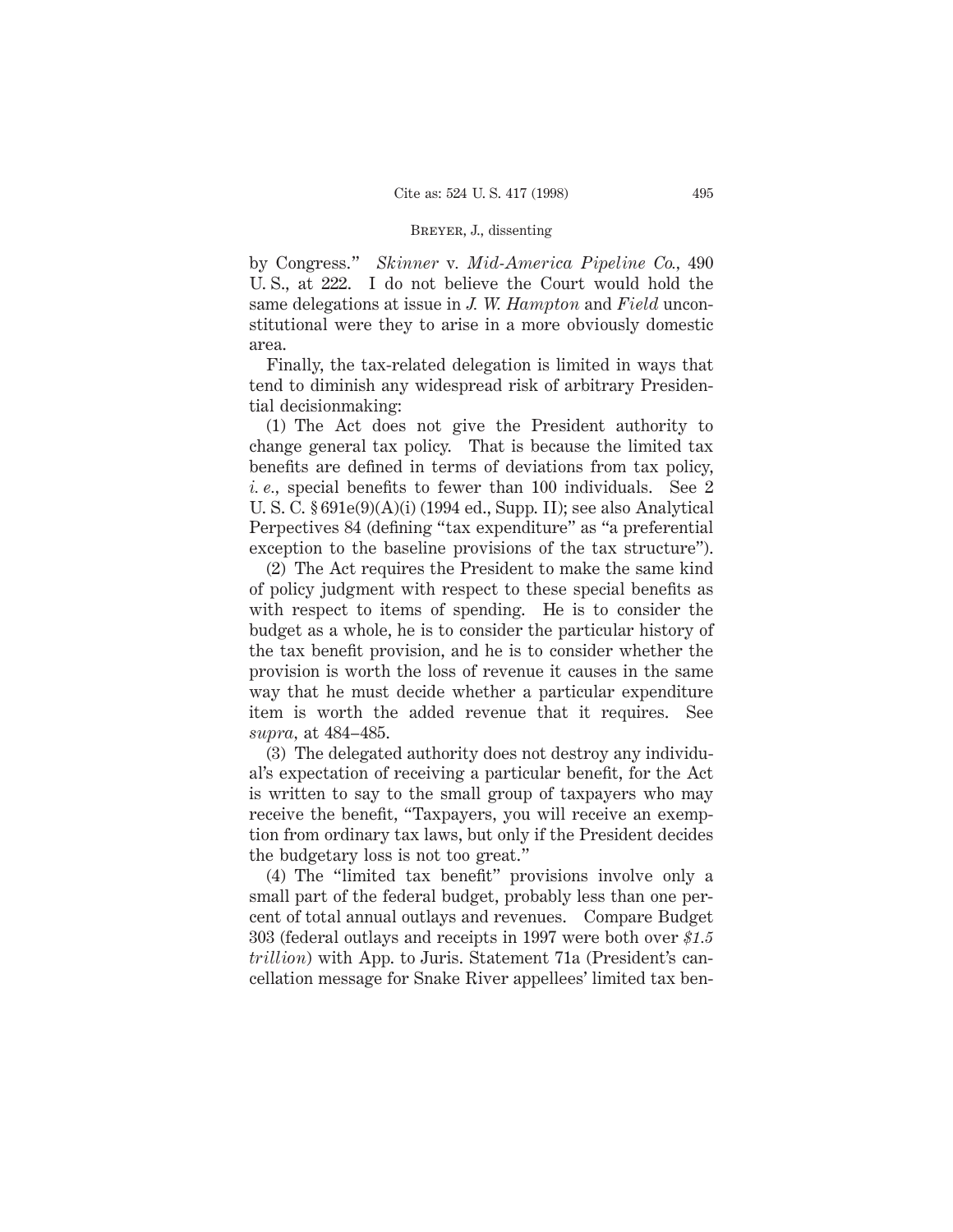by Congress." *Skinner* v. *Mid-America Pipeline Co.*, 490 U. S., at 222. I do not believe the Court would hold the same delegations at issue in *J. W. Hampton* and *Field* unconstitutional were they to arise in a more obviously domestic area.

Finally, the tax-related delegation is limited in ways that tend to diminish any widespread risk of arbitrary Presidential decisionmaking:

(1) The Act does not give the President authority to change general tax policy. That is because the limited tax benefits are defined in terms of deviations from tax policy, *i. e.*, special benefits to fewer than 100 individuals. See 2 U. S. C. § 691e(9)(A)(i) (1994 ed., Supp. II); see also Analytical Perpectives 84 (defining "tax expenditure" as "a preferential exception to the baseline provisions of the tax structure").

(2) The Act requires the President to make the same kind of policy judgment with respect to these special benefits as with respect to items of spending. He is to consider the budget as a whole, he is to consider the particular history of the tax benefit provision, and he is to consider whether the provision is worth the loss of revenue it causes in the same way that he must decide whether a particular expenditure item is worth the added revenue that it requires. See *supra*, at 484–485.

(3) The delegated authority does not destroy any individual's expectation of receiving a particular benefit, for the Act is written to say to the small group of taxpayers who may receive the benefit, "Taxpayers, you will receive an exemption from ordinary tax laws, but only if the President decides the budgetary loss is not too great."

(4) The "limited tax benefit" provisions involve only a small part of the federal budget, probably less than one percent of total annual outlays and revenues. Compare Budget 303 (federal outlays and receipts in 1997 were both over *$1.5 trillion*) with App. to Juris. Statement 71a (President's cancellation message for Snake River appellees' limited tax ben-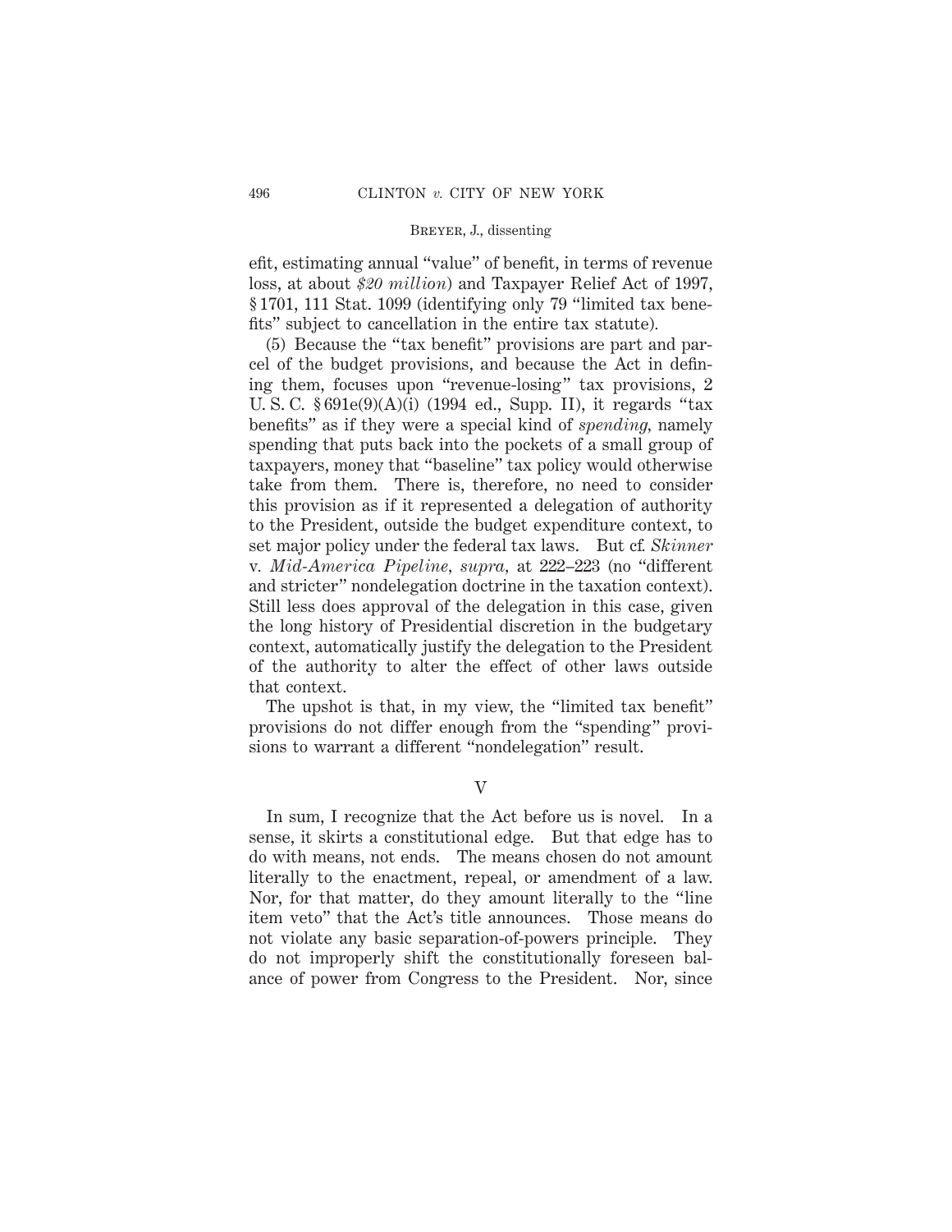efit, estimating annual "value" of benefit, in terms of revenue loss, at about *$20 million*) and Taxpayer Relief Act of 1997, § 1701, 111 Stat. 1099 (identifying only 79 "limited tax benefits" subject to cancellation in the entire tax statute).

(5) Because the "tax benefit" provisions are part and parcel of the budget provisions, and because the Act in defining them, focuses upon "revenue-losing" tax provisions, 2 U. S. C. § 691e(9)(A)(i) (1994 ed., Supp. II), it regards "tax benefits" as if they were a special kind of *spending,* namely spending that puts back into the pockets of a small group of taxpayers, money that "baseline" tax policy would otherwise take from them. There is, therefore, no need to consider this provision as if it represented a delegation of authority to the President, outside the budget expenditure context, to set major policy under the federal tax laws. But cf. *Skinner* v. *Mid-America Pipeline*, *supra*, at 222–223 (no "different and stricter" nondelegation doctrine in the taxation context). Still less does approval of the delegation in this case, given the long history of Presidential discretion in the budgetary context, automatically justify the delegation to the President of the authority to alter the effect of other laws outside that context.

The upshot is that, in my view, the "limited tax benefit" provisions do not differ enough from the "spending" provisions to warrant a different "nondelegation" result.

## V

In sum, I recognize that the Act before us is novel. In a sense, it skirts a constitutional edge. But that edge has to do with means, not ends. The means chosen do not amount literally to the enactment, repeal, or amendment of a law. Nor, for that matter, do they amount literally to the "line item veto" that the Act's title announces. Those means do not violate any basic separation-of-powers principle. They do not improperly shift the constitutionally foreseen balance of power from Congress to the President. Nor, since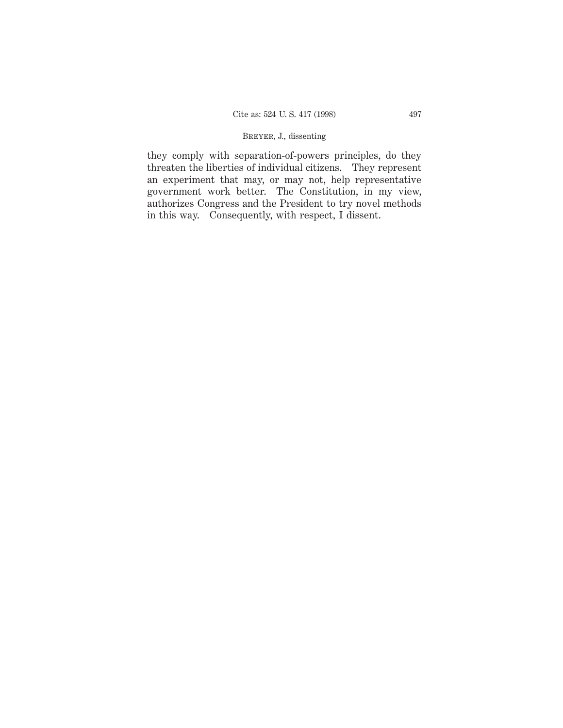they comply with separation-of-powers principles, do they threaten the liberties of individual citizens. They represent an experiment that may, or may not, help representative government work better. The Constitution, in my view, authorizes Congress and the President to try novel methods in this way. Consequently, with respect, I dissent.